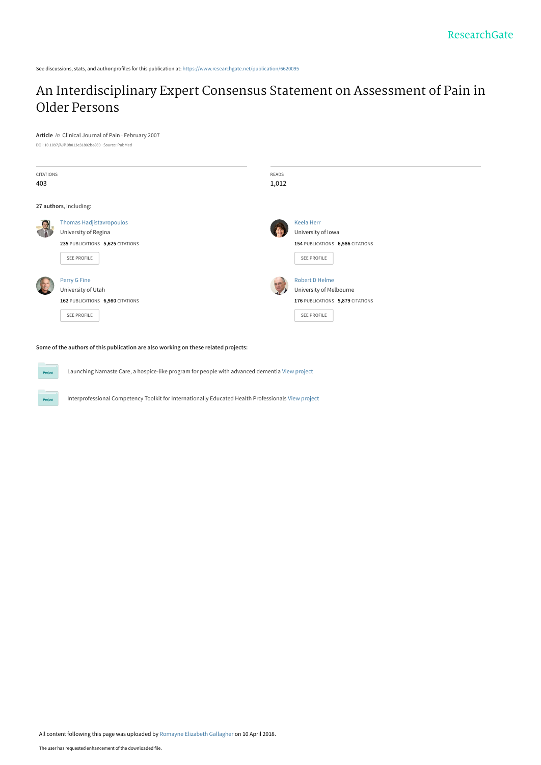ResearchGate

See discussions, stats, and author profiles for this publication at: https://www.researchgate.net/publication/6620095

# An Interdisciplinary Expert Consensus Statement on Assessment of Pain in Older Persons

**Article** *in* Clinical Journal of Pain · February 2007

DOI: 10.1097/AJP.0b013e31802be869 · Source: PubMed

| CITATIONS | READS |
| --- | --- |
| 403 | 1,012 |

**27 authors**, including:

Thomas Hadjistavropoulos
University of Regina
**235** PUBLICATIONS **5,625** CITATIONS
SEE PROFILE

Keela Herr
University of Iowa
**154** PUBLICATIONS **6,586** CITATIONS
SEE PROFILE

Perry G Fine
University of Utah
**162** PUBLICATIONS **6,980** CITATIONS
SEE PROFILE

Robert D Helme
University of Melbourne
**176** PUBLICATIONS **5,879** CITATIONS
SEE PROFILE

**Some of the authors of this publication are also working on these related projects:**

Launching Namaste Care, a hospice-like program for people with advanced dementia View project

Interprofessional Competency Toolkit for Internationally Educated Health Professionals View project

All content following this page was uploaded by Romayne Elizabeth Gallagher on 10 April 2018.

The user has requested enhancement of the downloaded file.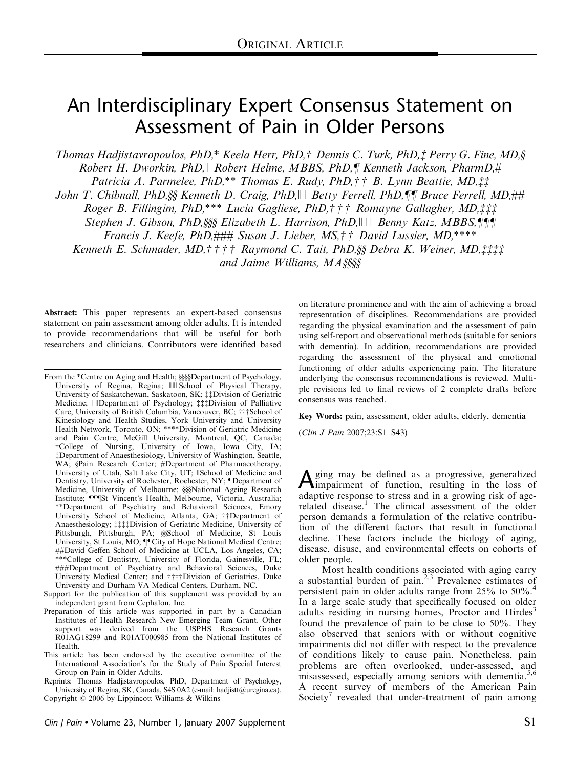ORIGINAL ARTICLE

# An Interdisciplinary Expert Consensus Statement on Assessment of Pain in Older Persons

*Thomas Hadjistavropoulos, PhD,\* Keela Herr, PhD,† Dennis C. Turk, PhD,‡ Perry G. Fine, MD,§ Robert H. Dworkin, PhD,‖ Robert Helme, MBBS, PhD,¶ Kenneth Jackson, PharmD,# Patricia A. Parmelee, PhD,\*\* Thomas E. Rudy, PhD,†† B. Lynn Beattie, MD,‡‡ John T. Chibnall, PhD,§§ Kenneth D. Craig, PhD,‖‖ Betty Ferrell, PhD,¶¶ Bruce Ferrell, MD,## Roger B. Fillingim, PhD,\*\*\* Lucia Gagliese, PhD,††† Romayne Gallagher, MD,‡‡‡ Stephen J. Gibson, PhD,§§§ Elizabeth L. Harrison, PhD,‖‖‖ Benny Katz, MBBS,¶¶¶ Francis J. Keefe, PhD,### Susan J. Lieber, MS,†† David Lussier, MD,\*\*\*\* Kenneth E. Schmader, MD,†††† Raymond C. Tait, PhD,§§ Debra K. Weiner, MD,‡‡‡‡ and Jaime Williams, MA§§§§*

**Abstract:** This paper represents an expert-based consensus statement on pain assessment among older adults. It is intended to provide recommendations that will be useful for both researchers and clinicians. Contributors were identified based on literature prominence and with the aim of achieving a broad representation of disciplines. Recommendations are provided regarding the physical examination and the assessment of pain using self-report and observational methods (suitable for seniors with dementia). In addition, recommendations are provided regarding the assessment of the physical and emotional functioning of older adults experiencing pain. The literature underlying the consensus recommendations is reviewed. Multiple revisions led to final reviews of 2 complete drafts before consensus was reached.

**Key Words:** pain, assessment, older adults, elderly, dementia

(*Clin J Pain* 2007;23:S1–S43)

From the \*Centre on Aging and Health; §§§§Department of Psychology, University of Regina, Regina; ‖‖‖School of Physical Therapy, University of Saskatchewan, Saskatoon, SK; ‡‡Division of Geriatric Medicine; ‖‖Department of Psychology; ‡‡‡Division of Palliative Care, University of British Columbia, Vancouver, BC; †††School of Kinesiology and Health Studies, York University and University Health Network, Toronto, ON; \*\*\*\*Division of Geriatric Medicine and Pain Centre, McGill University, Montreal, QC, Canada; †College of Nursing, University of Iowa, Iowa City, IA; ‡Department of Anaesthesiology, University of Washington, Seattle, WA; §Pain Research Center; #Department of Pharmacotherapy, University of Utah, Salt Lake City, UT; ‖School of Medicine and Dentistry, University of Rochester, Rochester, NY; ¶Department of Medicine, University of Melbourne; §§§National Ageing Research Institute; ¶¶¶St Vincent's Health, Melbourne, Victoria, Australia; \*\*Department of Psychiatry and Behavioral Sciences, Emory University School of Medicine, Atlanta, GA; ††Department of Anaesthesiology; ‡‡‡‡Division of Geriatric Medicine, University of Pittsburgh, Pittsburgh, PA; §§School of Medicine, St Louis University, St Louis, MO; ¶¶City of Hope National Medical Centre; ##David Geffen School of Medicine at UCLA, Los Angeles, CA; \*\*\*College of Dentistry, University of Florida, Gainesville, FL; ###Department of Psychiatry and Behavioral Sciences, Duke University Medical Center; and ††††Division of Geriatrics, Duke University and Durham VA Medical Centers, Durham, NC.

Support for the publication of this supplement was provided by an independent grant from Cephalon, Inc.

Preparation of this article was supported in part by a Canadian Institutes of Health Research New Emerging Team Grant. Other support was derived from the USPHS Research Grants R01AG18299 and R01AT000985 from the National Institutes of Health.

This article has been endorsed by the executive committee of the International Association's for the Study of Pain Special Interest Group on Pain in Older Adults.

Reprints: Thomas Hadjistavropoulos, PhD, Department of Psychology, University of Regina, SK, Canada, S4S 0A2 (e-mail: hadjistt@uregina.ca).

Copyright © 2006 by Lippincott Williams & Wilkins

Aging may be defined as a progressive, generalized impairment of function, resulting in the loss of adaptive response to stress and in a growing risk of age-related disease.[1] The clinical assessment of the older person demands a formulation of the relative contribution of the different factors that result in functional decline. These factors include the biology of aging, disease, disuse, and environmental effects on cohorts of older people.

Most health conditions associated with aging carry a substantial burden of pain.[2,3] Prevalence estimates of persistent pain in older adults range from 25% to 50%.[4] In a large scale study that specifically focused on older adults residing in nursing homes, Proctor and Hirdes[3] found the prevalence of pain to be close to 50%. They also observed that seniors with or without cognitive impairments did not differ with respect to the prevalence of conditions likely to cause pain. Nonetheless, pain problems are often overlooked, under-assessed, and misassessed, especially among seniors with dementia.[5,6] A recent survey of members of the American Pain Society[7] revealed that under-treatment of pain among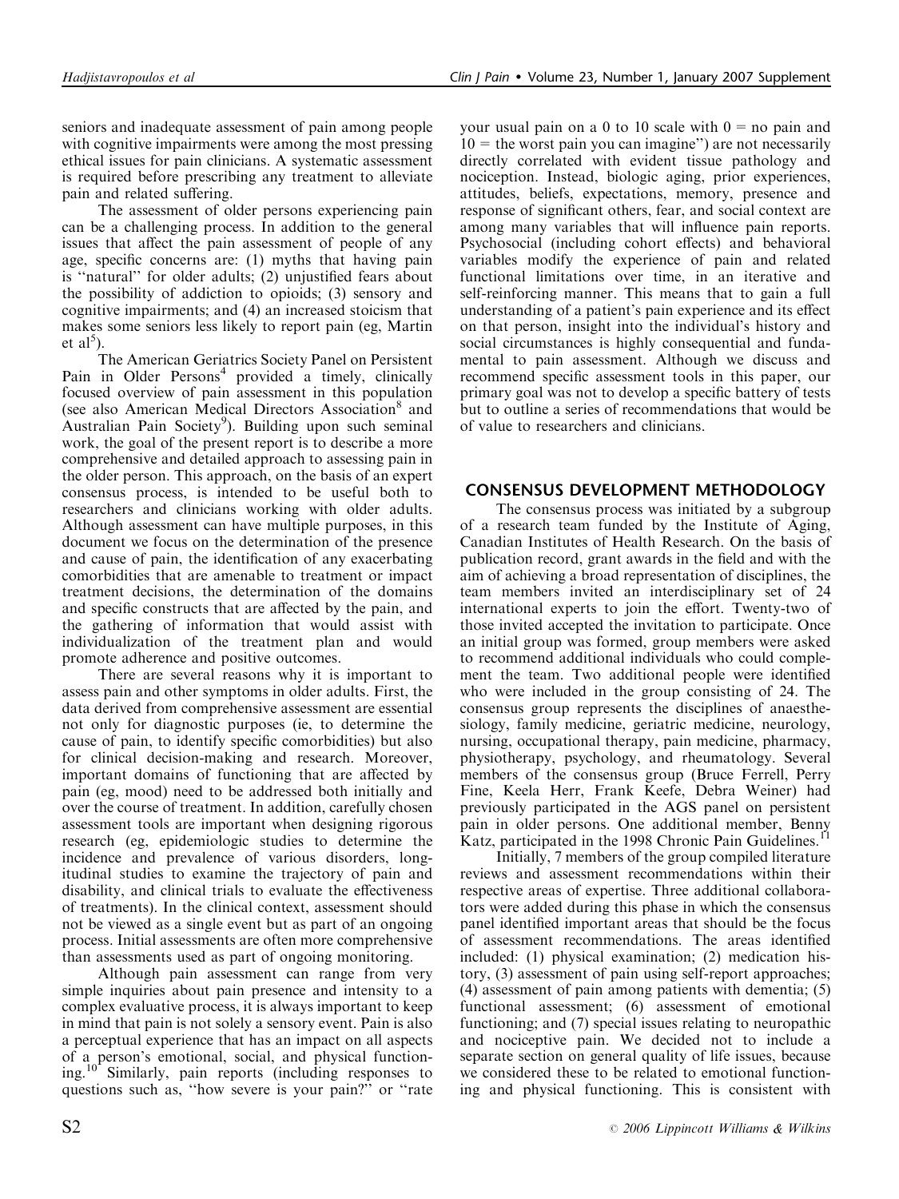seniors and inadequate assessment of pain among people with cognitive impairments were among the most pressing ethical issues for pain clinicians. A systematic assessment is required before prescribing any treatment to alleviate pain and related suffering.

The assessment of older persons experiencing pain can be a challenging process. In addition to the general issues that affect the pain assessment of people of any age, specific concerns are: (1) myths that having pain is "natural" for older adults; (2) unjustified fears about the possibility of addiction to opioids; (3) sensory and cognitive impairments; and (4) an increased stoicism that makes some seniors less likely to report pain (eg, Martin et al[5]).

The American Geriatrics Society Panel on Persistent Pain in Older Persons[4] provided a timely, clinically focused overview of pain assessment in this population (see also American Medical Directors Association[8] and Australian Pain Society[9]). Building upon such seminal work, the goal of the present report is to describe a more comprehensive and detailed approach to assessing pain in the older person. This approach, on the basis of an expert consensus process, is intended to be useful both to researchers and clinicians working with older adults. Although assessment can have multiple purposes, in this document we focus on the determination of the presence and cause of pain, the identification of any exacerbating comorbidities that are amenable to treatment or impact treatment decisions, the determination of the domains and specific constructs that are affected by the pain, and the gathering of information that would assist with individualization of the treatment plan and would promote adherence and positive outcomes.

There are several reasons why it is important to assess pain and other symptoms in older adults. First, the data derived from comprehensive assessment are essential not only for diagnostic purposes (ie, to determine the cause of pain, to identify specific comorbidities) but also for clinical decision-making and research. Moreover, important domains of functioning that are affected by pain (eg, mood) need to be addressed both initially and over the course of treatment. In addition, carefully chosen assessment tools are important when designing rigorous research (eg, epidemiologic studies to determine the incidence and prevalence of various disorders, longitudinal studies to examine the trajectory of pain and disability, and clinical trials to evaluate the effectiveness of treatments). In the clinical context, assessment should not be viewed as a single event but as part of an ongoing process. Initial assessments are often more comprehensive than assessments used as part of ongoing monitoring.

Although pain assessment can range from very simple inquiries about pain presence and intensity to a complex evaluative process, it is always important to keep in mind that pain is not solely a sensory event. Pain is also a perceptual experience that has an impact on all aspects of a person's emotional, social, and physical functioning.[10] Similarly, pain reports (including responses to questions such as, "how severe is your pain?" or "rate your usual pain on a 0 to 10 scale with 0 = no pain and 10 = the worst pain you can imagine") are not necessarily directly correlated with evident tissue pathology and nociception. Instead, biologic aging, prior experiences, attitudes, beliefs, expectations, memory, presence and response of significant others, fear, and social context are among many variables that will influence pain reports. Psychosocial (including cohort effects) and behavioral variables modify the experience of pain and related functional limitations over time, in an iterative and self-reinforcing manner. This means that to gain a full understanding of a patient's pain experience and its effect on that person, insight into the individual's history and social circumstances is highly consequential and fundamental to pain assessment. Although we discuss and recommend specific assessment tools in this paper, our primary goal was not to develop a specific battery of tests but to outline a series of recommendations that would be of value to researchers and clinicians.

## CONSENSUS DEVELOPMENT METHODOLOGY

The consensus process was initiated by a subgroup of a research team funded by the Institute of Aging, Canadian Institutes of Health Research. On the basis of publication record, grant awards in the field and with the aim of achieving a broad representation of disciplines, the team members invited an interdisciplinary set of 24 international experts to join the effort. Twenty-two of those invited accepted the invitation to participate. Once an initial group was formed, group members were asked to recommend additional individuals who could complement the team. Two additional people were identified who were included in the group consisting of 24. The consensus group represents the disciplines of anaesthesiology, family medicine, geriatric medicine, neurology, nursing, occupational therapy, pain medicine, pharmacy, physiotherapy, psychology, and rheumatology. Several members of the consensus group (Bruce Ferrell, Perry Fine, Keela Herr, Frank Keefe, Debra Weiner) had previously participated in the AGS panel on persistent pain in older persons. One additional member, Benny Katz, participated in the 1998 Chronic Pain Guidelines.[11]

Initially, 7 members of the group compiled literature reviews and assessment recommendations within their respective areas of expertise. Three additional collaborators were added during this phase in which the consensus panel identified important areas that should be the focus of assessment recommendations. The areas identified included: (1) physical examination; (2) medication history, (3) assessment of pain using self-report approaches; (4) assessment of pain among patients with dementia; (5) functional assessment; (6) assessment of emotional functioning; and (7) special issues relating to neuropathic and nociceptive pain. We decided not to include a separate section on general quality of life issues, because we considered these to be related to emotional functioning and physical functioning. This is consistent with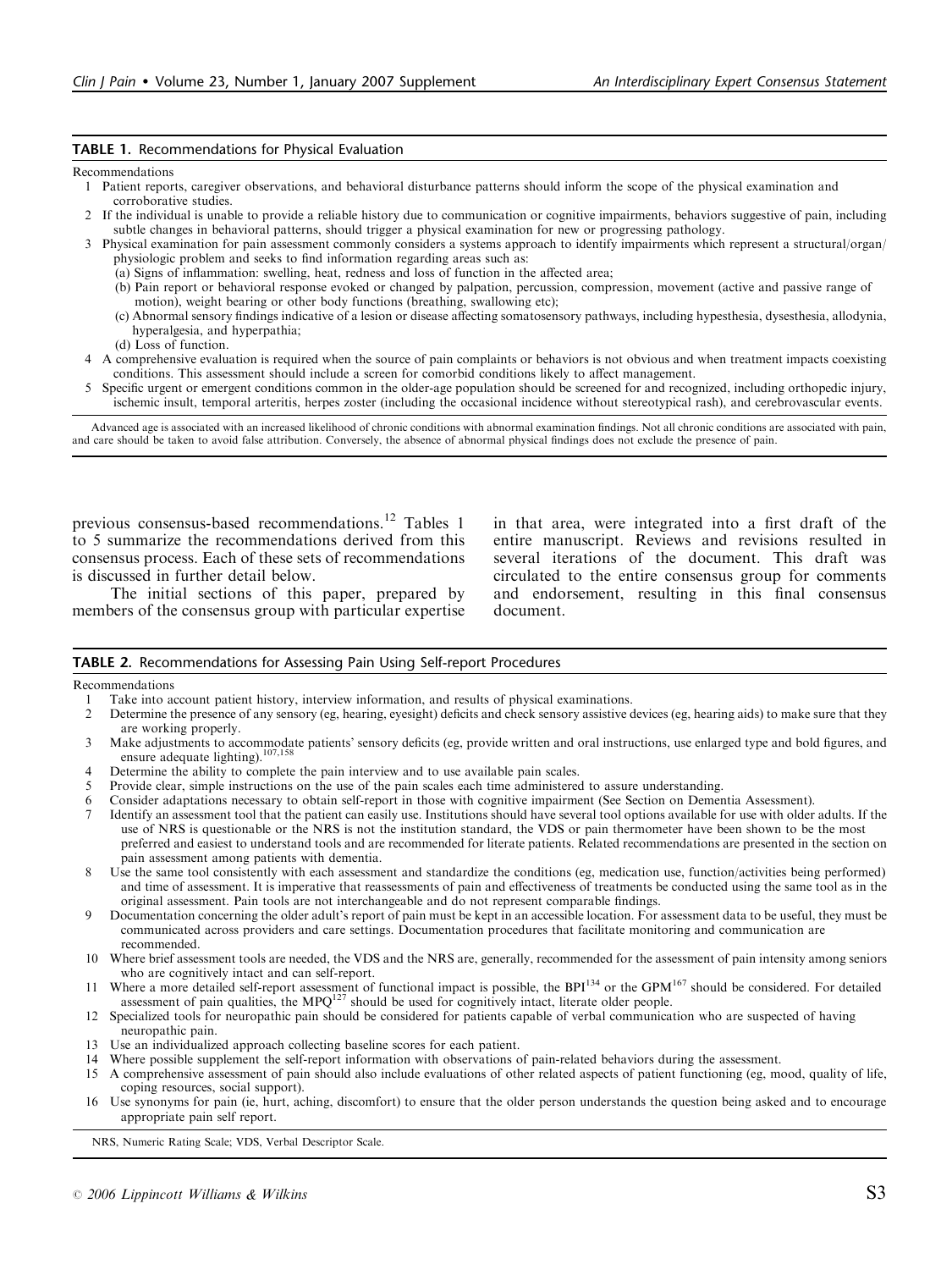**TABLE 1.** Recommendations for Physical Evaluation

Recommendations

1. Patient reports, caregiver observations, and behavioral disturbance patterns should inform the scope of the physical examination and corroborative studies.
2. If the individual is unable to provide a reliable history due to communication or cognitive impairments, behaviors suggestive of pain, including subtle changes in behavioral patterns, should trigger a physical examination for new or progressing pathology.
3. Physical examination for pain assessment commonly considers a systems approach to identify impairments which represent a structural/organ/physiologic problem and seeks to find information regarding areas such as:
   (a) Signs of inflammation: swelling, heat, redness and loss of function in the affected area;
   (b) Pain report or behavioral response evoked or changed by palpation, percussion, compression, movement (active and passive range of motion), weight bearing or other body functions (breathing, swallowing etc);
   (c) Abnormal sensory findings indicative of a lesion or disease affecting somatosensory pathways, including hypesthesia, dysesthesia, allodynia, hyperalgesia, and hyperpathia;
   (d) Loss of function.
4. A comprehensive evaluation is required when the source of pain complaints or behaviors is not obvious and when treatment impacts coexisting conditions. This assessment should include a screen for comorbid conditions likely to affect management.
5. Specific urgent or emergent conditions common in the older-age population should be screened for and recognized, including orthopedic injury, ischemic insult, temporal arteritis, herpes zoster (including the occasional incidence without stereotypical rash), and cerebrovascular events.

Advanced age is associated with an increased likelihood of chronic conditions with abnormal examination findings. Not all chronic conditions are associated with pain, and care should be taken to avoid false attribution. Conversely, the absence of abnormal physical findings does not exclude the presence of pain.

previous consensus-based recommendations.[12] Tables 1 to 5 summarize the recommendations derived from this consensus process. Each of these sets of recommendations is discussed in further detail below.

The initial sections of this paper, prepared by members of the consensus group with particular expertise in that area, were integrated into a first draft of the entire manuscript. Reviews and revisions resulted in several iterations of the document. This draft was circulated to the entire consensus group for comments and endorsement, resulting in this final consensus document.

**TABLE 2.** Recommendations for Assessing Pain Using Self-report Procedures

Recommendations

1. Take into account patient history, interview information, and results of physical examinations.
2. Determine the presence of any sensory (eg, hearing, eyesight) deficits and check sensory assistive devices (eg, hearing aids) to make sure that they are working properly.
3. Make adjustments to accommodate patients' sensory deficits (eg, provide written and oral instructions, use enlarged type and bold figures, and ensure adequate lighting).[107,158]
4. Determine the ability to complete the pain interview and to use available pain scales.
5. Provide clear, simple instructions on the use of the pain scales each time administered to assure understanding.
6. Consider adaptations necessary to obtain self-report in those with cognitive impairment (See Section on Dementia Assessment).
7. Identify an assessment tool that the patient can easily use. Institutions should have several tool options available for use with older adults. If the use of NRS is questionable or the NRS is not the institution standard, the VDS or pain thermometer have been shown to be the most preferred and easiest to understand tools and are recommended for literate patients. Related recommendations are presented in the section on pain assessment among patients with dementia.
8. Use the same tool consistently with each assessment and standardize the conditions (eg, medication use, function/activities being performed) and time of assessment. It is imperative that reassessments of pain and effectiveness of treatments be conducted using the same tool as in the original assessment. Pain tools are not interchangeable and do not represent comparable findings.
9. Documentation concerning the older adult's report of pain must be kept in an accessible location. For assessment data to be useful, they must be communicated across providers and care settings. Documentation procedures that facilitate monitoring and communication are recommended.
10. Where brief assessment tools are needed, the VDS and the NRS are, generally, recommended for the assessment of pain intensity among seniors who are cognitively intact and can self-report.
11. Where a more detailed self-report assessment of functional impact is possible, the BPI[134] or the GPM[167] should be considered. For detailed assessment of pain qualities, the MPQ[127] should be used for cognitively intact, literate older people.
12. Specialized tools for neuropathic pain should be considered for patients capable of verbal communication who are suspected of having neuropathic pain.
13. Use an individualized approach collecting baseline scores for each patient.
14. Where possible supplement the self-report information with observations of pain-related behaviors during the assessment.
15. A comprehensive assessment of pain should also include evaluations of other related aspects of patient functioning (eg, mood, quality of life, coping resources, social support).
16. Use synonyms for pain (ie, hurt, aching, discomfort) to ensure that the older person understands the question being asked and to encourage appropriate pain self report.

NRS, Numeric Rating Scale; VDS, Verbal Descriptor Scale.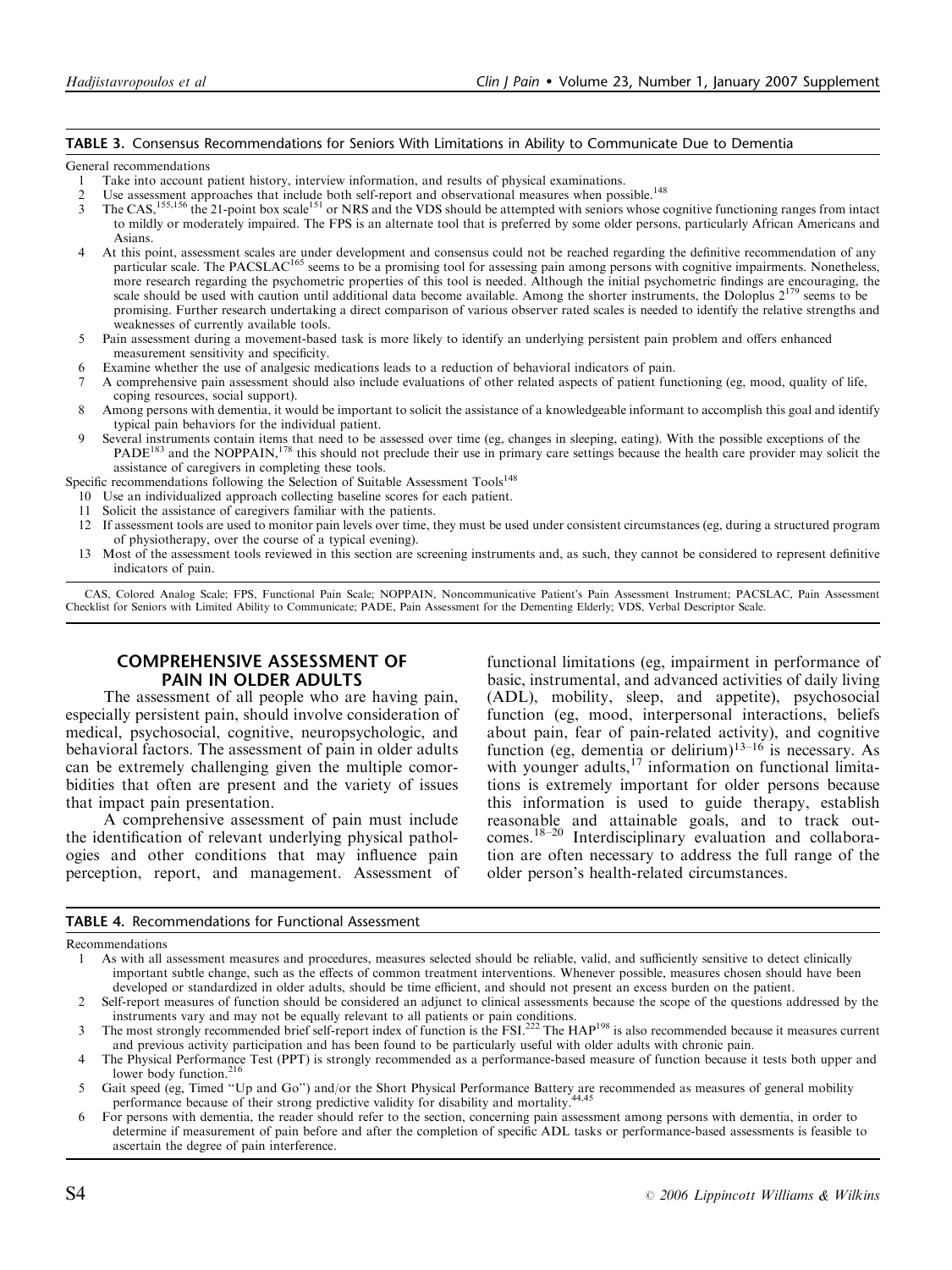**TABLE 3.** Consensus Recommendations for Seniors With Limitations in Ability to Communicate Due to Dementia

General recommendations

1. Take into account patient history, interview information, and results of physical examinations.
2. Use assessment approaches that include both self-report and observational measures when possible.[148]
3. The CAS,[155,156] the 21-point box scale[151] or NRS and the VDS should be attempted with seniors whose cognitive functioning ranges from intact to mildly or moderately impaired. The FPS is an alternate tool that is preferred by some older persons, particularly African Americans and Asians.
4. At this point, assessment scales are under development and consensus could not be reached regarding the definitive recommendation of any particular scale. The PACSLAC[165] seems to be a promising tool for assessing pain among persons with cognitive impairments. Nonetheless, more research regarding the psychometric properties of this tool is needed. Although the initial psychometric findings are encouraging, the scale should be used with caution until additional data become available. Among the shorter instruments, the Doloplus 2[179] seems to be promising. Further research undertaking a direct comparison of various observer rated scales is needed to identify the relative strengths and weaknesses of currently available tools.
5. Pain assessment during a movement-based task is more likely to identify an underlying persistent pain problem and offers enhanced measurement sensitivity and specificity.
6. Examine whether the use of analgesic medications leads to a reduction of behavioral indicators of pain.
7. A comprehensive pain assessment should also include evaluations of other related aspects of patient functioning (eg, mood, quality of life, coping resources, social support).
8. Among persons with dementia, it would be important to solicit the assistance of a knowledgeable informant to accomplish this goal and identify typical pain behaviors for the individual patient.
9. Several instruments contain items that need to be assessed over time (eg, changes in sleeping, eating). With the possible exceptions of the PADE[183] and the NOPPAIN,[178] this should not preclude their use in primary care settings because the health care provider may solicit the assistance of caregivers in completing these tools.

Specific recommendations following the Selection of Suitable Assessment Tools[148]

10. Use an individualized approach collecting baseline scores for each patient.
11. Solicit the assistance of caregivers familiar with the patients.
12. If assessment tools are used to monitor pain levels over time, they must be used under consistent circumstances (eg, during a structured program of physiotherapy, over the course of a typical evening).
13. Most of the assessment tools reviewed in this section are screening instruments and, as such, they cannot be considered to represent definitive indicators of pain.

CAS, Colored Analog Scale; FPS, Functional Pain Scale; NOPPAIN, Noncommunicative Patient's Pain Assessment Instrument; PACSLAC, Pain Assessment Checklist for Seniors with Limited Ability to Communicate; PADE, Pain Assessment for the Dementing Elderly; VDS, Verbal Descriptor Scale.

## COMPREHENSIVE ASSESSMENT OF PAIN IN OLDER ADULTS

The assessment of all people who are having pain, especially persistent pain, should involve consideration of medical, psychosocial, cognitive, neuropsychologic, and behavioral factors. The assessment of pain in older adults can be extremely challenging given the multiple comorbidities that often are present and the variety of issues that impact pain presentation.

A comprehensive assessment of pain must include the identification of relevant underlying physical pathologies and other conditions that may influence pain perception, report, and management. Assessment of functional limitations (eg, impairment in performance of basic, instrumental, and advanced activities of daily living (ADL), mobility, sleep, and appetite), psychosocial function (eg, mood, interpersonal interactions, beliefs about pain, fear of pain-related activity), and cognitive function (eg, dementia or delirium)[13–16] is necessary. As with younger adults,[17] information on functional limitations is extremely important for older persons because this information is used to guide therapy, establish reasonable and attainable goals, and to track outcomes.[18–20] Interdisciplinary evaluation and collaboration are often necessary to address the full range of the older person's health-related circumstances.

**TABLE 4.** Recommendations for Functional Assessment

Recommendations

1. As with all assessment measures and procedures, measures selected should be reliable, valid, and sufficiently sensitive to detect clinically important subtle change, such as the effects of common treatment interventions. Whenever possible, measures chosen should have been developed or standardized in older adults, should be time efficient, and should not present an excess burden on the patient.
2. Self-report measures of function should be considered an adjunct to clinical assessments because the scope of the questions addressed by the instruments vary and may not be equally relevant to all patients or pain conditions.
3. The most strongly recommended brief self-report index of function is the FSI.[222] The HAP[198] is also recommended because it measures current and previous activity participation and has been found to be particularly useful with older adults with chronic pain.
4. The Physical Performance Test (PPT) is strongly recommended as a performance-based measure of function because it tests both upper and lower body function.[216]
5. Gait speed (eg, Timed "Up and Go") and/or the Short Physical Performance Battery are recommended as measures of general mobility performance because of their strong predictive validity for disability and mortality.[44,45]
6. For persons with dementia, the reader should refer to the section, concerning pain assessment among persons with dementia, in order to determine if measurement of pain before and after the completion of specific ADL tasks or performance-based assessments is feasible to ascertain the degree of pain interference.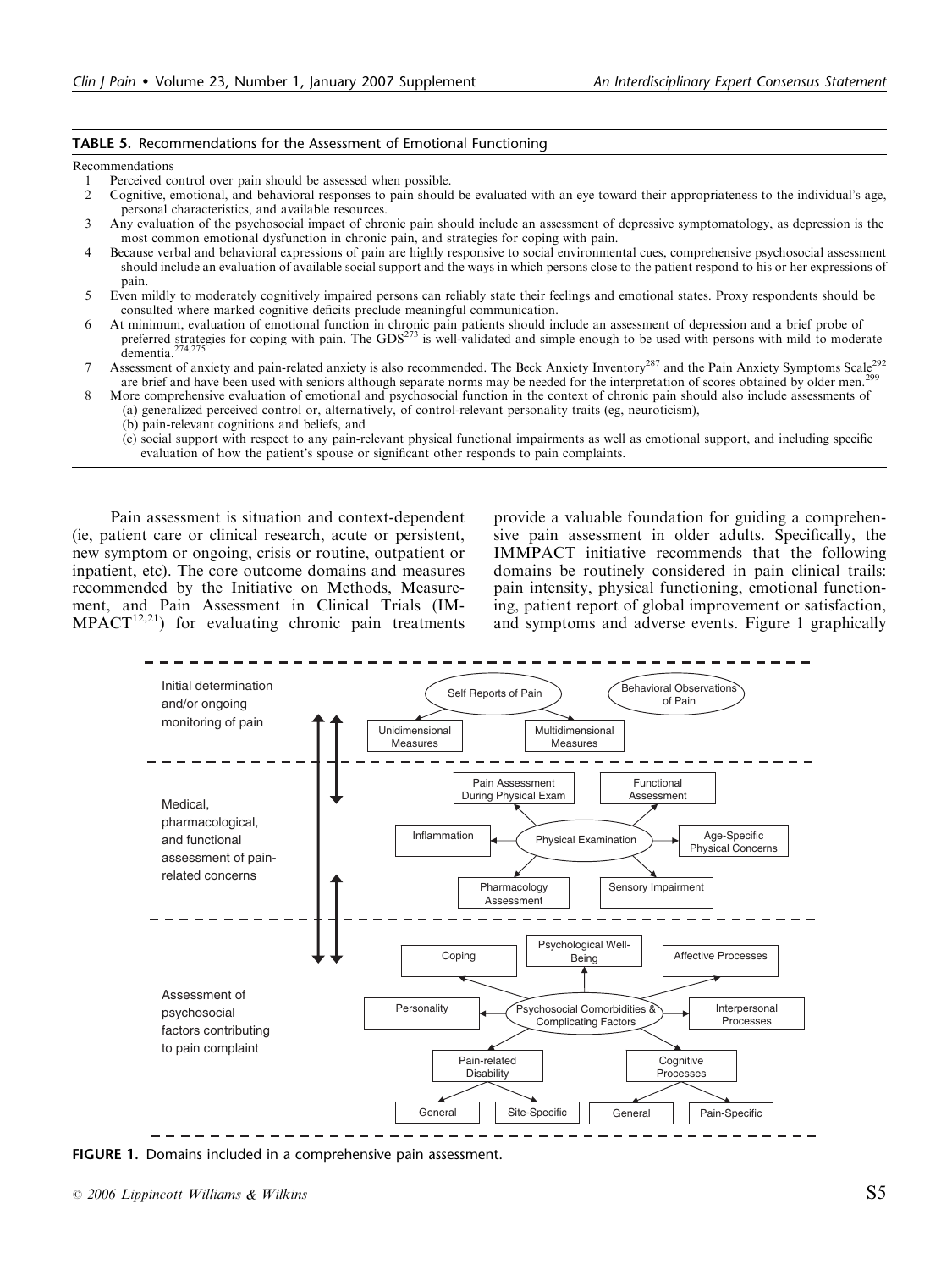**TABLE 5.** Recommendations for the Assessment of Emotional Functioning

Recommendations

1. Perceived control over pain should be assessed when possible.
2. Cognitive, emotional, and behavioral responses to pain should be evaluated with an eye toward their appropriateness to the individual's age, personal characteristics, and available resources.
3. Any evaluation of the psychosocial impact of chronic pain should include an assessment of depressive symptomatology, as depression is the most common emotional dysfunction in chronic pain, and strategies for coping with pain.
4. Because verbal and behavioral expressions of pain are highly responsive to social environmental cues, comprehensive psychosocial assessment should include an evaluation of available social support and the ways in which persons close to the patient respond to his or her expressions of pain.
5. Even mildly to moderately cognitively impaired persons can reliably state their feelings and emotional states. Proxy respondents should be consulted where marked cognitive deficits preclude meaningful communication.
6. At minimum, evaluation of emotional function in chronic pain patients should include an assessment of depression and a brief probe of preferred strategies for coping with pain. The GDS[273] is well-validated and simple enough to be used with persons with mild to moderate dementia.[274,275]
7. Assessment of anxiety and pain-related anxiety is also recommended. The Beck Anxiety Inventory[287] and the Pain Anxiety Symptoms Scale[292] are brief and have been used with seniors although separate norms may be needed for the interpretation of scores obtained by older men.[299]
8. More comprehensive evaluation of emotional and psychosocial function in the context of chronic pain should also include assessments of
   - (a) generalized perceived control or, alternatively, of control-relevant personality traits (eg, neuroticism),
   - (b) pain-relevant cognitions and beliefs, and
   - (c) social support with respect to any pain-relevant physical functional impairments as well as emotional support, and including specific evaluation of how the patient's spouse or significant other responds to pain complaints.

Pain assessment is situation and context-dependent (ie, patient care or clinical research, acute or persistent, new symptom or ongoing, crisis or routine, outpatient or inpatient, etc). The core outcome domains and measures recommended by the Initiative on Methods, Measurement, and Pain Assessment in Clinical Trials (IMMPACT[12,21]) for evaluating chronic pain treatments provide a valuable foundation for guiding a comprehensive pain assessment in older adults. Specifically, the IMMPACT initiative recommends that the following domains be routinely considered in pain clinical trails: pain intensity, physical functioning, emotional functioning, patient report of global improvement or satisfaction, and symptoms and adverse events. Figure 1 graphically

Initial determination and/or ongoing monitoring of pain: Self Reports of Pain (Unidimensional Measures; Multidimensional Measures); Behavioral Observations of Pain

Medical, pharmacological, and functional assessment of pain-related concerns: Physical Examination (Pain Assessment During Physical Exam; Functional Assessment; Inflammation; Age-Specific Physical Concerns; Pharmacology Assessment; Sensory Impairment)

Assessment of psychosocial factors contributing to pain complaint: Psychosocial Comorbidities & Complicating Factors (Coping; Psychological Well-Being; Affective Processes; Personality; Interpersonal Processes; Pain-related Disability — General, Site-Specific; Cognitive Processes — General, Pain-Specific)

**FIGURE 1.** Domains included in a comprehensive pain assessment.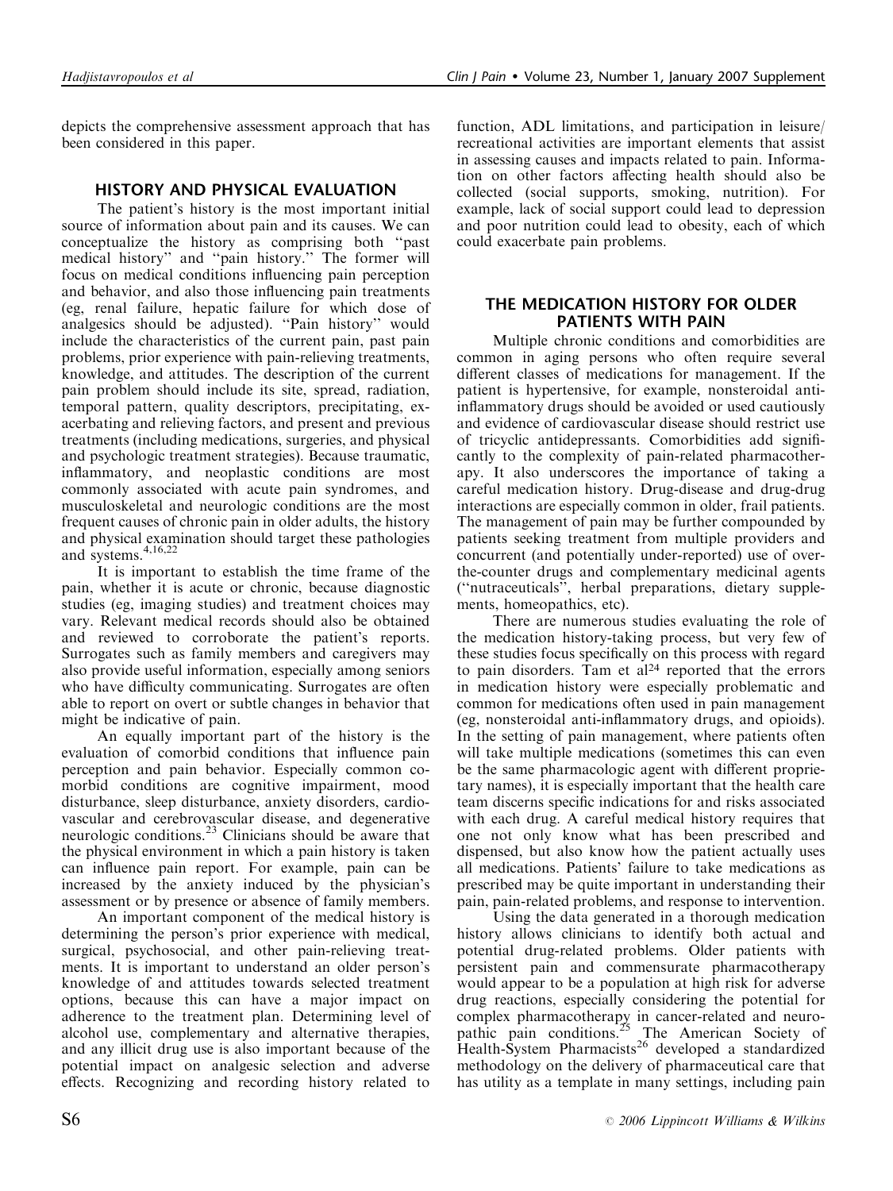depicts the comprehensive assessment approach that has been considered in this paper.

## HISTORY AND PHYSICAL EVALUATION

The patient's history is the most important initial source of information about pain and its causes. We can conceptualize the history as comprising both ''past medical history'' and ''pain history.'' The former will focus on medical conditions influencing pain perception and behavior, and also those influencing pain treatments (eg, renal failure, hepatic failure for which dose of analgesics should be adjusted). ''Pain history'' would include the characteristics of the current pain, past pain problems, prior experience with pain-relieving treatments, knowledge, and attitudes. The description of the current pain problem should include its site, spread, radiation, temporal pattern, quality descriptors, precipitating, exacerbating and relieving factors, and present and previous treatments (including medications, surgeries, and physical and psychologic treatment strategies). Because traumatic, inflammatory, and neoplastic conditions are most commonly associated with acute pain syndromes, and musculoskeletal and neurologic conditions are the most frequent causes of chronic pain in older adults, the history and physical examination should target these pathologies and systems.[4,16,22]

It is important to establish the time frame of the pain, whether it is acute or chronic, because diagnostic studies (eg, imaging studies) and treatment choices may vary. Relevant medical records should also be obtained and reviewed to corroborate the patient's reports. Surrogates such as family members and caregivers may also provide useful information, especially among seniors who have difficulty communicating. Surrogates are often able to report on overt or subtle changes in behavior that might be indicative of pain.

An equally important part of the history is the evaluation of comorbid conditions that influence pain perception and pain behavior. Especially common comorbid conditions are cognitive impairment, mood disturbance, sleep disturbance, anxiety disorders, cardiovascular and cerebrovascular disease, and degenerative neurologic conditions.[23] Clinicians should be aware that the physical environment in which a pain history is taken can influence pain report. For example, pain can be increased by the anxiety induced by the physician's assessment or by presence or absence of family members.

An important component of the medical history is determining the person's prior experience with medical, surgical, psychosocial, and other pain-relieving treatments. It is important to understand an older person's knowledge of and attitudes towards selected treatment options, because this can have a major impact on adherence to the treatment plan. Determining level of alcohol use, complementary and alternative therapies, and any illicit drug use is also important because of the potential impact on analgesic selection and adverse effects. Recognizing and recording history related to function, ADL limitations, and participation in leisure/recreational activities are important elements that assist in assessing causes and impacts related to pain. Information on other factors affecting health should also be collected (social supports, smoking, nutrition). For example, lack of social support could lead to depression and poor nutrition could lead to obesity, each of which could exacerbate pain problems.

## THE MEDICATION HISTORY FOR OLDER PATIENTS WITH PAIN

Multiple chronic conditions and comorbidities are common in aging persons who often require several different classes of medications for management. If the patient is hypertensive, for example, nonsteroidal anti-inflammatory drugs should be avoided or used cautiously and evidence of cardiovascular disease should restrict use of tricyclic antidepressants. Comorbidities add significantly to the complexity of pain-related pharmacotherapy. It also underscores the importance of taking a careful medication history. Drug-disease and drug-drug interactions are especially common in older, frail patients. The management of pain may be further compounded by patients seeking treatment from multiple providers and concurrent (and potentially under-reported) use of over-the-counter drugs and complementary medicinal agents (''nutraceuticals'', herbal preparations, dietary supplements, homeopathics, etc).

There are numerous studies evaluating the role of the medication history-taking process, but very few of these studies focus specifically on this process with regard to pain disorders. Tam et al[24] reported that the errors in medication history were especially problematic and common for medications often used in pain management (eg, nonsteroidal anti-inflammatory drugs, and opioids). In the setting of pain management, where patients often will take multiple medications (sometimes this can even be the same pharmacologic agent with different proprietary names), it is especially important that the health care team discerns specific indications for and risks associated with each drug. A careful medical history requires that one not only know what has been prescribed and dispensed, but also know how the patient actually uses all medications. Patients' failure to take medications as prescribed may be quite important in understanding their pain, pain-related problems, and response to intervention.

Using the data generated in a thorough medication history allows clinicians to identify both actual and potential drug-related problems. Older patients with persistent pain and commensurate pharmacotherapy would appear to be a population at high risk for adverse drug reactions, especially considering the potential for complex pharmacotherapy in cancer-related and neuropathic pain conditions.[25] The American Society of Health-System Pharmacists[26] developed a standardized methodology on the delivery of pharmaceutical care that has utility as a template in many settings, including pain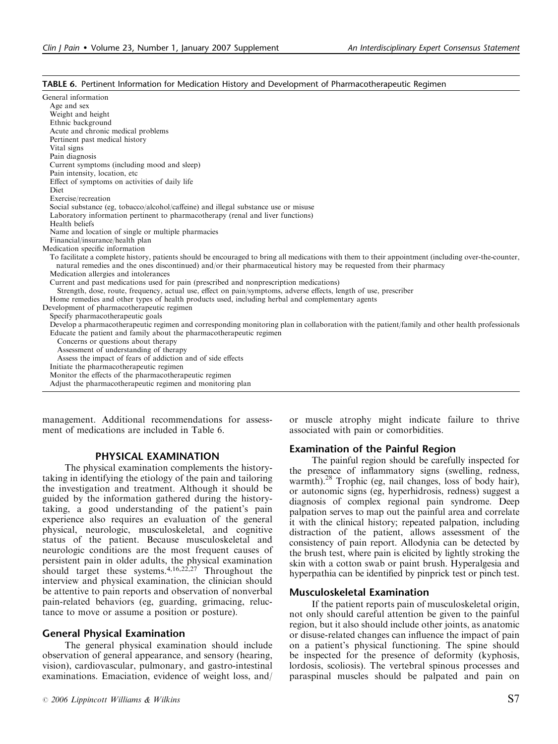**TABLE 6.** Pertinent Information for Medication History and Development of Pharmacotherapeutic Regimen

| |
|---|
| General information |
| Age and sex |
| Weight and height |
| Ethnic background |
| Acute and chronic medical problems |
| Pertinent past medical history |
| Vital signs |
| Pain diagnosis |
| Current symptoms (including mood and sleep) |
| Pain intensity, location, etc |
| Effect of symptoms on activities of daily life |
| Diet |
| Exercise/recreation |
| Social substance (eg, tobacco/alcohol/caffeine) and illegal substance use or misuse |
| Laboratory information pertinent to pharmacotherapy (renal and liver functions) |
| Health beliefs |
| Name and location of single or multiple pharmacies |
| Financial/insurance/health plan |
| Medication specific information |
| To facilitate a complete history, patients should be encouraged to bring all medications with them to their appointment (including over-the-counter, natural remedies and the ones discontinued) and/or their pharmaceutical history may be requested from their pharmacy |
| Medication allergies and intolerances |
| Current and past medications used for pain (prescribed and nonprescription medications) |
| Strength, dose, route, frequency, actual use, effect on pain/symptoms, adverse effects, length of use, prescriber |
| Home remedies and other types of health products used, including herbal and complementary agents |
| Development of pharmacotherapeutic regimen |
| Specify pharmacotherapeutic goals |
| Develop a pharmacotherapeutic regimen and corresponding monitoring plan in collaboration with the patient/family and other health professionals |
| Educate the patient and family about the pharmacotherapeutic regimen |
| Concerns or questions about therapy |
| Assessment of understanding of therapy |
| Assess the impact of fears of addiction and of side effects |
| Initiate the pharmacotherapeutic regimen |
| Monitor the effects of the pharmacotherapeutic regimen |
| Adjust the pharmacotherapeutic regimen and monitoring plan |

management. Additional recommendations for assessment of medications are included in Table 6.

## PHYSICAL EXAMINATION

The physical examination complements the history-taking in identifying the etiology of the pain and tailoring the investigation and treatment. Although it should be guided by the information gathered during the history-taking, a good understanding of the patient's pain experience also requires an evaluation of the general physical, neurologic, musculoskeletal, and cognitive status of the patient. Because musculoskeletal and neurologic conditions are the most frequent causes of persistent pain in older adults, the physical examination should target these systems.[4,16,22,27] Throughout the interview and physical examination, the clinician should be attentive to pain reports and observation of nonverbal pain-related behaviors (eg, guarding, grimacing, reluctance to move or assume a position or posture).

### General Physical Examination

The general physical examination should include observation of general appearance, and sensory (hearing, vision), cardiovascular, pulmonary, and gastro-intestinal examinations. Emaciation, evidence of weight loss, and/or muscle atrophy might indicate failure to thrive associated with pain or comorbidities.

### Examination of the Painful Region

The painful region should be carefully inspected for the presence of inflammatory signs (swelling, redness, warmth).[28] Trophic (eg, nail changes, loss of body hair), or autonomic signs (eg, hyperhidrosis, redness) suggest a diagnosis of complex regional pain syndrome. Deep palpation serves to map out the painful area and correlate it with the clinical history; repeated palpation, including distraction of the patient, allows assessment of the consistency of pain report. Allodynia can be detected by the brush test, where pain is elicited by lightly stroking the skin with a cotton swab or paint brush. Hyperalgesia and hyperpathia can be identified by pinprick test or pinch test.

### Musculoskeletal Examination

If the patient reports pain of musculoskeletal origin, not only should careful attention be given to the painful region, but it also should include other joints, as anatomic or disuse-related changes can influence the impact of pain on a patient's physical functioning. The spine should be inspected for the presence of deformity (kyphosis, lordosis, scoliosis). The vertebral spinous processes and paraspinal muscles should be palpated and pain on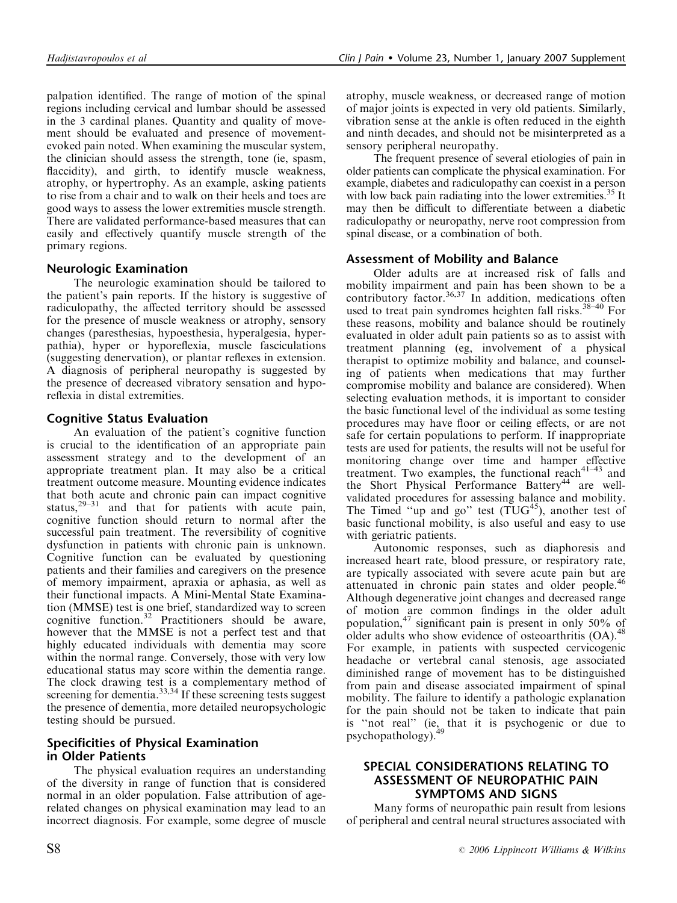palpation identified. The range of motion of the spinal regions including cervical and lumbar should be assessed in the 3 cardinal planes. Quantity and quality of movement should be evaluated and presence of movement-evoked pain noted. When examining the muscular system, the clinician should assess the strength, tone (ie, spasm, flaccidity), and girth, to identify muscle weakness, atrophy, or hypertrophy. As an example, asking patients to rise from a chair and to walk on their heels and toes are good ways to assess the lower extremities muscle strength. There are validated performance-based measures that can easily and effectively quantify muscle strength of the primary regions.

### Neurologic Examination

The neurologic examination should be tailored to the patient's pain reports. If the history is suggestive of radiculopathy, the affected territory should be assessed for the presence of muscle weakness or atrophy, sensory changes (paresthesias, hypoesthesia, hyperalgesia, hyperpathia), hyper or hyporeflexia, muscle fasciculations (suggesting denervation), or plantar reflexes in extension. A diagnosis of peripheral neuropathy is suggested by the presence of decreased vibratory sensation and hyporeflexia in distal extremities.

### Cognitive Status Evaluation

An evaluation of the patient's cognitive function is crucial to the identification of an appropriate pain assessment strategy and to the development of an appropriate treatment plan. It may also be a critical treatment outcome measure. Mounting evidence indicates that both acute and chronic pain can impact cognitive status,[29–31] and that for patients with acute pain, cognitive function should return to normal after the successful pain treatment. The reversibility of cognitive dysfunction in patients with chronic pain is unknown. Cognitive function can be evaluated by questioning patients and their families and caregivers on the presence of memory impairment, apraxia or aphasia, as well as their functional impacts. A Mini-Mental State Examination (MMSE) test is one brief, standardized way to screen cognitive function.[32] Practitioners should be aware, however that the MMSE is not a perfect test and that highly educated individuals with dementia may score within the normal range. Conversely, those with very low educational status may score within the dementia range. The clock drawing test is a complementary method of screening for dementia.[33,34] If these screening tests suggest the presence of dementia, more detailed neuropsychologic testing should be pursued.

### Specificities of Physical Examination in Older Patients

The physical evaluation requires an understanding of the diversity in range of function that is considered normal in an older population. False attribution of age-related changes on physical examination may lead to an incorrect diagnosis. For example, some degree of muscle atrophy, muscle weakness, or decreased range of motion of major joints is expected in very old patients. Similarly, vibration sense at the ankle is often reduced in the eighth and ninth decades, and should not be misinterpreted as a sensory peripheral neuropathy.

The frequent presence of several etiologies of pain in older patients can complicate the physical examination. For example, diabetes and radiculopathy can coexist in a person with low back pain radiating into the lower extremities.[35] It may then be difficult to differentiate between a diabetic radiculopathy or neuropathy, nerve root compression from spinal disease, or a combination of both.

### Assessment of Mobility and Balance

Older adults are at increased risk of falls and mobility impairment and pain has been shown to be a contributory factor.[36,37] In addition, medications often used to treat pain syndromes heighten fall risks.[38–40] For these reasons, mobility and balance should be routinely evaluated in older adult pain patients so as to assist with treatment planning (eg, involvement of a physical therapist to optimize mobility and balance, and counseling of patients when medications that may further compromise mobility and balance are considered). When selecting evaluation methods, it is important to consider the basic functional level of the individual as some testing procedures may have floor or ceiling effects, or are not safe for certain populations to perform. If inappropriate tests are used for patients, the results will not be useful for monitoring change over time and hamper effective treatment. Two examples, the functional reach[41–43] and the Short Physical Performance Battery[44] are well-validated procedures for assessing balance and mobility. The Timed "up and go" test (TUG[45]), another test of basic functional mobility, is also useful and easy to use with geriatric patients.

Autonomic responses, such as diaphoresis and increased heart rate, blood pressure, or respiratory rate, are typically associated with severe acute pain but are attenuated in chronic pain states and older people.[46] Although degenerative joint changes and decreased range of motion are common findings in the older adult population,[47] significant pain is present in only 50% of older adults who show evidence of osteoarthritis (OA).[48] For example, in patients with suspected cervicogenic headache or vertebral canal stenosis, age associated diminished range of movement has to be distinguished from pain and disease associated impairment of spinal mobility. The failure to identify a pathologic explanation for the pain should not be taken to indicate that pain is "not real" (ie, that it is psychogenic or due to psychopathology).[49]

## SPECIAL CONSIDERATIONS RELATING TO ASSESSMENT OF NEUROPATHIC PAIN SYMPTOMS AND SIGNS

Many forms of neuropathic pain result from lesions of peripheral and central neural structures associated with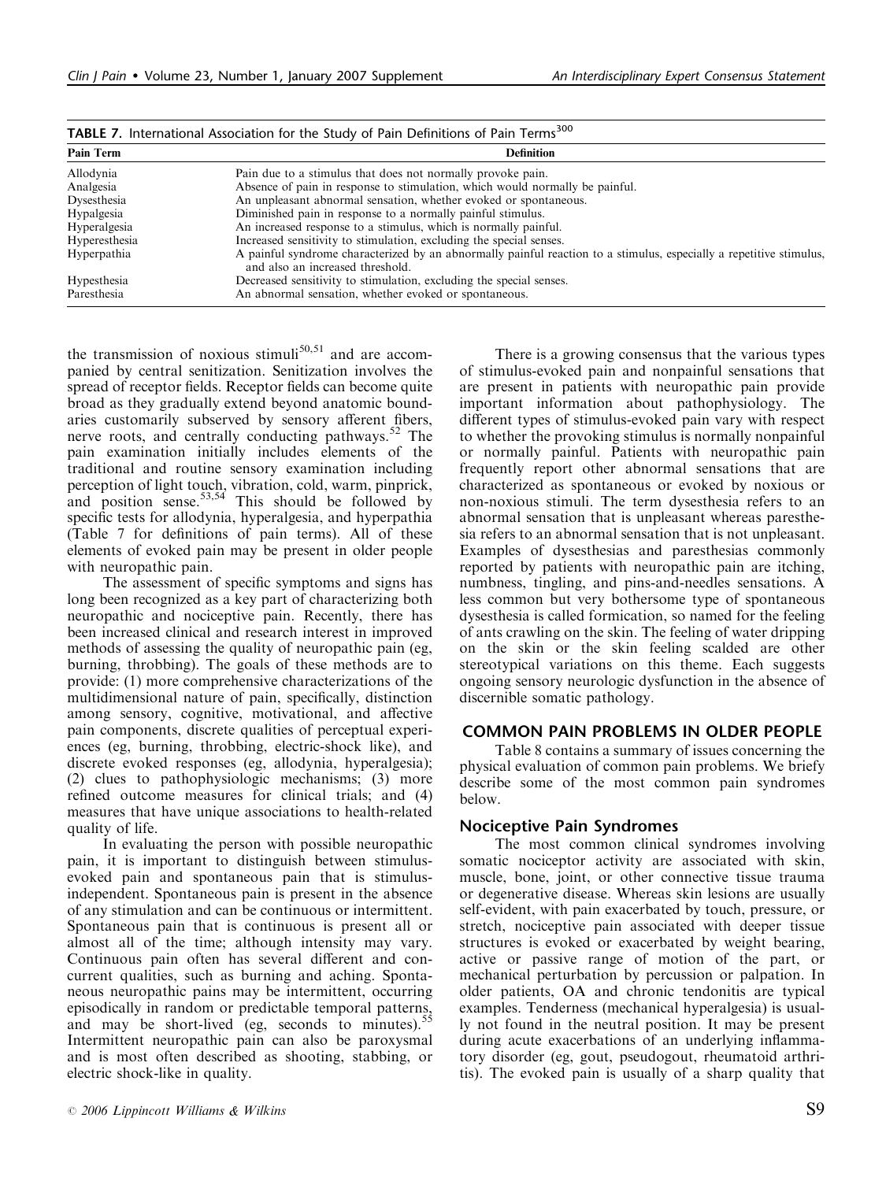**TABLE 7.** International Association for the Study of Pain Definitions of Pain Terms[300]

| Pain Term | Definition |
|---|---|
| Allodynia | Pain due to a stimulus that does not normally provoke pain. |
| Analgesia | Absence of pain in response to stimulation, which would normally be painful. |
| Dysesthesia | An unpleasant abnormal sensation, whether evoked or spontaneous. |
| Hypalgesia | Diminished pain in response to a normally painful stimulus. |
| Hyperalgesia | An increased response to a stimulus, which is normally painful. |
| Hyperesthesia | Increased sensitivity to stimulation, excluding the special senses. |
| Hyperpathia | A painful syndrome characterized by an abnormally painful reaction to a stimulus, especially a repetitive stimulus, and also an increased threshold. |
| Hypesthesia | Decreased sensitivity to stimulation, excluding the special senses. |
| Paresthesia | An abnormal sensation, whether evoked or spontaneous. |

the transmission of noxious stimuli[50,51] and are accompanied by central senitization. Sensitization involves the spread of receptor fields. Receptor fields can become quite broad as they gradually extend beyond anatomic boundaries customarily subserved by sensory afferent fibers, nerve roots, and centrally conducting pathways.[52] The pain examination initially includes elements of the traditional and routine sensory examination including perception of light touch, vibration, cold, warm, pinprick, and position sense.[53,54] This should be followed by specific tests for allodynia, hyperalgesia, and hyperpathia (Table 7 for definitions of pain terms). All of these elements of evoked pain may be present in older people with neuropathic pain.

The assessment of specific symptoms and signs has long been recognized as a key part of characterizing both neuropathic and nociceptive pain. Recently, there has been increased clinical and research interest in improved methods of assessing the quality of neuropathic pain (eg, burning, throbbing). The goals of these methods are to provide: (1) more comprehensive characterizations of the multidimensional nature of pain, specifically, distinction among sensory, cognitive, motivational, and affective pain components, discrete qualities of perceptual experiences (eg, burning, throbbing, electric-shock like), and discrete evoked responses (eg, allodynia, hyperalgesia); (2) clues to pathophysiologic mechanisms; (3) more refined outcome measures for clinical trials; and (4) measures that have unique associations to health-related quality of life.

In evaluating the person with possible neuropathic pain, it is important to distinguish between stimulus-evoked pain and spontaneous pain that is stimulus-independent. Spontaneous pain is present in the absence of any stimulation and can be continuous or intermittent. Spontaneous pain that is continuous is present all or almost all of the time; although intensity may vary. Continuous pain often has several different and concurrent qualities, such as burning and aching. Spontaneous neuropathic pains may be intermittent, occurring episodically in random or predictable temporal patterns, and may be short-lived (eg, seconds to minutes).[55] Intermittent neuropathic pain can also be paroxysmal and is most often described as shooting, stabbing, or electric shock-like in quality.

There is a growing consensus that the various types of stimulus-evoked pain and nonpainful sensations that are present in patients with neuropathic pain provide important information about pathophysiology. The different types of stimulus-evoked pain vary with respect to whether the provoking stimulus is normally nonpainful or normally painful. Patients with neuropathic pain frequently report other abnormal sensations that are characterized as spontaneous or evoked by noxious or non-noxious stimuli. The term dysesthesia refers to an abnormal sensation that is unpleasant whereas paresthesia refers to an abnormal sensation that is not unpleasant. Examples of dysesthesias and paresthesias commonly reported by patients with neuropathic pain are itching, numbness, tingling, and pins-and-needles sensations. A less common but very bothersome type of spontaneous dysesthesia is called formication, so named for the feeling of ants crawling on the skin. The feeling of water dripping on the skin or the skin feeling scalded are other stereotypical variations on this theme. Each suggests ongoing sensory neurologic dysfunction in the absence of discernible somatic pathology.

## COMMON PAIN PROBLEMS IN OLDER PEOPLE

Table 8 contains a summary of issues concerning the physical evaluation of common pain problems. We briefly describe some of the most common pain syndromes below.

### Nociceptive Pain Syndromes

The most common clinical syndromes involving somatic nociceptor activity are associated with skin, muscle, bone, joint, or other connective tissue trauma or degenerative disease. Whereas skin lesions are usually self-evident, with pain exacerbated by touch, pressure, or stretch, nociceptive pain associated with deeper tissue structures is evoked or exacerbated by weight bearing, active or passive range of motion of the part, or mechanical perturbation by percussion or palpation. In older patients, OA and chronic tendonitis are typical examples. Tenderness (mechanical hyperalgesia) is usually not found in the neutral position. It may be present during acute exacerbations of an underlying inflammatory disorder (eg, gout, pseudogout, rheumatoid arthritis). The evoked pain is usually of a sharp quality that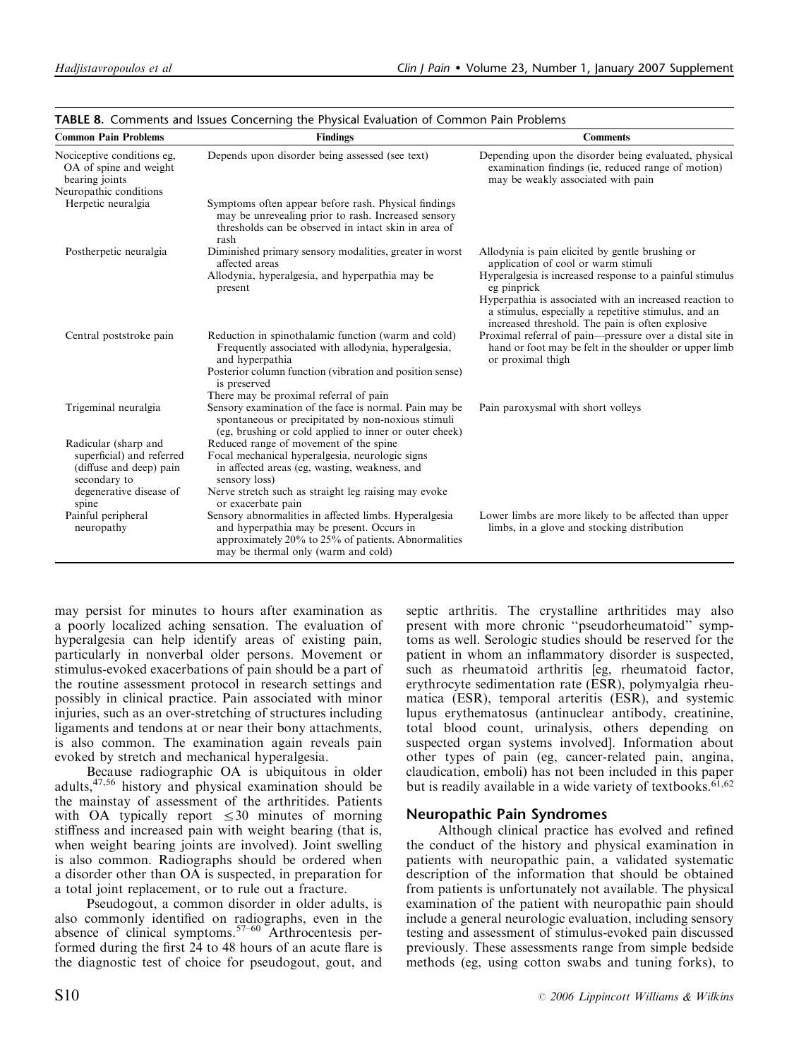**TABLE 8.** Comments and Issues Concerning the Physical Evaluation of Common Pain Problems

| Common Pain Problems | Findings | Comments |
|---|---|---|
| Nociceptive conditions eg, OA of spine and weight bearing joints | Depends upon disorder being assessed (see text) | Depending upon the disorder being evaluated, physical examination findings (ie, reduced range of motion) may be weakly associated with pain |
| Neuropathic conditions | | |
| Herpetic neuralgia | Symptoms often appear before rash. Physical findings may be unrevealing prior to rash. Increased sensory thresholds can be observed in intact skin in area of rash | |
| Postherpetic neuralgia | Diminished primary sensory modalities, greater in worst affected areas<br>Allodynia, hyperalgesia, and hyperpathia may be present | Allodynia is pain elicited by gentle brushing or application of cool or warm stimuli<br>Hyperalgesia is increased response to a painful stimulus eg pinprick<br>Hyperpathia is associated with an increased reaction to a stimulus, especially a repetitive stimulus, and an increased threshold. The pain is often explosive |
| Central poststroke pain | Reduction in spinothalamic function (warm and cold)<br>Frequently associated with allodynia, hyperalgesia, and hyperpathia<br>Posterior column function (vibration and position sense) is preserved<br>There may be proximal referral of pain | Proximal referral of pain—pressure over a distal site in hand or foot may be felt in the shoulder or upper limb or proximal thigh |
| Trigeminal neuralgia | Sensory examination of the face is normal. Pain may be spontaneous or precipitated by non-noxious stimuli (eg, brushing or cold applied to inner or outer cheek) | Pain paroxysmal with short volleys |
| Radicular (sharp and superficial) and referred (diffuse and deep) pain secondary to degenerative disease of spine | Reduced range of movement of the spine<br>Focal mechanical hyperalgesia, neurologic signs in affected areas (eg, wasting, weakness, and sensory loss)<br>Nerve stretch such as straight leg raising may evoke or exacerbate pain | |
| Painful peripheral neuropathy | Sensory abnormalities in affected limbs. Hyperalgesia and hyperpathia may be present. Occurs in approximately 20% to 25% of patients. Abnormalities may be thermal only (warm and cold) | Lower limbs are more likely to be affected than upper limbs, in a glove and stocking distribution |

may persist for minutes to hours after examination as a poorly localized aching sensation. The evaluation of hyperalgesia can help identify areas of existing pain, particularly in nonverbal older persons. Movement or stimulus-evoked exacerbations of pain should be a part of the routine assessment protocol in research settings and possibly in clinical practice. Pain associated with minor injuries, such as an over-stretching of structures including ligaments and tendons at or near their bony attachments, is also common. The examination again reveals pain evoked by stretch and mechanical hyperalgesia.

Because radiographic OA is ubiquitous in older adults,[47,56] history and physical examination should be the mainstay of assessment of the arthritides. Patients with OA typically report $\leq 30$ minutes of morning stiffness and increased pain with weight bearing (that is, when weight bearing joints are involved). Joint swelling is also common. Radiographs should be ordered when a disorder other than OA is suspected, in preparation for a total joint replacement, or to rule out a fracture.

Pseudogout, a common disorder in older adults, is also commonly identified on radiographs, even in the absence of clinical symptoms.[57–60] Arthrocentesis performed during the first 24 to 48 hours of an acute flare is the diagnostic test of choice for pseudogout, gout, and septic arthritis. The crystalline arthritides may also present with more chronic "pseudorheumatoid" symptoms as well. Serologic studies should be reserved for the patient in whom an inflammatory disorder is suspected, such as rheumatoid arthritis [eg, rheumatoid factor, erythrocyte sedimentation rate (ESR), polymyalgia rheumatica (ESR), temporal arteritis (ESR), and systemic lupus erythematosus (antinuclear antibody, creatinine, total blood count, urinalysis, others depending on suspected organ systems involved]. Information about other types of pain (eg, cancer-related pain, angina, claudication, emboli) has not been included in this paper but is readily available in a wide variety of textbooks.[61,62]

## Neuropathic Pain Syndromes

Although clinical practice has evolved and refined the conduct of the history and physical examination in patients with neuropathic pain, a validated systematic description of the information that should be obtained from patients is unfortunately not available. The physical examination of the patient with neuropathic pain should include a general neurologic evaluation, including sensory testing and assessment of stimulus-evoked pain discussed previously. These assessments range from simple bedside methods (eg, using cotton swabs and tuning forks), to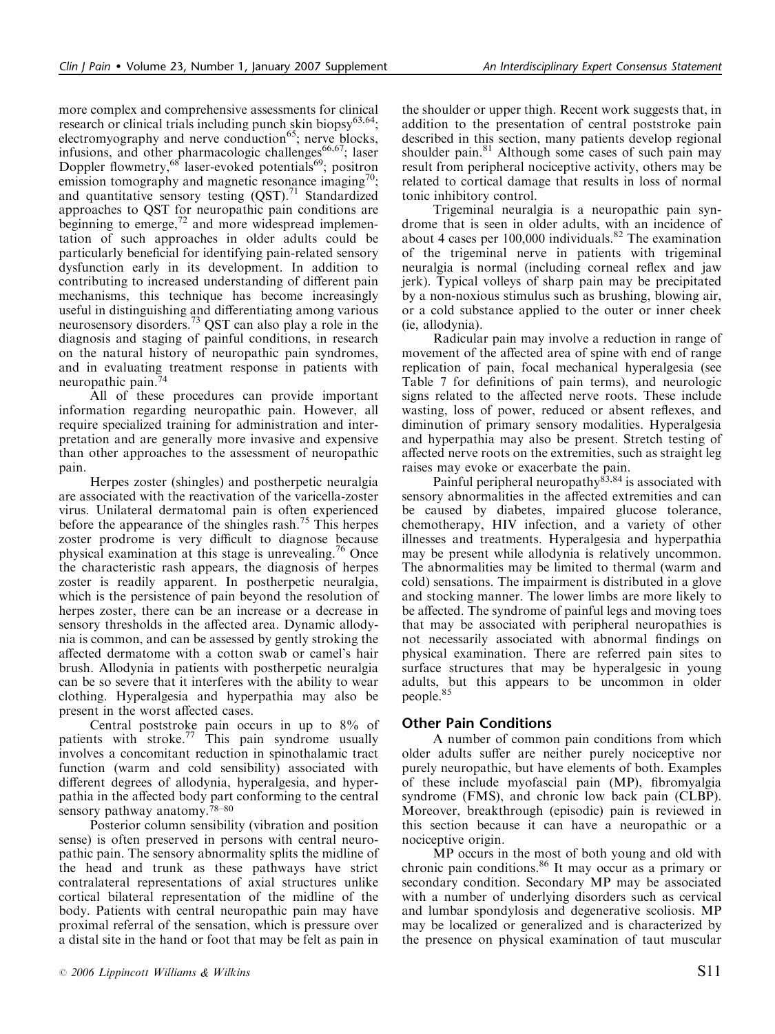more complex and comprehensive assessments for clinical research or clinical trials including punch skin biopsy[63,64]; electromyography and nerve conduction[65]; nerve blocks, infusions, and other pharmacologic challenges[66,67]; laser Doppler flowmetry,[68] laser-evoked potentials[69]; positron emission tomography and magnetic resonance imaging[70]; and quantitative sensory testing (QST).[71] Standardized approaches to QST for neuropathic pain conditions are beginning to emerge,[72] and more widespread implementation of such approaches in older adults could be particularly beneficial for identifying pain-related sensory dysfunction early in its development. In addition to contributing to increased understanding of different pain mechanisms, this technique has become increasingly useful in distinguishing and differentiating among various neurosensory disorders.[73] QST can also play a role in the diagnosis and staging of painful conditions, in research on the natural history of neuropathic pain syndromes, and in evaluating treatment response in patients with neuropathic pain.[74]

All of these procedures can provide important information regarding neuropathic pain. However, all require specialized training for administration and interpretation and are generally more invasive and expensive than other approaches to the assessment of neuropathic pain.

Herpes zoster (shingles) and postherpetic neuralgia are associated with the reactivation of the varicella-zoster virus. Unilateral dermatomal pain is often experienced before the appearance of the shingles rash.[75] This herpes zoster prodrome is very difficult to diagnose because physical examination at this stage is unrevealing.[76] Once the characteristic rash appears, the diagnosis of herpes zoster is readily apparent. In postherpetic neuralgia, which is the persistence of pain beyond the resolution of herpes zoster, there can be an increase or a decrease in sensory thresholds in the affected area. Dynamic allodynia is common, and can be assessed by gently stroking the affected dermatome with a cotton swab or camel's hair brush. Allodynia in patients with postherpetic neuralgia can be so severe that it interferes with the ability to wear clothing. Hyperalgesia and hyperpathia may also be present in the worst affected cases.

Central poststroke pain occurs in up to 8% of patients with stroke.[77] This pain syndrome usually involves a concomitant reduction in spinothalamic tract function (warm and cold sensibility) associated with different degrees of allodynia, hyperalgesia, and hyperpathia in the affected body part conforming to the central sensory pathway anatomy.[78–80]

Posterior column sensibility (vibration and position sense) is often preserved in persons with central neuropathic pain. The sensory abnormality splits the midline of the head and trunk as these pathways have strict contralateral representations of axial structures unlike cortical bilateral representation of the midline of the body. Patients with central neuropathic pain may have proximal referral of the sensation, which is pressure over a distal site in the hand or foot that may be felt as pain in the shoulder or upper thigh. Recent work suggests that, in addition to the presentation of central poststroke pain described in this section, many patients develop regional shoulder pain.[81] Although some cases of such pain may result from peripheral nociceptive activity, others may be related to cortical damage that results in loss of normal tonic inhibitory control.

Trigeminal neuralgia is a neuropathic pain syndrome that is seen in older adults, with an incidence of about 4 cases per 100,000 individuals.[82] The examination of the trigeminal nerve in patients with trigeminal neuralgia is normal (including corneal reflex and jaw jerk). Typical volleys of sharp pain may be precipitated by a non-noxious stimulus such as brushing, blowing air, or a cold substance applied to the outer or inner cheek (ie, allodynia).

Radicular pain may involve a reduction in range of movement of the affected area of spine with end of range replication of pain, focal mechanical hyperalgesia (see Table 7 for definitions of pain terms), and neurologic signs related to the affected nerve roots. These include wasting, loss of power, reduced or absent reflexes, and diminution of primary sensory modalities. Hyperalgesia and hyperpathia may also be present. Stretch testing of affected nerve roots on the extremities, such as straight leg raises may evoke or exacerbate the pain.

Painful peripheral neuropathy[83,84] is associated with sensory abnormalities in the affected extremities and can be caused by diabetes, impaired glucose tolerance, chemotherapy, HIV infection, and a variety of other illnesses and treatments. Hyperalgesia and hyperpathia may be present while allodynia is relatively uncommon. The abnormalities may be limited to thermal (warm and cold) sensations. The impairment is distributed in a glove and stocking manner. The lower limbs are more likely to be affected. The syndrome of painful legs and moving toes that may be associated with peripheral neuropathies is not necessarily associated with abnormal findings on physical examination. There are referred pain sites to surface structures that may be hyperalgesic in young adults, but this appears to be uncommon in older people.[85]

## Other Pain Conditions

A number of common pain conditions from which older adults suffer are neither purely nociceptive nor purely neuropathic, but have elements of both. Examples of these include myofascial pain (MP), fibromyalgia syndrome (FMS), and chronic low back pain (CLBP). Moreover, breakthrough (episodic) pain is reviewed in this section because it can have a neuropathic or a nociceptive origin.

MP occurs in the most of both young and old with chronic pain conditions.[86] It may occur as a primary or secondary condition. Secondary MP may be associated with a number of underlying disorders such as cervical and lumbar spondylosis and degenerative scoliosis. MP may be localized or generalized and is characterized by the presence on physical examination of taut muscular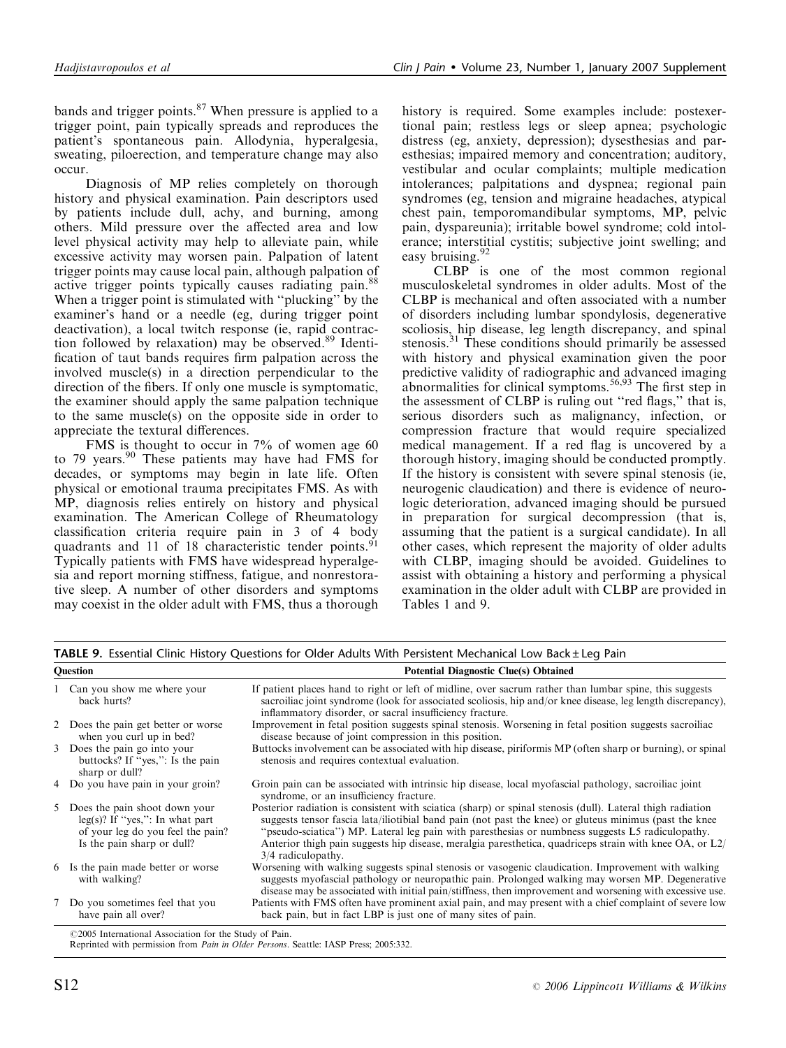bands and trigger points.[87] When pressure is applied to a trigger point, pain typically spreads and reproduces the patient's spontaneous pain. Allodynia, hyperalgesia, sweating, piloerection, and temperature change may also occur.

Diagnosis of MP relies completely on thorough history and physical examination. Pain descriptors used by patients include dull, achy, and burning, among others. Mild pressure over the affected area and low level physical activity may help to alleviate pain, while excessive activity may worsen pain. Palpation of latent trigger points may cause local pain, although palpation of active trigger points typically causes radiating pain.[88] When a trigger point is stimulated with "plucking" by the examiner's hand or a needle (eg, during trigger point deactivation), a local twitch response (ie, rapid contraction followed by relaxation) may be observed.[89] Identification of taut bands requires firm palpation across the involved muscle(s) in a direction perpendicular to the direction of the fibers. If only one muscle is symptomatic, the examiner should apply the same palpation technique to the same muscle(s) on the opposite side in order to appreciate the textural differences.

FMS is thought to occur in 7% of women age 60 to 79 years.[90] These patients may have had FMS for decades, or symptoms may begin in late life. Often physical or emotional trauma precipitates FMS. As with MP, diagnosis relies entirely on history and physical examination. The American College of Rheumatology classification criteria require pain in 3 of 4 body quadrants and 11 of 18 characteristic tender points.[91] Typically patients with FMS have widespread hyperalgesia and report morning stiffness, fatigue, and nonrestorative sleep. A number of other disorders and symptoms may coexist in the older adult with FMS, thus a thorough history is required. Some examples include: postexertional pain; restless legs or sleep apnea; psychologic distress (eg, anxiety, depression); dysesthesias and paresthesias; impaired memory and concentration; auditory, vestibular and ocular complaints; multiple medication intolerances; palpitations and dyspnea; regional pain syndromes (eg, tension and migraine headaches, atypical chest pain, temporomandibular symptoms, MP, pelvic pain, dyspareunia); irritable bowel syndrome; cold intolerance; interstitial cystitis; subjective joint swelling; and easy bruising.[92]

CLBP is one of the most common regional musculoskeletal syndromes in older adults. Most of the CLBP is mechanical and often associated with a number of disorders including lumbar spondylosis, degenerative scoliosis, hip disease, leg length discrepancy, and spinal stenosis.[31] These conditions should primarily be assessed with history and physical examination given the poor predictive validity of radiographic and advanced imaging abnormalities for clinical symptoms.[56,93] The first step in the assessment of CLBP is ruling out "red flags," that is, serious disorders such as malignancy, infection, or compression fracture that would require specialized medical management. If a red flag is uncovered by a thorough history, imaging should be conducted promptly. If the history is consistent with severe spinal stenosis (ie, neurogenic claudication) and there is evidence of neurologic deterioration, advanced imaging should be pursued in preparation for surgical decompression (that is, assuming that the patient is a surgical candidate). In all other cases, which represent the majority of older adults with CLBP, imaging should be avoided. Guidelines to assist with obtaining a history and performing a physical examination in the older adult with CLBP are provided in Tables 1 and 9.

**TABLE 9.** Essential Clinic History Questions for Older Adults With Persistent Mechanical Low Back ± Leg Pain

| | Question | Potential Diagnostic Clue(s) Obtained |
|---|---|---|
| 1 | Can you show me where your back hurts? | If patient places hand to right or left of midline, over sacrum rather than lumbar spine, this suggests sacroiliac joint syndrome (look for associated scoliosis, hip and/or knee disease, leg length discrepancy), inflammatory disorder, or sacral insufficiency fracture. |
| 2 | Does the pain get better or worse when you curl up in bed? | Improvement in fetal position suggests spinal stenosis. Worsening in fetal position suggests sacroiliac disease because of joint compression in this position. |
| 3 | Does the pain go into your buttocks? If "yes,": Is the pain sharp or dull? | Buttocks involvement can be associated with hip disease, piriformis MP (often sharp or burning), or spinal stenosis and requires contextual evaluation. |
| 4 | Do you have pain in your groin? | Groin pain can be associated with intrinsic hip disease, local myofascial pathology, sacroiliac joint syndrome, or an insufficiency fracture. |
| 5 | Does the pain shoot down your leg(s)? If "yes,": In what part of your leg do you feel the pain? Is the pain sharp or dull? | Posterior radiation is consistent with sciatica (sharp) or spinal stenosis (dull). Lateral thigh radiation suggests tensor fascia lata/iliotibial band pain (not past the knee) or gluteus minimus (past the knee "pseudo-sciatica") MP. Lateral leg pain with paresthesias or numbness suggests L5 radiculopathy. Anterior thigh pain suggests hip disease, meralgia paresthetica, quadriceps strain with knee OA, or L2/3/4 radiculopathy. |
| 6 | Is the pain made better or worse with walking? | Worsening with walking suggests spinal stenosis or vasogenic claudication. Improvement with walking suggests myofascial pathology or neuropathic pain. Prolonged walking may worsen MP. Degenerative disease may be associated with initial pain/stiffness, then improvement and worsening with excessive use. |
| 7 | Do you sometimes feel that you have pain all over? | Patients with FMS often have prominent axial pain, and may present with a chief complaint of severe low back pain, but in fact LBP is just one of many sites of pain. |

©2005 International Association for the Study of Pain.
Reprinted with permission from *Pain in Older Persons*. Seattle: IASP Press; 2005:332.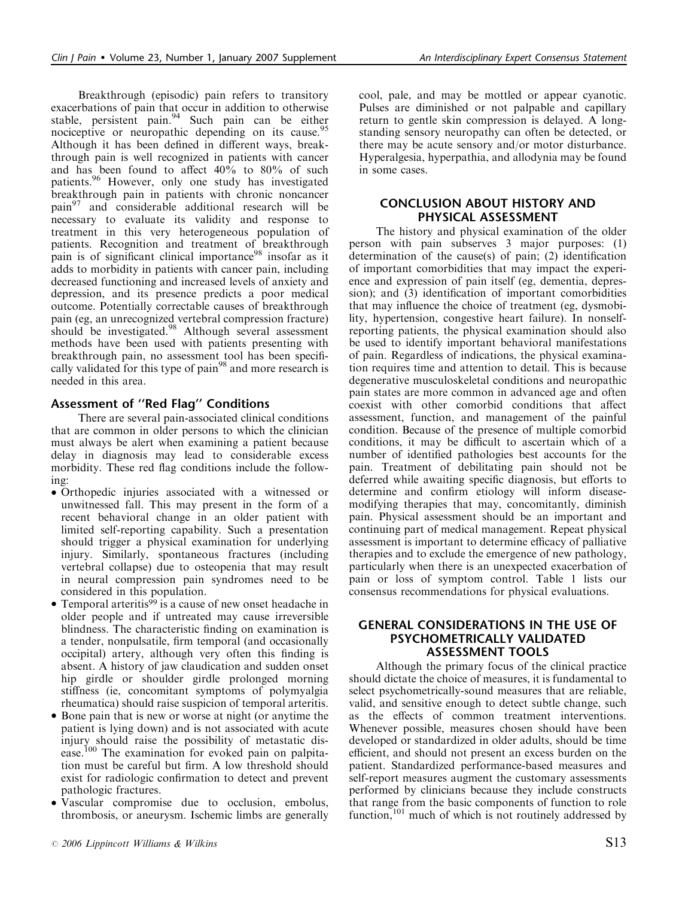Breakthrough (episodic) pain refers to transitory exacerbations of pain that occur in addition to otherwise stable, persistent pain.[94] Such pain can be either nociceptive or neuropathic depending on its cause.[95] Although it has been defined in different ways, breakthrough pain is well recognized in patients with cancer and has been found to affect 40% to 80% of such patients.[96] However, only one study has investigated breakthrough pain in patients with chronic noncancer pain[97] and considerable additional research will be necessary to evaluate its validity and response to treatment in this very heterogeneous population of patients. Recognition and treatment of breakthrough pain is of significant clinical importance[98] insofar as it adds to morbidity in patients with cancer pain, including decreased functioning and increased levels of anxiety and depression, and its presence predicts a poor medical outcome. Potentially correctable causes of breakthrough pain (eg, an unrecognized vertebral compression fracture) should be investigated.[98] Although several assessment methods have been used with patients presenting with breakthrough pain, no assessment tool has been specifically validated for this type of pain[98] and more research is needed in this area.

### Assessment of ''Red Flag'' Conditions

There are several pain-associated clinical conditions that are common in older persons to which the clinician must always be alert when examining a patient because delay in diagnosis may lead to considerable excess morbidity. These red flag conditions include the following:

- Orthopedic injuries associated with a witnessed or unwitnessed fall. This may present in the form of a recent behavioral change in an older patient with limited self-reporting capability. Such a presentation should trigger a physical examination for underlying injury. Similarly, spontaneous fractures (including vertebral collapse) due to osteopenia that may result in neural compression pain syndromes need to be considered in this population.
- Temporal arteritis[99] is a cause of new onset headache in older people and if untreated may cause irreversible blindness. The characteristic finding on examination is a tender, nonpulsatile, firm temporal (and occasionally occipital) artery, although very often this finding is absent. A history of jaw claudication and sudden onset hip girdle or shoulder girdle prolonged morning stiffness (ie, concomitant symptoms of polymyalgia rheumatica) should raise suspicion of temporal arteritis.
- Bone pain that is new or worse at night (or anytime the patient is lying down) and is not associated with acute injury should raise the possibility of metastatic disease.[100] The examination for evoked pain on palpitation must be careful but firm. A low threshold should exist for radiologic confirmation to detect and prevent pathologic fractures.
- Vascular compromise due to occlusion, embolus, thrombosis, or aneurysm. Ischemic limbs are generally cool, pale, and may be mottled or appear cyanotic. Pulses are diminished or not palpable and capillary return to gentle skin compression is delayed. A longstanding sensory neuropathy can often be detected, or there may be acute sensory and/or motor disturbance. Hyperalgesia, hyperpathia, and allodynia may be found in some cases.

## CONCLUSION ABOUT HISTORY AND PHYSICAL ASSESSMENT

The history and physical examination of the older person with pain subserves 3 major purposes: (1) determination of the cause(s) of pain; (2) identification of important comorbidities that may impact the experience and expression of pain itself (eg, dementia, depression); and (3) identification of important comorbidities that may influence the choice of treatment (eg, dysmobility, hypertension, congestive heart failure). In nonself-reporting patients, the physical examination should also be used to identify important behavioral manifestations of pain. Regardless of indications, the physical examination requires time and attention to detail. This is because degenerative musculoskeletal conditions and neuropathic pain states are more common in advanced age and often coexist with other comorbid conditions that affect assessment, function, and management of the painful condition. Because of the presence of multiple comorbid conditions, it may be difficult to ascertain which of a number of identified pathologies best accounts for the pain. Treatment of debilitating pain should not be deferred while awaiting specific diagnosis, but efforts to determine and confirm etiology will inform disease-modifying therapies that may, concomitantly, diminish pain. Physical assessment should be an important and continuing part of medical management. Repeat physical assessment is important to determine efficacy of palliative therapies and to exclude the emergence of new pathology, particularly when there is an unexpected exacerbation of pain or loss of symptom control. Table 1 lists our consensus recommendations for physical evaluations.

## GENERAL CONSIDERATIONS IN THE USE OF PSYCHOMETRICALLY VALIDATED ASSESSMENT TOOLS

Although the primary focus of the clinical practice should dictate the choice of measures, it is fundamental to select psychometrically-sound measures that are reliable, valid, and sensitive enough to detect subtle change, such as the effects of common treatment interventions. Whenever possible, measures chosen should have been developed or standardized in older adults, should be time efficient, and should not present an excess burden on the patient. Standardized performance-based measures and self-report measures augment the customary assessments performed by clinicians because they include constructs that range from the basic components of function to role function,[101] much of which is not routinely addressed by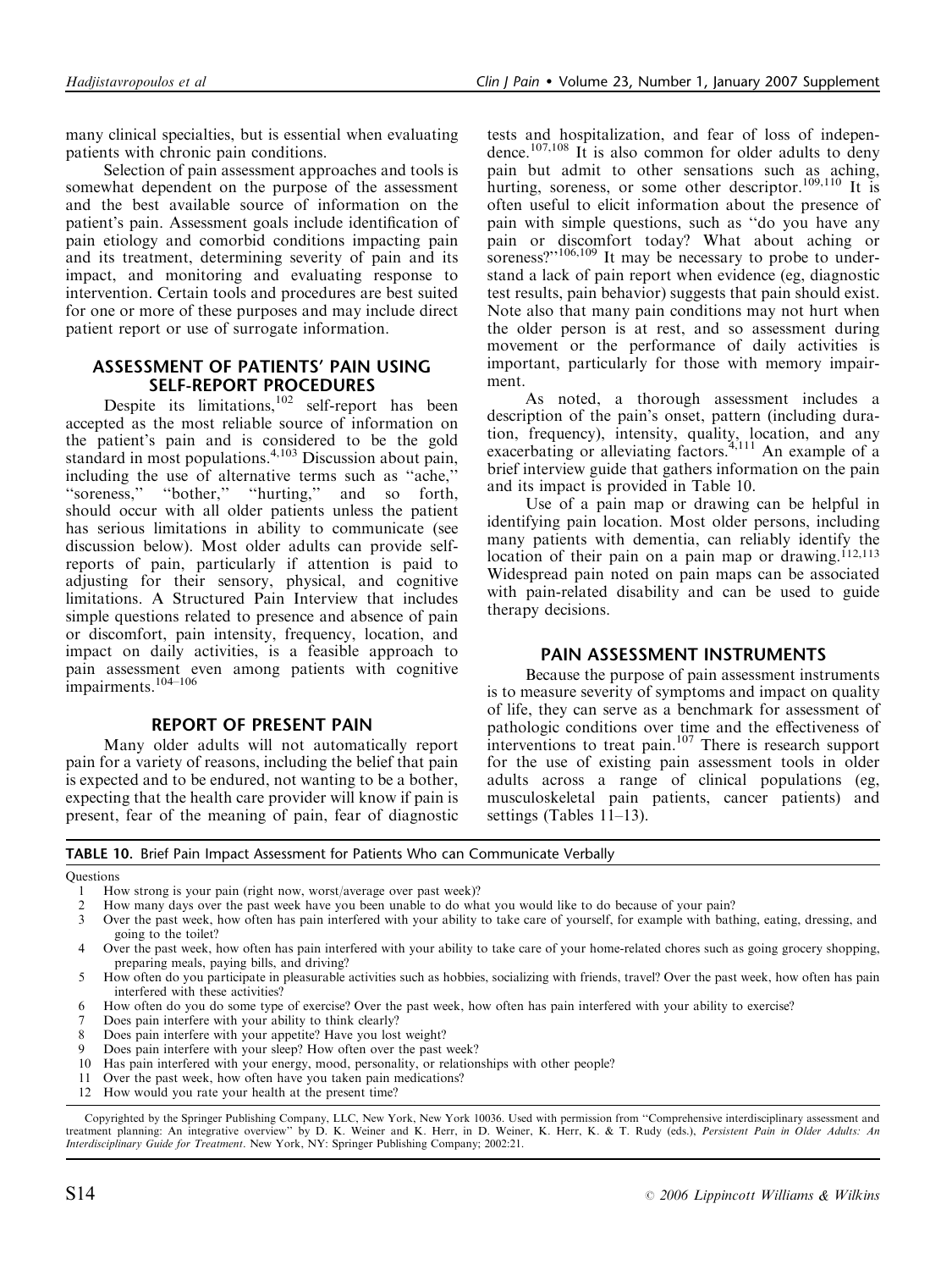many clinical specialties, but is essential when evaluating patients with chronic pain conditions.

Selection of pain assessment approaches and tools is somewhat dependent on the purpose of the assessment and the best available source of information on the patient's pain. Assessment goals include identification of pain etiology and comorbid conditions impacting pain and its treatment, determining severity of pain and its impact, and monitoring and evaluating response to intervention. Certain tools and procedures are best suited for one or more of these purposes and may include direct patient report or use of surrogate information.

## ASSESSMENT OF PATIENTS' PAIN USING SELF-REPORT PROCEDURES

Despite its limitations,[102] self-report has been accepted as the most reliable source of information on the patient's pain and is considered to be the gold standard in most populations.[4,103] Discussion about pain, including the use of alternative terms such as "ache," "soreness," "bother," "hurting," and so forth, should occur with all older patients unless the patient has serious limitations in ability to communicate (see discussion below). Most older adults can provide self-reports of pain, particularly if attention is paid to adjusting for their sensory, physical, and cognitive limitations. A Structured Pain Interview that includes simple questions related to presence and absence of pain or discomfort, pain intensity, frequency, location, and impact on daily activities, is a feasible approach to pain assessment even among patients with cognitive impairments.[104–106]

## REPORT OF PRESENT PAIN

Many older adults will not automatically report pain for a variety of reasons, including the belief that pain is expected and to be endured, not wanting to be a bother, expecting that the health care provider will know if pain is present, fear of the meaning of pain, fear of diagnostic tests and hospitalization, and fear of loss of independence.[107,108] It is also common for older adults to deny pain but admit to other sensations such as aching, hurting, soreness, or some other descriptor.[109,110] It is often useful to elicit information about the presence of pain with simple questions, such as "do you have any pain or discomfort today? What about aching or soreness?"[106,109] It may be necessary to probe to understand a lack of pain report when evidence (eg, diagnostic test results, pain behavior) suggests that pain should exist. Note also that many pain conditions may not hurt when the older person is at rest, and so assessment during movement or the performance of daily activities is important, particularly for those with memory impairment.

As noted, a thorough assessment includes a description of the pain's onset, pattern (including duration, frequency), intensity, quality, location, and any exacerbating or alleviating factors.[4,111] An example of a brief interview guide that gathers information on the pain and its impact is provided in Table 10.

Use of a pain map or drawing can be helpful in identifying pain location. Most older persons, including many patients with dementia, can reliably identify the location of their pain on a pain map or drawing.[112,113] Widespread pain noted on pain maps can be associated with pain-related disability and can be used to guide therapy decisions.

## PAIN ASSESSMENT INSTRUMENTS

Because the purpose of pain assessment instruments is to measure severity of symptoms and impact on quality of life, they can serve as a benchmark for assessment of pathologic conditions over time and the effectiveness of interventions to treat pain.[107] There is research support for the use of existing pain assessment tools in older adults across a range of clinical populations (eg, musculoskeletal pain patients, cancer patients) and settings (Tables 11–13).

**TABLE 10.** Brief Pain Impact Assessment for Patients Who can Communicate Verbally

| | Questions |
|---|---|
| 1 | How strong is your pain (right now, worst/average over past week)? |
| 2 | How many days over the past week have you been unable to do what you would like to do because of your pain? |
| 3 | Over the past week, how often has pain interfered with your ability to take care of yourself, for example with bathing, eating, dressing, and going to the toilet? |
| 4 | Over the past week, how often has pain interfered with your ability to take care of your home-related chores such as going grocery shopping, preparing meals, paying bills, and driving? |
| 5 | How often do you participate in pleasurable activities such as hobbies, socializing with friends, travel? Over the past week, how often has pain interfered with these activities? |
| 6 | How often do you do some type of exercise? Over the past week, how often has pain interfered with your ability to exercise? |
| 7 | Does pain interfere with your ability to think clearly? |
| 8 | Does pain interfere with your appetite? Have you lost weight? |
| 9 | Does pain interfere with your sleep? How often over the past week? |
| 10 | Has pain interfered with your energy, mood, personality, or relationships with other people? |
| 11 | Over the past week, how often have you taken pain medications? |
| 12 | How would you rate your health at the present time? |

Copyrighted by the Springer Publishing Company, LLC, New York, New York 10036. Used with permission from "Comprehensive interdisciplinary assessment and treatment planning: An integrative overview" by D. K. Weiner and K. Herr, in D. Weiner, K. Herr, K. & T. Rudy (eds.), *Persistent Pain in Older Adults: An Interdisciplinary Guide for Treatment*. New York, NY: Springer Publishing Company; 2002:21.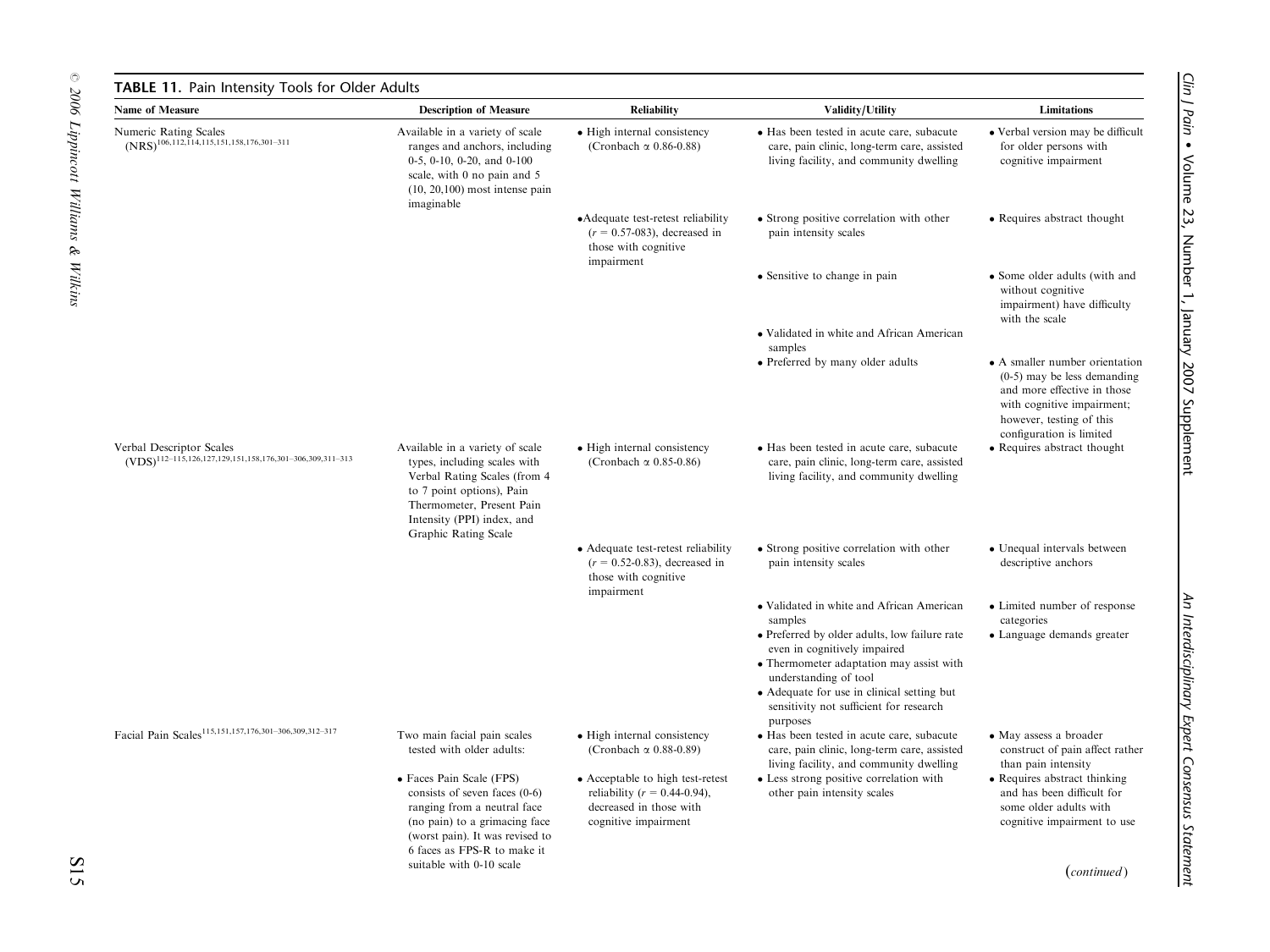**TABLE 11.** Pain Intensity Tools for Older Adults

| Name of Measure | Description of Measure | Reliability | Validity/Utility | Limitations |
|---|---|---|---|---|
| Numeric Rating Scales (NRS)[106,112,114,115,151,158,176,301–311] | Available in a variety of scale ranges and anchors, including 0-5, 0-10, 0-20, and 0-100 scale, with 0 no pain and 5 (10, 20,100) most intense pain imaginable | • High internal consistency (Cronbach α 0.86-0.88) | • Has been tested in acute care, subacute care, pain clinic, long-term care, assisted living facility, and community dwelling | • Verbal version may be difficult for older persons with cognitive impairment |
| | | • Adequate test-retest reliability ($r$ = 0.57-083), decreased in those with cognitive impairment | • Strong positive correlation with other pain intensity scales | • Requires abstract thought |
| | | | • Sensitive to change in pain | • Some older adults (with and without cognitive impairment) have difficulty with the scale |
| | | | • Validated in white and African American samples | |
| | | | • Preferred by many older adults | • A smaller number orientation (0-5) may be less demanding and more effective in those with cognitive impairment; however, testing of this configuration is limited |
| Verbal Descriptor Scales (VDS)[112–115,126,127,129,151,158,176,301–306,309,311–313] | Available in a variety of scale types, including scales with Verbal Rating Scales (from 4 to 7 point options), Pain Thermometer, Present Pain Intensity (PPI) index, and Graphic Rating Scale | • High internal consistency (Cronbach α 0.85-0.86) | • Has been tested in acute care, subacute care, pain clinic, long-term care, assisted living facility, and community dwelling | • Requires abstract thought |
| | | • Adequate test-retest reliability ($r$ = 0.52-0.83), decreased in those with cognitive impairment | • Strong positive correlation with other pain intensity scales | • Unequal intervals between descriptive anchors |
| | | | • Validated in white and African American samples | • Limited number of response categories |
| | | | • Preferred by older adults, low failure rate even in cognitively impaired | • Language demands greater |
| | | | • Thermometer adaptation may assist with understanding of tool | |
| | | | • Adequate for use in clinical setting but sensitivity not sufficient for research purposes | |
| Facial Pain Scales[115,151,157,176,301–306,309,312–317] | Two main facial pain scales tested with older adults: | • High internal consistency (Cronbach α 0.88-0.89) | • Has been tested in acute care, subacute care, pain clinic, long-term care, assisted living facility, and community dwelling | • May assess a broader construct of pain affect rather than pain intensity |
| | • Faces Pain Scale (FPS) consists of seven faces (0-6) ranging from a neutral face (no pain) to a grimacing face (worst pain). It was revised to 6 faces as FPS-R to make it suitable with 0-10 scale | • Acceptable to high test-retest reliability ($r$ = 0.44-0.94), decreased in those with cognitive impairment | • Less strong positive correlation with other pain intensity scales | • Requires abstract thinking and has been difficult for some older adults with cognitive impairment to use |

(*continued*)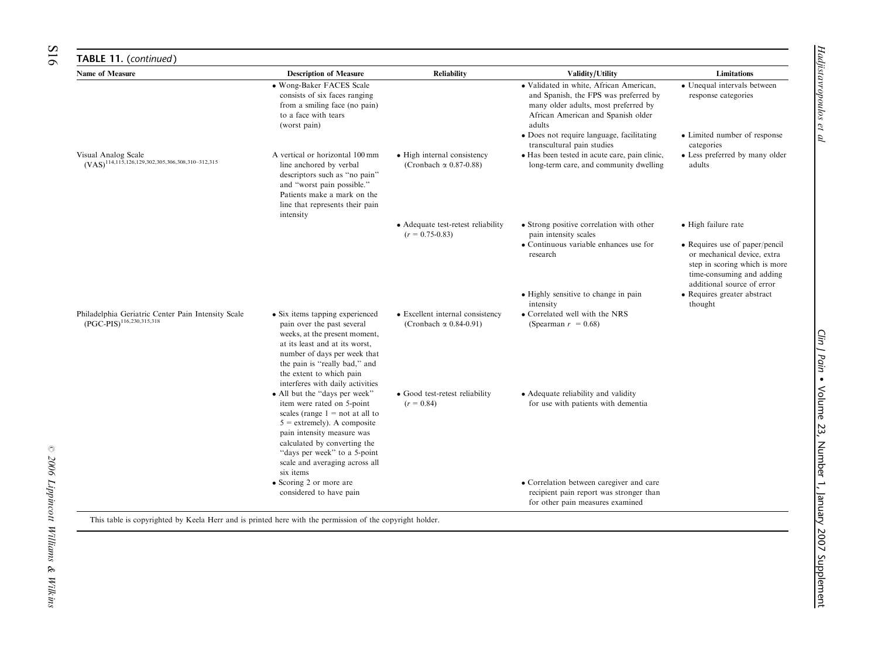**TABLE 11.** (*continued*)

| Name of Measure | Description of Measure | Reliability | Validity/Utility | Limitations |
|---|---|---|---|---|
| | • Wong-Baker FACES Scale consists of six faces ranging from a smiling face (no pain) to a face with tears (worst pain) | | • Validated in white, African American, and Spanish, the FPS was preferred by many older adults, most preferred by African American and Spanish older adults | • Unequal intervals between response categories |
| | | | • Does not require language, facilitating transcultural pain studies | • Limited number of response categories |
| Visual Analog Scale (VAS)[114,115,126,129,302,305,306,308,310–312,315] | A vertical or horizontal 100 mm line anchored by verbal descriptors such as "no pain" and "worst pain possible." Patients make a mark on the line that represents their pain intensity | • High internal consistency (Cronbach α 0.87-0.88) | • Has been tested in acute care, pain clinic, long-term care, and community dwelling | • Less preferred by many older adults |
| | | • Adequate test-retest reliability ($r$ = 0.75-0.83) | • Strong positive correlation with other pain intensity scales | • High failure rate |
| | | | • Continuous variable enhances use for research | • Requires use of paper/pencil or mechanical device, extra step in scoring which is more time-consuming and adding additional source of error |
| | | | • Highly sensitive to change in pain intensity | • Requires greater abstract thought |
| Philadelphia Geriatric Center Pain Intensity Scale (PGC-PIS)[116,230,315,318] | • Six items tapping experienced pain over the past several weeks, at the present moment, at its least and at its worst, number of days per week that the pain is "really bad," and the extent to which pain interferes with daily activities | • Excellent internal consistency (Cronbach α 0.84-0.91) | • Correlated well with the NRS (Spearman $r$ = 0.68) | |
| | • All but the "days per week" item were rated on 5-point scales (range 1 = not at all to 5 = extremely). A composite pain intensity measure was calculated by converting the "days per week" to a 5-point scale and averaging across all six items | • Good test-retest reliability ($r$ = 0.84) | • Adequate reliability and validity for use with patients with dementia | |
| | • Scoring 2 or more are considered to have pain | | • Correlation between caregiver and care recipient pain report was stronger than for other pain measures examined | |

This table is copyrighted by Keela Herr and is printed here with the permission of the copyright holder.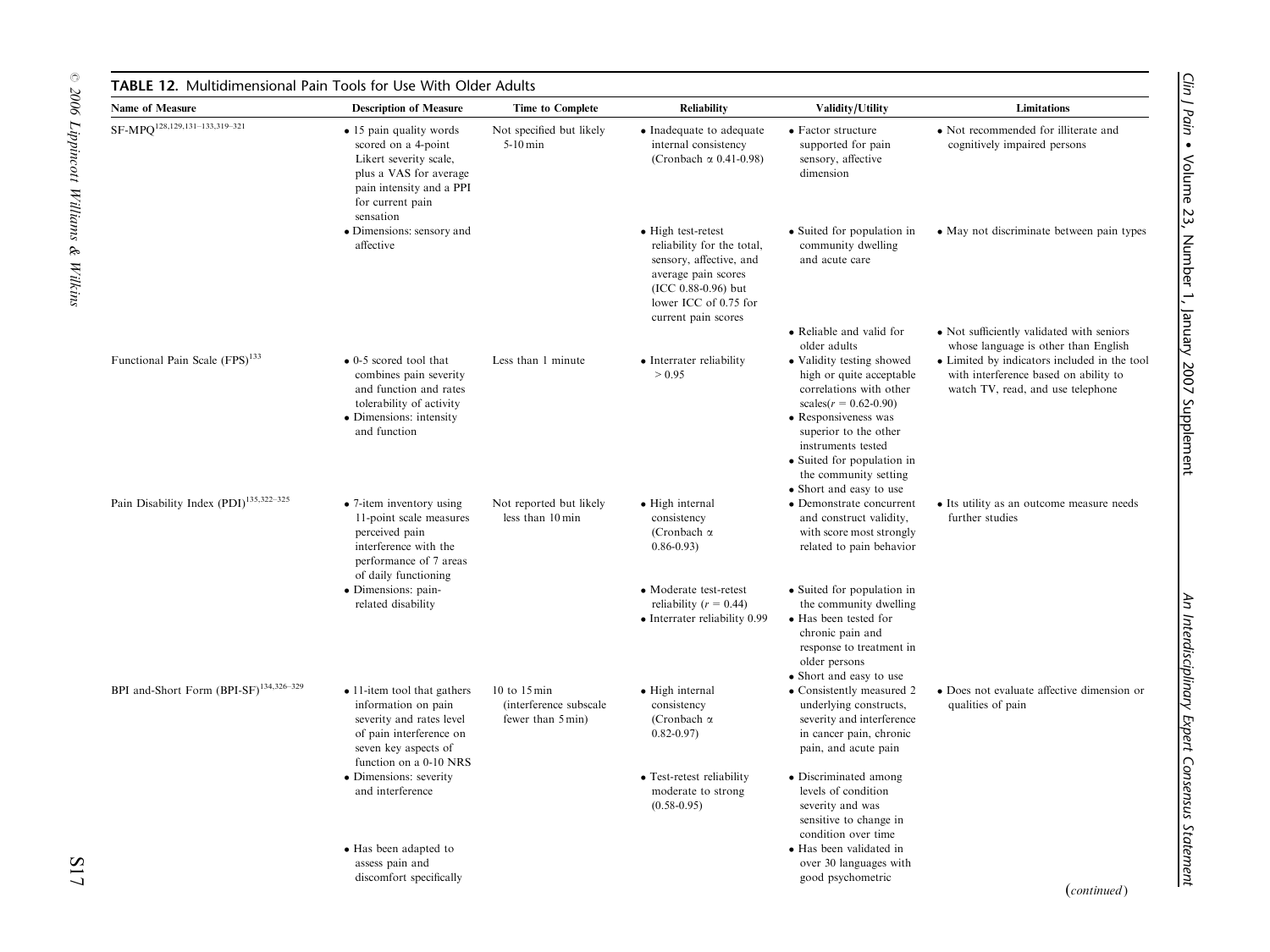**TABLE 12.** Multidimensional Pain Tools for Use With Older Adults

| Name of Measure | Description of Measure | Time to Complete | Reliability | Validity/Utility | Limitations |
|---|---|---|---|---|---|
| SF-MPQ[128,129,131–133,319–321] | • 15 pain quality words scored on a 4-point Likert severity scale, plus a VAS for average pain intensity and a PPI for current pain sensation<br>• Dimensions: sensory and affective | Not specified but likely 5-10 min | • Inadequate to adequate internal consistency (Cronbach α 0.41-0.98)<br>• High test-retest reliability for the total, sensory, affective, and average pain scores (ICC 0.88-0.96) but lower ICC of 0.75 for current pain scores | • Factor structure supported for pain sensory, affective dimension<br>• Suited for population in community dwelling and acute care<br>• Reliable and valid for older adults | • Not recommended for illiterate and cognitively impaired persons<br>• May not discriminate between pain types<br>• Not sufficiently validated with seniors whose language is other than English |
| Functional Pain Scale (FPS)[133] | • 0-5 scored tool that combines pain severity and function and rates tolerability of activity<br>• Dimensions: intensity and function | Less than 1 minute | • Interrater reliability > 0.95 | • Validity testing showed high or quite acceptable correlations with other scales($r$ = 0.62-0.90)<br>• Responsiveness was superior to the other instruments tested<br>• Suited for population in the community setting<br>• Short and easy to use | • Limited by indicators included in the tool with interference based on ability to watch TV, read, and use telephone |
| Pain Disability Index (PDI)[135,322–325] | • 7-item inventory using 11-point scale measures perceived pain interference with the performance of 7 areas of daily functioning<br>• Dimensions: pain-related disability | Not reported but likely less than 10 min | • High internal consistency (Cronbach α 0.86-0.93)<br>• Moderate test-retest reliability ($r$ = 0.44)<br>• Interrater reliability 0.99 | • Demonstrate concurrent and construct validity, with score most strongly related to pain behavior<br>• Suited for population in the community dwelling<br>• Has been tested for chronic pain and response to treatment in older persons<br>• Short and easy to use | • Its utility as an outcome measure needs further studies |
| BPI and-Short Form (BPI-SF)[134,326–329] | • 11-item tool that gathers information on pain severity and rates level of pain interference on seven key aspects of function on a 0-10 NRS<br>• Dimensions: severity and interference<br>• Has been adapted to assess pain and discomfort specifically | 10 to 15 min (interference subscale fewer than 5 min) | • High internal consistency (Cronbach α 0.82-0.97)<br>• Test-retest reliability moderate to strong (0.58-0.95) | • Consistently measured 2 underlying constructs, severity and interference in cancer pain, chronic pain, and acute pain<br>• Discriminated among levels of condition severity and was sensitive to change in condition over time<br>• Has been validated in over 30 languages with good psychometric | • Does not evaluate affective dimension or qualities of pain |

(*continued*)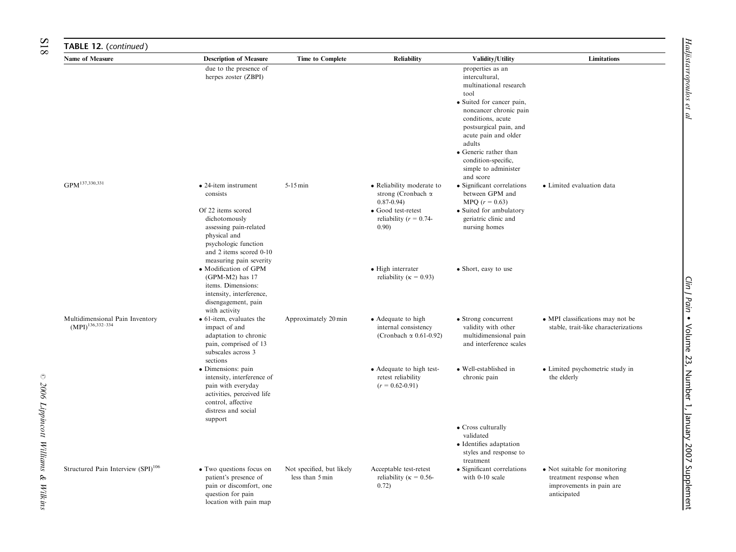**TABLE 12.** (*continued*)

| Name of Measure | Description of Measure | Time to Complete | Reliability | Validity/Utility | Limitations |
|---|---|---|---|---|---|
| | due to the presence of herpes zoster (ZBPI) | | | properties as an intercultural, multinational research tool<br>• Suited for cancer pain, noncancer chronic pain conditions, acute postsurgical pain, and acute pain and older adults<br>• Generic rather than condition-specific, simple to administer and score | |
| GPM[137,330,331] | • 24-item instrument consists<br>Of 22 items scored dichotomously assessing pain-related physical and psychologic function and 2 items scored 0-10 measuring pain severity<br>• Modification of GPM (GPM-M2) has 17 items. Dimensions: intensity, interference, disengagement, pain with activity | 5-15 min | • Reliability moderate to strong (Cronbach $\alpha$ 0.87-0.94)<br>• Good test-retest reliability ($r$ = 0.74-0.90)<br>• High interrater reliability ($\kappa$ = 0.93) | • Significant correlations between GPM and MPQ ($r$ = 0.63)<br>• Suited for ambulatory geriatric clinic and nursing homes<br>• Short, easy to use | • Limited evaluation data |
| Multidimensional Pain Inventory (MPI)[136,332–334] | • 61-item, evaluates the impact of and adaptation to chronic pain, comprised of 13 subscales across 3 sections<br>• Dimensions: pain intensity, interference of pain with everyday activities, perceived life control, affective distress and social support | Approximately 20 min | • Adequate to high internal consistency (Cronbach $\alpha$ 0.61-0.92)<br>• Adequate to high test-retest reliability ($r$ = 0.62-0.91) | • Strong concurrent validity with other multidimensional pain and interference scales<br>• Well-established in chronic pain<br>• Cross culturally validated<br>• Identifies adaptation styles and response to treatment | • MPI classifications may not be stable, trait-like characterizations<br>• Limited psychometric study in the elderly |
| Structured Pain Interview (SPI)[106] | • Two questions focus on patient's presence of pain or discomfort, one question for pain location with pain map | Not specified, but likely less than 5 min | Acceptable test-retest reliability ($\kappa$ = 0.56-0.72) | • Significant correlations with 0-10 scale | • Not suitable for monitoring treatment response when improvements in pain are anticipated |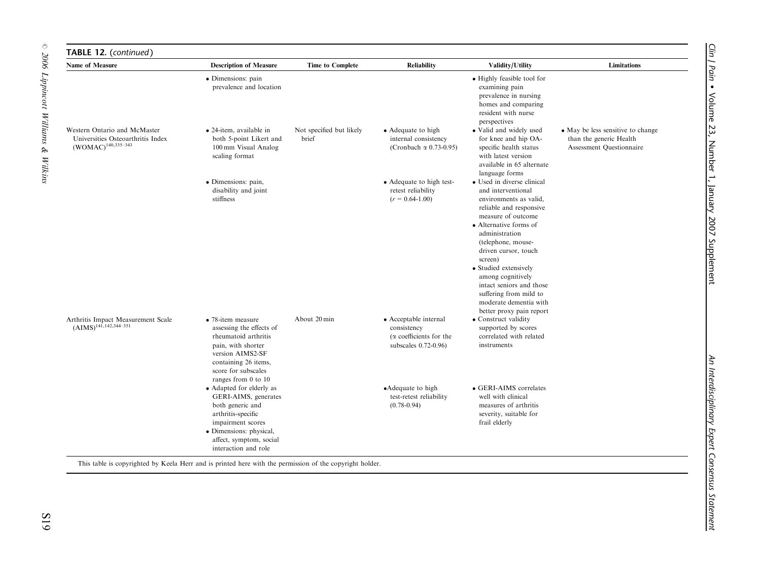**TABLE 12.** (*continued*)

| Name of Measure | Description of Measure | Time to Complete | Reliability | Validity/Utility | Limitations |
|---|---|---|---|---|---|
| | • Dimensions: pain prevalence and location | | | • Highly feasible tool for examining pain prevalence in nursing homes and comparing resident with nurse perspectives | |
| Western Ontario and McMaster Universities Osteoarthritis Index (WOMAC)[140,335–343] | • 24-item, available in both 5-point Likert and 100 mm Visual Analog scaling format<br>• Dimensions: pain, disability and joint stiffness | Not specified but likely brief | • Adequate to high internal consistency (Cronbach $\alpha$ 0.73-0.95)<br>• Adequate to high test-retest reliability ($r$ = 0.64-1.00) | • Valid and widely used for knee and hip OA-specific health status with latest version available in 65 alternate language forms<br>• Used in diverse clinical and interventional environments as valid, reliable and responsive measure of outcome<br>• Alternative forms of administration (telephone, mouse-driven cursor, touch screen)<br>• Studied extensively among cognitively intact seniors and those suffering from mild to moderate dementia with better proxy pain report | • May be less sensitive to change than the generic Health Assessment Questionnaire |
| Arthritis Impact Measurement Scale (AIMS)[141,142,344–351] | • 78-item measure assessing the effects of rheumatoid arthritis pain, with shorter version AIMS2-SF containing 26 items, score for subscales ranges from 0 to 10<br>• Adapted for elderly as GERI-AIMS, generates both generic and arthritis-specific impairment scores<br>• Dimensions: physical, affect, symptom, social interaction and role | About 20 min | • Acceptable internal consistency ($\alpha$ coefficients for the subscales 0.72-0.96)<br>• Adequate to high test-retest reliability (0.78-0.94) | • Construct validity supported by scores correlated with related instruments<br>• GERI-AIMS correlates well with clinical measures of arthritis severity, suitable for frail elderly | |

This table is copyrighted by Keela Herr and is printed here with the permission of the copyright holder.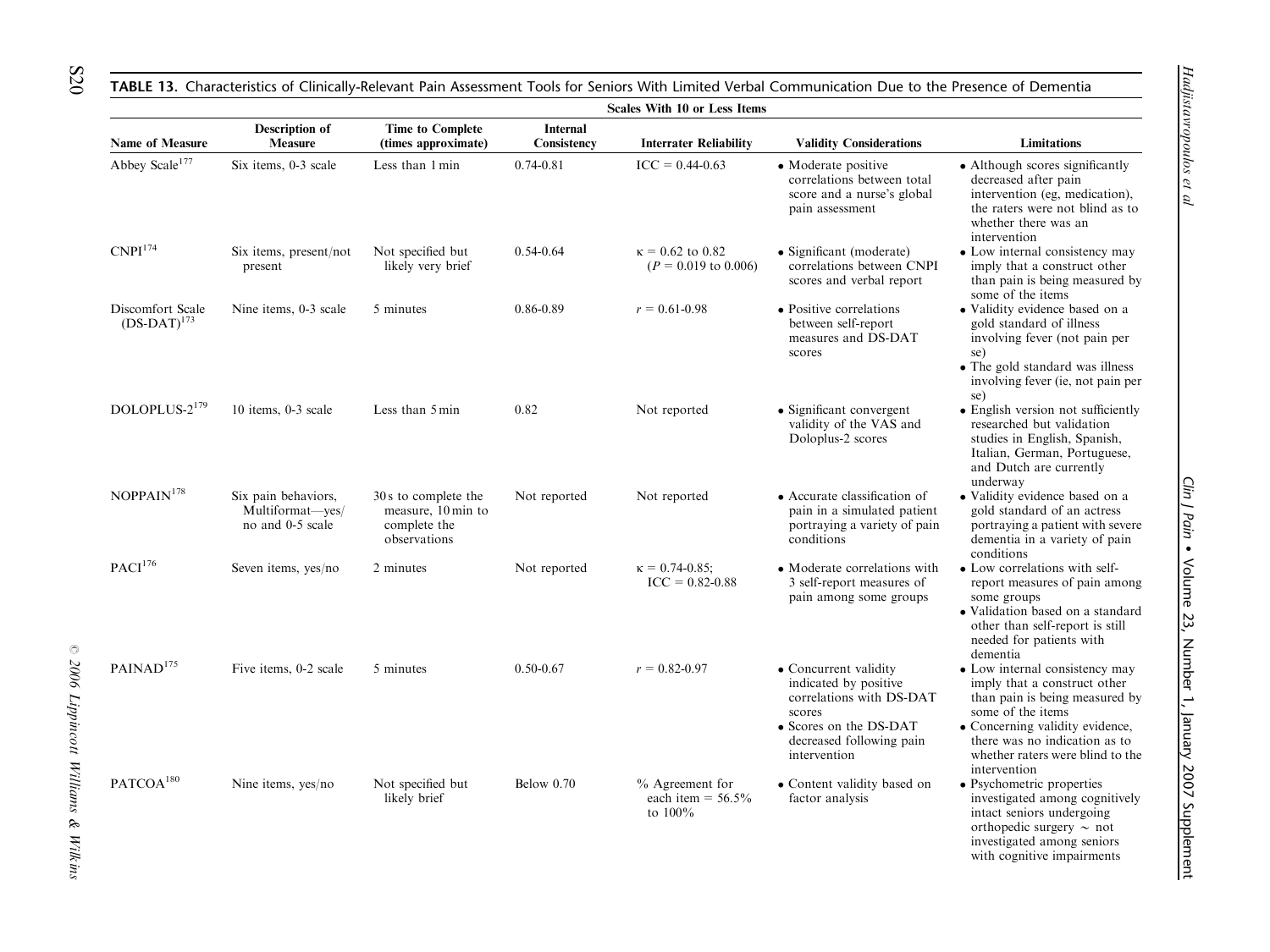**TABLE 13.** Characteristics of Clinically-Relevant Pain Assessment Tools for Seniors With Limited Verbal Communication Due to the Presence of Dementia

| Scales With 10 or Less Items | | | | | | |
|---|---|---|---|---|---|---|
| **Name of Measure** | **Description of Measure** | **Time to Complete (times approximate)** | **Internal Consistency** | **Interrater Reliability** | **Validity Considerations** | **Limitations** |
| Abbey Scale[177] | Six items, 0-3 scale | Less than 1 min | 0.74-0.81 | ICC = 0.44-0.63 | • Moderate positive correlations between total score and a nurse's global pain assessment | • Although scores significantly decreased after pain intervention (eg, medication), the raters were not blind as to whether there was an intervention |
| CNPI[174] | Six items, present/not present | Not specified but likely very brief | 0.54-0.64 | $\kappa = 0.62$ to 0.82 ($P = 0.019$ to 0.006) | • Significant (moderate) correlations between CNPI scores and verbal report | • Low internal consistency may imply that a construct other than pain is being measured by some of the items |
| Discomfort Scale (DS-DAT)[173] | Nine items, 0-3 scale | 5 minutes | 0.86-0.89 | $r = 0.61$-0.98 | • Positive correlations between self-report measures and DS-DAT scores | • Validity evidence based on a gold standard of illness involving fever (not pain per se) • The gold standard was illness involving fever (ie, not pain per se) |
| DOLOPLUS-2[179] | 10 items, 0-3 scale | Less than 5 min | 0.82 | Not reported | • Significant convergent validity of the VAS and Doloplus-2 scores | • English version not sufficiently researched but validation studies in English, Spanish, Italian, German, Portuguese, and Dutch are currently underway |
| NOPPAIN[178] | Six pain behaviors, Multiformat—yes/no and 0-5 scale | 30 s to complete the measure, 10 min to complete the observations | Not reported | Not reported | • Accurate classification of pain in a simulated patient portraying a variety of pain conditions | • Validity evidence based on a gold standard of an actress portraying a patient with severe dementia in a variety of pain conditions |
| PACI[176] | Seven items, yes/no | 2 minutes | Not reported | $\kappa = 0.74$-0.85; ICC = 0.82-0.88 | • Moderate correlations with 3 self-report measures of pain among some groups | • Low correlations with self-report measures of pain among some groups • Validation based on a standard other than self-report is still needed for patients with dementia |
| PAINAD[175] | Five items, 0-2 scale | 5 minutes | 0.50-0.67 | $r = 0.82$-0.97 | • Concurrent validity indicated by positive correlations with DS-DAT scores • Scores on the DS-DAT decreased following pain intervention | • Low internal consistency may imply that a construct other than pain is being measured by some of the items • Concerning validity evidence, there was no indication as to whether raters were blind to the intervention |
| PATCOA[180] | Nine items, yes/no | Not specified but likely brief | Below 0.70 | % Agreement for each item = 56.5% to 100% | • Content validity based on factor analysis | • Psychometric properties investigated among cognitively intact seniors undergoing orthopedic surgery ~ not investigated among seniors with cognitive impairments |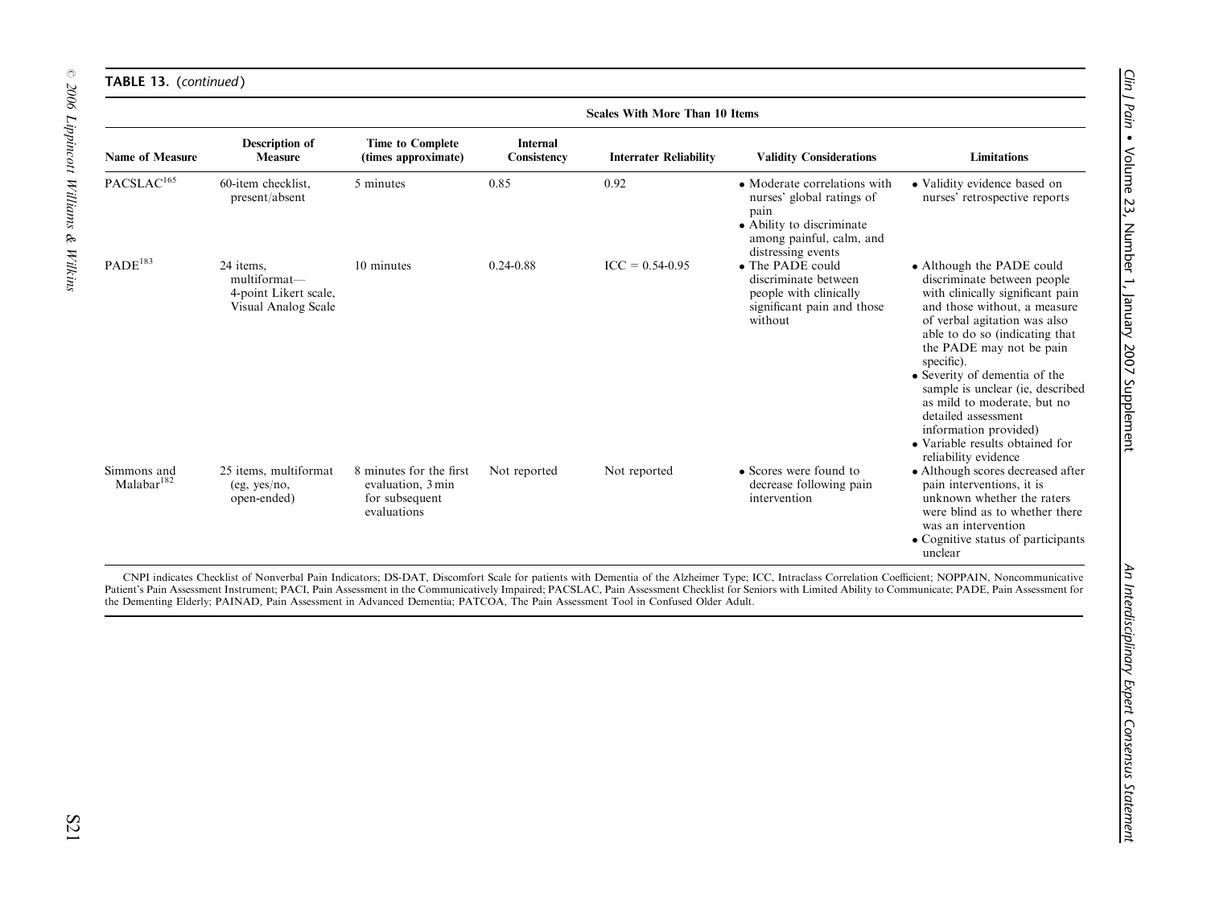**TABLE 13.** (*continued*)

| | | | | Scales With More Than 10 Items | | |
|---|---|---|---|---|---|---|
| **Name of Measure** | **Description of Measure** | **Time to Complete (times approximate)** | **Internal Consistency** | **Interrater Reliability** | **Validity Considerations** | **Limitations** |
| PACSLAC[165] | 60-item checklist, present/absent | 5 minutes | 0.85 | 0.92 | • Moderate correlations with nurses' global ratings of pain<br>• Ability to discriminate among painful, calm, and distressing events | • Validity evidence based on nurses' retrospective reports |
| PADE[183] | 24 items, multiformat—4-point Likert scale, Visual Analog Scale | 10 minutes | 0.24-0.88 | ICC = 0.54-0.95 | • The PADE could discriminate between people with clinically significant pain and those without | • Although the PADE could discriminate between people with clinically significant pain and those without, a measure of verbal agitation was also able to do so (indicating that the PADE may not be pain specific).<br>• Severity of dementia of the sample is unclear (ie, described as mild to moderate, but no detailed assessment information provided)<br>• Variable results obtained for reliability evidence |
| Simmons and Malabar[182] | 25 items, multiformat (eg, yes/no, open-ended) | 8 minutes for the first evaluation, 3 min for subsequent evaluations | Not reported | Not reported | • Scores were found to decrease following pain intervention | • Although scores decreased after pain interventions, it is unknown whether the raters were blind as to whether there was an intervention<br>• Cognitive status of participants unclear |

CNPI indicates Checklist of Nonverbal Pain Indicators; DS-DAT, Discomfort Scale for patients with Dementia of the Alzheimer Type; ICC, Intraclass Correlation Coefficient; NOPPAIN, Noncommunicative Patient's Pain Assessment Instrument; PACI, Pain Assessment in the Communicatively Impaired; PACSLAC, Pain Assessment Checklist for Seniors with Limited Ability to Communicate; PADE, Pain Assessment for the Dementing Elderly; PAINAD, Pain Assessment in Advanced Dementia; PATCOA, The Pain Assessment Tool in Confused Older Adult.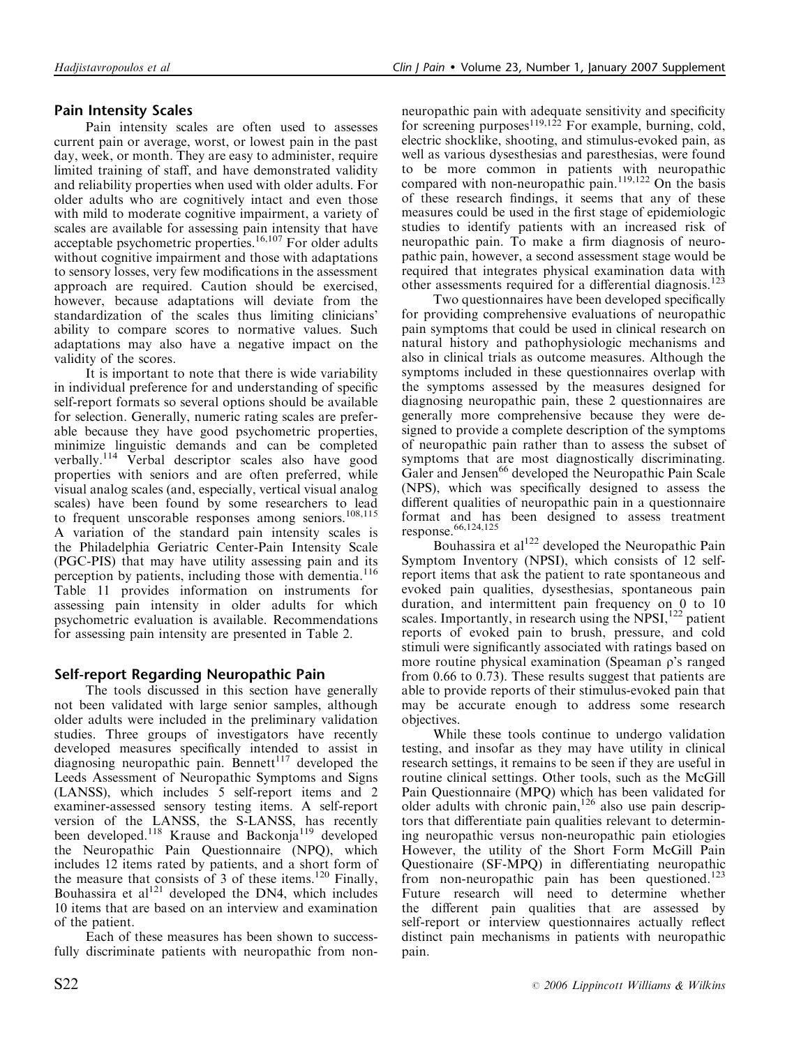## Pain Intensity Scales

Pain intensity scales are often used to assesses current pain or average, worst, or lowest pain in the past day, week, or month. They are easy to administer, require limited training of staff, and have demonstrated validity and reliability properties when used with older adults. For older adults who are cognitively intact and even those with mild to moderate cognitive impairment, a variety of scales are available for assessing pain intensity that have acceptable psychometric properties.[16,107] For older adults without cognitive impairment and those with adaptations to sensory losses, very few modifications in the assessment approach are required. Caution should be exercised, however, because adaptations will deviate from the standardization of the scales thus limiting clinicians' ability to compare scores to normative values. Such adaptations may also have a negative impact on the validity of the scores.

It is important to note that there is wide variability in individual preference for and understanding of specific self-report formats so several options should be available for selection. Generally, numeric rating scales are preferable because they have good psychometric properties, minimize linguistic demands and can be completed verbally.[114] Verbal descriptor scales also have good properties with seniors and are often preferred, while visual analog scales (and, especially, vertical visual analog scales) have been found by some researchers to lead to frequent unscorable responses among seniors.[108,115] A variation of the standard pain intensity scales is the Philadelphia Geriatric Center-Pain Intensity Scale (PGC-PIS) that may have utility assessing pain and its perception by patients, including those with dementia.[116] Table 11 provides information on instruments for assessing pain intensity in older adults for which psychometric evaluation is available. Recommendations for assessing pain intensity are presented in Table 2.

## Self-report Regarding Neuropathic Pain

The tools discussed in this section have generally not been validated with large senior samples, although older adults were included in the preliminary validation studies. Three groups of investigators have recently developed measures specifically intended to assist in diagnosing neuropathic pain. Bennett[117] developed the Leeds Assessment of Neuropathic Symptoms and Signs (LANSS), which includes 5 self-report items and 2 examiner-assessed sensory testing items. A self-report version of the LANSS, the S-LANSS, has recently been developed.[118] Krause and Backonja[119] developed the Neuropathic Pain Questionnaire (NPQ), which includes 12 items rated by patients, and a short form of the measure that consists of 3 of these items.[120] Finally, Bouhassira et al[121] developed the DN4, which includes 10 items that are based on an interview and examination of the patient.

Each of these measures has been shown to successfully discriminate patients with neuropathic from non-neuropathic pain with adequate sensitivity and specificity for screening purposes[119,122] For example, burning, cold, electric shocklike, shooting, and stimulus-evoked pain, as well as various dysesthesias and paresthesias, were found to be more common in patients with neuropathic compared with non-neuropathic pain.[119,122] On the basis of these research findings, it seems that any of these measures could be used in the first stage of epidemiologic studies to identify patients with an increased risk of neuropathic pain. To make a firm diagnosis of neuropathic pain, however, a second assessment stage would be required that integrates physical examination data with other assessments required for a differential diagnosis.[123]

Two questionnaires have been developed specifically for providing comprehensive evaluations of neuropathic pain symptoms that could be used in clinical research on natural history and pathophysiologic mechanisms and also in clinical trials as outcome measures. Although the symptoms included in these questionnaires overlap with the symptoms assessed by the measures designed for diagnosing neuropathic pain, these 2 questionnaires are generally more comprehensive because they were designed to provide a complete description of the symptoms of neuropathic pain rather than to assess the subset of symptoms that are most diagnostically discriminating. Galer and Jensen[66] developed the Neuropathic Pain Scale (NPS), which was specifically designed to assess the different qualities of neuropathic pain in a questionnaire format and has been designed to assess treatment response.[66,124,125]

Bouhassira et al[122] developed the Neuropathic Pain Symptom Inventory (NPSI), which consists of 12 self-report items that ask the patient to rate spontaneous and evoked pain qualities, dysesthesias, spontaneous pain duration, and intermittent pain frequency on 0 to 10 scales. Importantly, in research using the NPSI,[122] patient reports of evoked pain to brush, pressure, and cold stimuli were significantly associated with ratings based on more routine physical examination (Speaman $\rho$'s ranged from 0.66 to 0.73). These results suggest that patients are able to provide reports of their stimulus-evoked pain that may be accurate enough to address some research objectives.

While these tools continue to undergo validation testing, and insofar as they may have utility in clinical research settings, it remains to be seen if they are useful in routine clinical settings. Other tools, such as the McGill Pain Questionnaire (MPQ) which has been validated for older adults with chronic pain,[126] also use pain descriptors that differentiate pain qualities relevant to determining neuropathic versus non-neuropathic pain etiologies However, the utility of the Short Form McGill Pain Questionaire (SF-MPQ) in differentiating neuropathic from non-neuropathic pain has been questioned.[123] Future research will need to determine whether the different pain qualities that are assessed by self-report or interview questionnaires actually reflect distinct pain mechanisms in patients with neuropathic pain.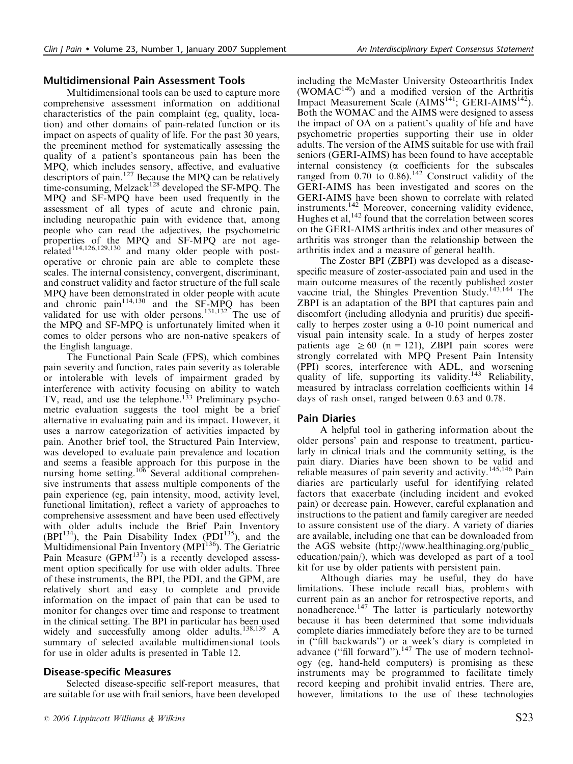## Multidimensional Pain Assessment Tools

Multidimensional tools can be used to capture more comprehensive assessment information on additional characteristics of the pain complaint (eg, quality, location) and other domains of pain-related function or its impact on aspects of quality of life. For the past 30 years, the preeminent method for systematically assessing the quality of a patient's spontaneous pain has been the MPQ, which includes sensory, affective, and evaluative descriptors of pain.[127] Because the MPQ can be relatively time-consuming, Melzack[128] developed the SF-MPQ. The MPQ and SF-MPQ have been used frequently in the assessment of all types of acute and chronic pain, including neuropathic pain with evidence that, among people who can read the adjectives, the psychometric properties of the MPQ and SF-MPQ are not age-related[114,126,129,130] and many older people with postoperative or chronic pain are able to complete these scales. The internal consistency, convergent, discriminant, and construct validity and factor structure of the full scale MPQ have been demonstrated in older people with acute and chronic pain[114,130] and the SF-MPQ has been validated for use with older persons.[131,132] The use of the MPQ and SF-MPQ is unfortunately limited when it comes to older persons who are non-native speakers of the English language.

The Functional Pain Scale (FPS), which combines pain severity and function, rates pain severity as tolerable or intolerable with levels of impairment graded by interference with activity focusing on ability to watch TV, read, and use the telephone.[133] Preliminary psychometric evaluation suggests the tool might be a brief alternative in evaluating pain and its impact. However, it uses a narrow categorization of activities impacted by pain. Another brief tool, the Structured Pain Interview, was developed to evaluate pain prevalence and location and seems a feasible approach for this purpose in the nursing home setting.[106] Several additional comprehensive instruments that assess multiple components of the pain experience (eg, pain intensity, mood, activity level, functional limitation), reflect a variety of approaches to comprehensive assessment and have been used effectively with older adults include the Brief Pain Inventory (BPI[134]), the Pain Disability Index (PDI[135]), and the Multidimensional Pain Inventory (MPI[136]). The Geriatric Pain Measure (GPM[137]) is a recently developed assessment option specifically for use with older adults. Three of these instruments, the BPI, the PDI, and the GPM, are relatively short and easy to complete and provide information on the impact of pain that can be used to monitor for changes over time and response to treatment in the clinical setting. The BPI in particular has been used widely and successfully among older adults.[138,139] A summary of selected available multidimensional tools for use in older adults is presented in Table 12.

## Disease-specific Measures

Selected disease-specific self-report measures, that are suitable for use with frail seniors, have been developed including the McMaster University Osteoarthritis Index (WOMAC[140]) and a modified version of the Arthritis Impact Measurement Scale (AIMS[141]; GERI-AIMS[142]). Both the WOMAC and the AIMS were designed to assess the impact of OA on a patient's quality of life and have psychometric properties supporting their use in older adults. The version of the AIMS suitable for use with frail seniors (GERI-AIMS) has been found to have acceptable internal consistency ($\alpha$ coefficients for the subscales ranged from 0.70 to 0.86).[142] Construct validity of the GERI-AIMS has been investigated and scores on the GERI-AIMS have been shown to correlate with related instruments.[142] Moreover, concerning validity evidence, Hughes et al,[142] found that the correlation between scores on the GERI-AIMS arthritis index and other measures of arthritis was stronger than the relationship between the arthritis index and a measure of general health.

The Zoster BPI (ZBPI) was developed as a disease-specific measure of zoster-associated pain and used in the main outcome measures of the recently published zoster vaccine trial, the Shingles Prevention Study.[143,144] The ZBPI is an adaptation of the BPI that captures pain and discomfort (including allodynia and pruritis) due specifically to herpes zoster using a 0-10 point numerical and visual pain intensity scale. In a study of herpes zoster patients age $\geq 60$ (n = 121), ZBPI pain scores were strongly correlated with MPQ Present Pain Intensity (PPI) scores, interference with ADL, and worsening quality of life, supporting its validity.[143] Reliability, measured by intraclass correlation coefficients within 14 days of rash onset, ranged between 0.63 and 0.78.

## Pain Diaries

A helpful tool in gathering information about the older persons' pain and response to treatment, particularly in clinical trials and the community setting, is the pain diary. Diaries have been shown to be valid and reliable measures of pain severity and activity.[145,146] Pain diaries are particularly useful for identifying related factors that exacerbate (including incident and evoked pain) or decrease pain. However, careful explanation and instructions to the patient and family caregiver are needed to assure consistent use of the diary. A variety of diaries are available, including one that can be downloaded from the AGS website (http://www.healthinaging.org/public_education/pain/), which was developed as part of a tool kit for use by older patients with persistent pain.

Although diaries may be useful, they do have limitations. These include recall bias, problems with current pain as an anchor for retrospective reports, and nonadherence.[147] The latter is particularly noteworthy because it has been determined that some individuals complete diaries immediately before they are to be turned in ("fill backwards") or a week's diary is completed in advance ("fill forward").[147] The use of modern technology (eg, hand-held computers) is promising as these instruments may be programmed to facilitate timely record keeping and prohibit invalid entries. There are, however, limitations to the use of these technologies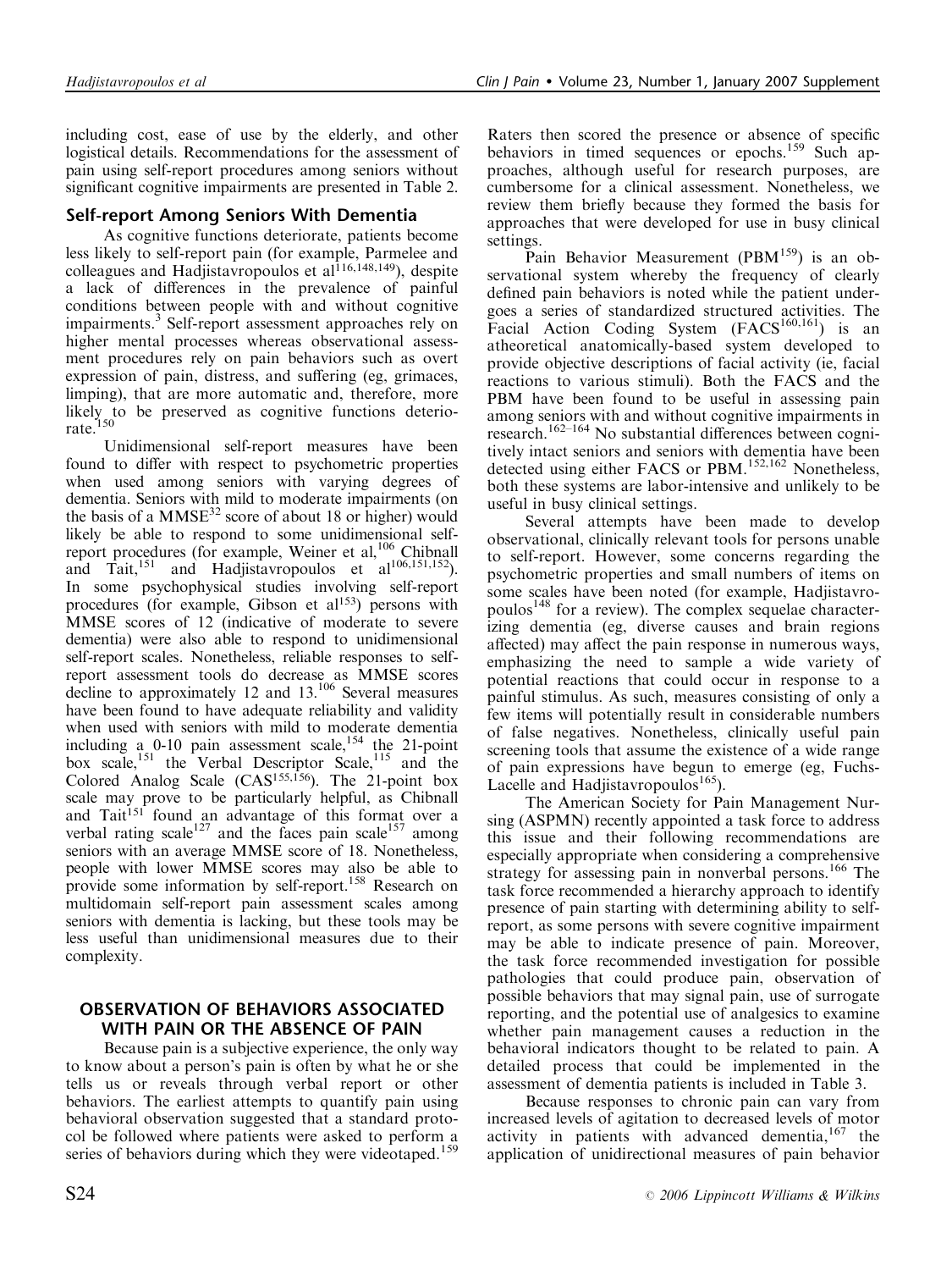including cost, ease of use by the elderly, and other logistical details. Recommendations for the assessment of pain using self-report procedures among seniors without significant cognitive impairments are presented in Table 2.

### Self-report Among Seniors With Dementia

As cognitive functions deteriorate, patients become less likely to self-report pain (for example, Parmelee and colleagues and Hadjistavropoulos et al[116,148,149]), despite a lack of differences in the prevalence of painful conditions between people with and without cognitive impairments.[3] Self-report assessment approaches rely on higher mental processes whereas observational assessment procedures rely on pain behaviors such as overt expression of pain, distress, and suffering (eg, grimaces, limping), that are more automatic and, therefore, more likely to be preserved as cognitive functions deteriorate.[150]

Unidimensional self-report measures have been found to differ with respect to psychometric properties when used among seniors with varying degrees of dementia. Seniors with mild to moderate impairments (on the basis of a MMSE[32] score of about 18 or higher) would likely be able to respond to some unidimensional self-report procedures (for example, Weiner et al,[106] Chibnall and Tait,[151] and Hadjistavropoulos et al[106,151,152]). In some psychophysical studies involving self-report procedures (for example, Gibson et al[153]) persons with MMSE scores of 12 (indicative of moderate to severe dementia) were also able to respond to unidimensional self-report scales. Nonetheless, reliable responses to self-report assessment tools do decrease as MMSE scores decline to approximately 12 and 13.[106] Several measures have been found to have adequate reliability and validity when used with seniors with mild to moderate dementia including a 0-10 pain assessment scale,[154] the 21-point box scale,[151] the Verbal Descriptor Scale,[115] and the Colored Analog Scale (CAS[155,156]). The 21-point box scale may prove to be particularly helpful, as Chibnall and Tait[151] found an advantage of this format over a verbal rating scale[127] and the faces pain scale[157] among seniors with an average MMSE score of 18. Nonetheless, people with lower MMSE scores may also be able to provide some information by self-report.[158] Research on multidomain self-report pain assessment scales among seniors with dementia is lacking, but these tools may be less useful than unidimensional measures due to their complexity.

## OBSERVATION OF BEHAVIORS ASSOCIATED WITH PAIN OR THE ABSENCE OF PAIN

Because pain is a subjective experience, the only way to know about a person's pain is often by what he or she tells us or reveals through verbal report or other behaviors. The earliest attempts to quantify pain using behavioral observation suggested that a standard protocol be followed where patients were asked to perform a series of behaviors during which they were videotaped.[159] Raters then scored the presence or absence of specific behaviors in timed sequences or epochs.[159] Such approaches, although useful for research purposes, are cumbersome for a clinical assessment. Nonetheless, we review them briefly because they formed the basis for approaches that were developed for use in busy clinical settings.

Pain Behavior Measurement (PBM[159]) is an observational system whereby the frequency of clearly defined pain behaviors is noted while the patient undergoes a series of standardized structured activities. The Facial Action Coding System (FACS[160,161]) is an atheoretical anatomically-based system developed to provide objective descriptions of facial activity (ie, facial reactions to various stimuli). Both the FACS and the PBM have been found to be useful in assessing pain among seniors with and without cognitive impairments in research.[162–164] No substantial differences between cognitively intact seniors and seniors with dementia have been detected using either FACS or PBM.[152,162] Nonetheless, both these systems are labor-intensive and unlikely to be useful in busy clinical settings.

Several attempts have been made to develop observational, clinically relevant tools for persons unable to self-report. However, some concerns regarding the psychometric properties and small numbers of items on some scales have been noted (for example, Hadjistavropoulos[148] for a review). The complex sequelae characterizing dementia (eg, diverse causes and brain regions affected) may affect the pain response in numerous ways, emphasizing the need to sample a wide variety of potential reactions that could occur in response to a painful stimulus. As such, measures consisting of only a few items will potentially result in considerable numbers of false negatives. Nonetheless, clinically useful pain screening tools that assume the existence of a wide range of pain expressions have begun to emerge (eg, Fuchs-Lacelle and Hadjistavropoulos[165]).

The American Society for Pain Management Nursing (ASPMN) recently appointed a task force to address this issue and their following recommendations are especially appropriate when considering a comprehensive strategy for assessing pain in nonverbal persons.[166] The task force recommended a hierarchy approach to identify presence of pain starting with determining ability to self-report, as some persons with severe cognitive impairment may be able to indicate presence of pain. Moreover, the task force recommended investigation for possible pathologies that could produce pain, observation of possible behaviors that may signal pain, use of surrogate reporting, and the potential use of analgesics to examine whether pain management causes a reduction in the behavioral indicators thought to be related to pain. A detailed process that could be implemented in the assessment of dementia patients is included in Table 3.

Because responses to chronic pain can vary from increased levels of agitation to decreased levels of motor activity in patients with advanced dementia,[167] the application of unidirectional measures of pain behavior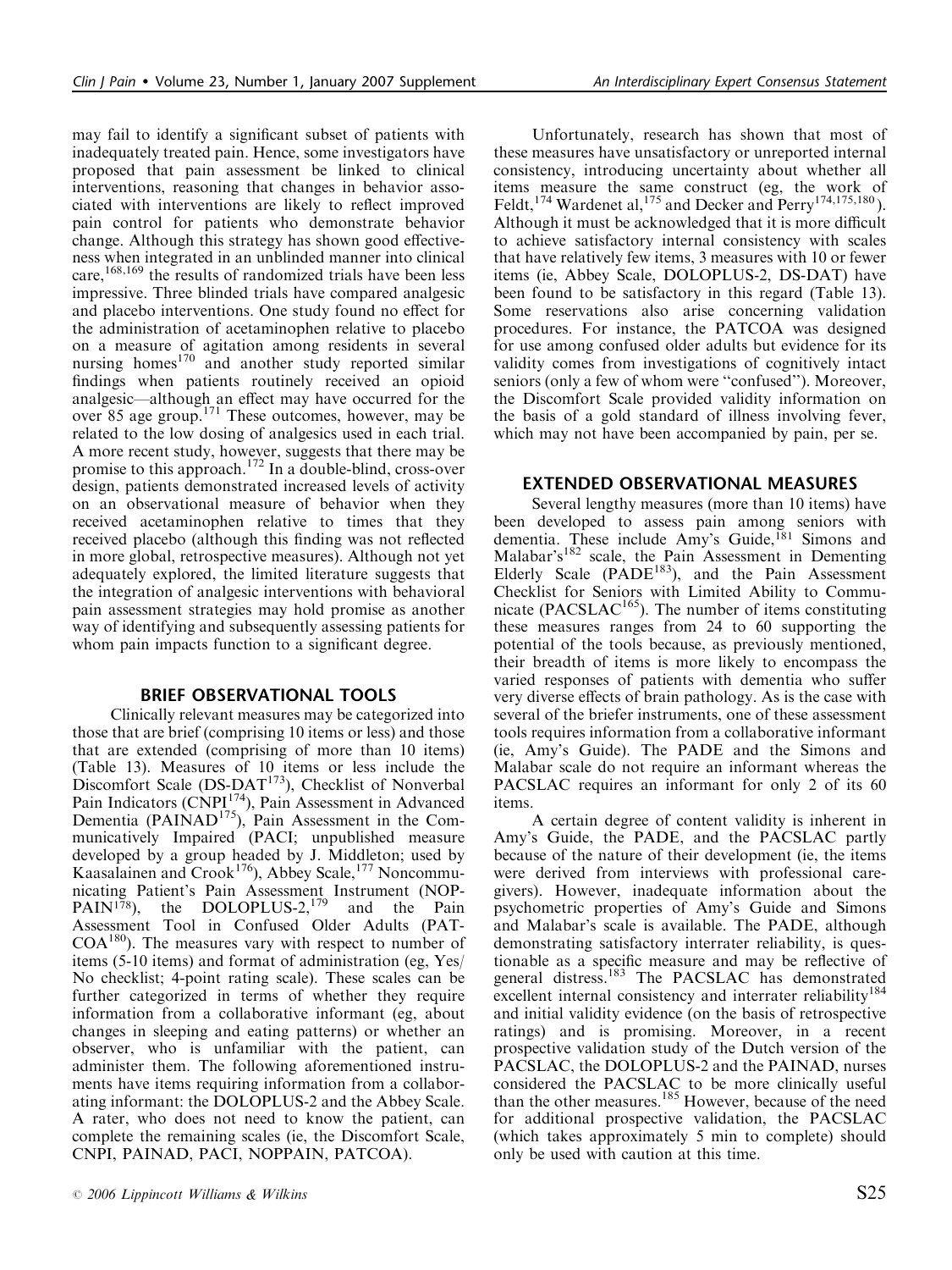may fail to identify a significant subset of patients with inadequately treated pain. Hence, some investigators have proposed that pain assessment be linked to clinical interventions, reasoning that changes in behavior associated with interventions are likely to reflect improved pain control for patients who demonstrate behavior change. Although this strategy has shown good effectiveness when integrated in an unblinded manner into clinical care,[168,169] the results of randomized trials have been less impressive. Three blinded trials have compared analgesic and placebo interventions. One study found no effect for the administration of acetaminophen relative to placebo on a measure of agitation among residents in several nursing homes[170] and another study reported similar findings when patients routinely received an opioid analgesic—although an effect may have occurred for the over 85 age group.[171] These outcomes, however, may be related to the low dosing of analgesics used in each trial. A more recent study, however, suggests that there may be promise to this approach.[172] In a double-blind, cross-over design, patients demonstrated increased levels of activity on an observational measure of behavior when they received acetaminophen relative to times that they received placebo (although this finding was not reflected in more global, retrospective measures). Although not yet adequately explored, the limited literature suggests that the integration of analgesic interventions with behavioral pain assessment strategies may hold promise as another way of identifying and subsequently assessing patients for whom pain impacts function to a significant degree.

## BRIEF OBSERVATIONAL TOOLS

Clinically relevant measures may be categorized into those that are brief (comprising 10 items or less) and those that are extended (comprising of more than 10 items) (Table 13). Measures of 10 items or less include the Discomfort Scale (DS-DAT[173]), Checklist of Nonverbal Pain Indicators (CNPI[174]), Pain Assessment in Advanced Dementia (PAINAD[175]), Pain Assessment in the Communicatively Impaired (PACI; unpublished measure developed by a group headed by J. Middleton; used by Kaasalainen and Crook[176]), Abbey Scale,[177] Noncommunicating Patient's Pain Assessment Instrument (NOPPAIN[178]), the DOLOPLUS-2,[179] and the Pain Assessment Tool in Confused Older Adults (PATCOA[180]). The measures vary with respect to number of items (5-10 items) and format of administration (eg, Yes/No checklist; 4-point rating scale). These scales can be further categorized in terms of whether they require information from a collaborative informant (eg, about changes in sleeping and eating patterns) or whether an observer, who is unfamiliar with the patient, can administer them. The following aforementioned instruments have items requiring information from a collaborating informant: the DOLOPLUS-2 and the Abbey Scale. A rater, who does not need to know the patient, can complete the remaining scales (ie, the Discomfort Scale, CNPI, PAINAD, PACI, NOPPAIN, PATCOA).

Unfortunately, research has shown that most of these measures have unsatisfactory or unreported internal consistency, introducing uncertainty about whether all items measure the same construct (eg, the work of Feldt,[174] Wardenet al,[175] and Decker and Perry[174,175,180]). Although it must be acknowledged that it is more difficult to achieve satisfactory internal consistency with scales that have relatively few items, 3 measures with 10 or fewer items (ie, Abbey Scale, DOLOPLUS-2, DS-DAT) have been found to be satisfactory in this regard (Table 13). Some reservations also arise concerning validation procedures. For instance, the PATCOA was designed for use among confused older adults but evidence for its validity comes from investigations of cognitively intact seniors (only a few of whom were "confused"). Moreover, the Discomfort Scale provided validity information on the basis of a gold standard of illness involving fever, which may not have been accompanied by pain, per se.

## EXTENDED OBSERVATIONAL MEASURES

Several lengthy measures (more than 10 items) have been developed to assess pain among seniors with dementia. These include Amy's Guide,[181] Simons and Malabar's[182] scale, the Pain Assessment in Dementing Elderly Scale (PADE[183]), and the Pain Assessment Checklist for Seniors with Limited Ability to Communicate (PACSLAC[165]). The number of items constituting these measures ranges from 24 to 60 supporting the potential of the tools because, as previously mentioned, their breadth of items is more likely to encompass the varied responses of patients with dementia who suffer very diverse effects of brain pathology. As is the case with several of the briefer instruments, one of these assessment tools requires information from a collaborative informant (ie, Amy's Guide). The PADE and the Simons and Malabar scale do not require an informant whereas the PACSLAC requires an informant for only 2 of its 60 items.

A certain degree of content validity is inherent in Amy's Guide, the PADE, and the PACSLAC partly because of the nature of their development (ie, the items were derived from interviews with professional caregivers). However, inadequate information about the psychometric properties of Amy's Guide and Simons and Malabar's scale is available. The PADE, although demonstrating satisfactory interrater reliability, is questionable as a specific measure and may be reflective of general distress.[183] The PACSLAC has demonstrated excellent internal consistency and interrater reliability[184] and initial validity evidence (on the basis of retrospective ratings) and is promising. Moreover, in a recent prospective validation study of the Dutch version of the PACSLAC, the DOLOPLUS-2 and the PAINAD, nurses considered the PACSLAC to be more clinically useful than the other measures.[185] However, because of the need for additional prospective validation, the PACSLAC (which takes approximately 5 min to complete) should only be used with caution at this time.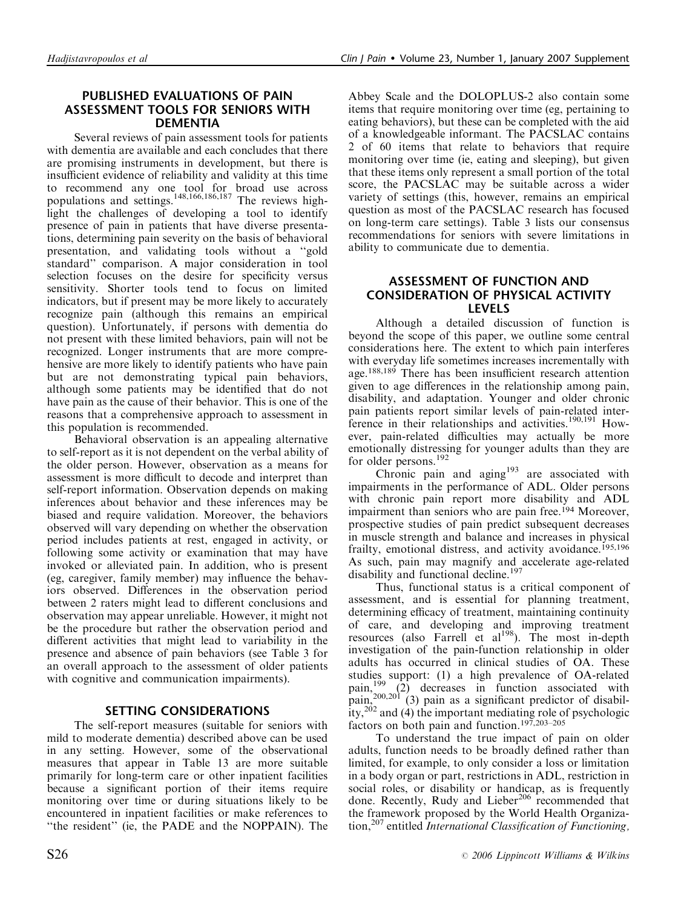## PUBLISHED EVALUATIONS OF PAIN ASSESSMENT TOOLS FOR SENIORS WITH DEMENTIA

Several reviews of pain assessment tools for patients with dementia are available and each concludes that there are promising instruments in development, but there is insufficient evidence of reliability and validity at this time to recommend any one tool for broad use across populations and settings.[148,166,186,187] The reviews highlight the challenges of developing a tool to identify presence of pain in patients that have diverse presentations, determining pain severity on the basis of behavioral presentation, and validating tools without a "gold standard" comparison. A major consideration in tool selection focuses on the desire for specificity versus sensitivity. Shorter tools tend to focus on limited indicators, but if present may be more likely to accurately recognize pain (although this remains an empirical question). Unfortunately, if persons with dementia do not present with these limited behaviors, pain will not be recognized. Longer instruments that are more comprehensive are more likely to identify patients who have pain but are not demonstrating typical pain behaviors, although some patients may be identified that do not have pain as the cause of their behavior. This is one of the reasons that a comprehensive approach to assessment in this population is recommended.

Behavioral observation is an appealing alternative to self-report as it is not dependent on the verbal ability of the older person. However, observation as a means for assessment is more difficult to decode and interpret than self-report information. Observation depends on making inferences about behavior and these inferences may be biased and require validation. Moreover, the behaviors observed will vary depending on whether the observation period includes patients at rest, engaged in activity, or following some activity or examination that may have invoked or alleviated pain. In addition, who is present (eg, caregiver, family member) may influence the behaviors observed. Differences in the observation period between 2 raters might lead to different conclusions and observation may appear unreliable. However, it might not be the procedure but rather the observation period and different activities that might lead to variability in the presence and absence of pain behaviors (see Table 3 for an overall approach to the assessment of older patients with cognitive and communication impairments).

## SETTING CONSIDERATIONS

The self-report measures (suitable for seniors with mild to moderate dementia) described above can be used in any setting. However, some of the observational measures that appear in Table 13 are more suitable primarily for long-term care or other inpatient facilities because a significant portion of their items require monitoring over time or during situations likely to be encountered in inpatient facilities or make references to "the resident" (ie, the PADE and the NOPPAIN). The Abbey Scale and the DOLOPLUS-2 also contain some items that require monitoring over time (eg, pertaining to eating behaviors), but these can be completed with the aid of a knowledgeable informant. The PACSLAC contains 2 of 60 items that relate to behaviors that require monitoring over time (ie, eating and sleeping), but given that these items only represent a small portion of the total score, the PACSLAC may be suitable across a wider variety of settings (this, however, remains an empirical question as most of the PACSLAC research has focused on long-term care settings). Table 3 lists our consensus recommendations for seniors with severe limitations in ability to communicate due to dementia.

## ASSESSMENT OF FUNCTION AND CONSIDERATION OF PHYSICAL ACTIVITY LEVELS

Although a detailed discussion of function is beyond the scope of this paper, we outline some central considerations here. The extent to which pain interferes with everyday life sometimes increases incrementally with age.[188,189] There has been insufficient research attention given to age differences in the relationship among pain, disability, and adaptation. Younger and older chronic pain patients report similar levels of pain-related interference in their relationships and activities.[190,191] However, pain-related difficulties may actually be more emotionally distressing for younger adults than they are for older persons.[192]

Chronic pain and aging[193] are associated with impairments in the performance of ADL. Older persons with chronic pain report more disability and ADL impairment than seniors who are pain free.[194] Moreover, prospective studies of pain predict subsequent decreases in muscle strength and balance and increases in physical frailty, emotional distress, and activity avoidance.[195,196] As such, pain may magnify and accelerate age-related disability and functional decline.[197]

Thus, functional status is a critical component of assessment, and is essential for planning treatment, determining efficacy of treatment, maintaining continuity of care, and developing and improving treatment resources (also Farrell et al[198]). The most in-depth investigation of the pain-function relationship in older adults has occurred in clinical studies of OA. These studies support: (1) a high prevalence of OA-related pain,[199] (2) decreases in function associated with pain,[200,201] (3) pain as a significant predictor of disability,[202] and (4) the important mediating role of psychologic factors on both pain and function.[197,203–205]

To understand the true impact of pain on older adults, function needs to be broadly defined rather than limited, for example, to only consider a loss or limitation in a body organ or part, restrictions in ADL, restriction in social roles, or disability or handicap, as is frequently done. Recently, Rudy and Lieber[206] recommended that the framework proposed by the World Health Organization,[207] entitled *International Classification of Functioning,*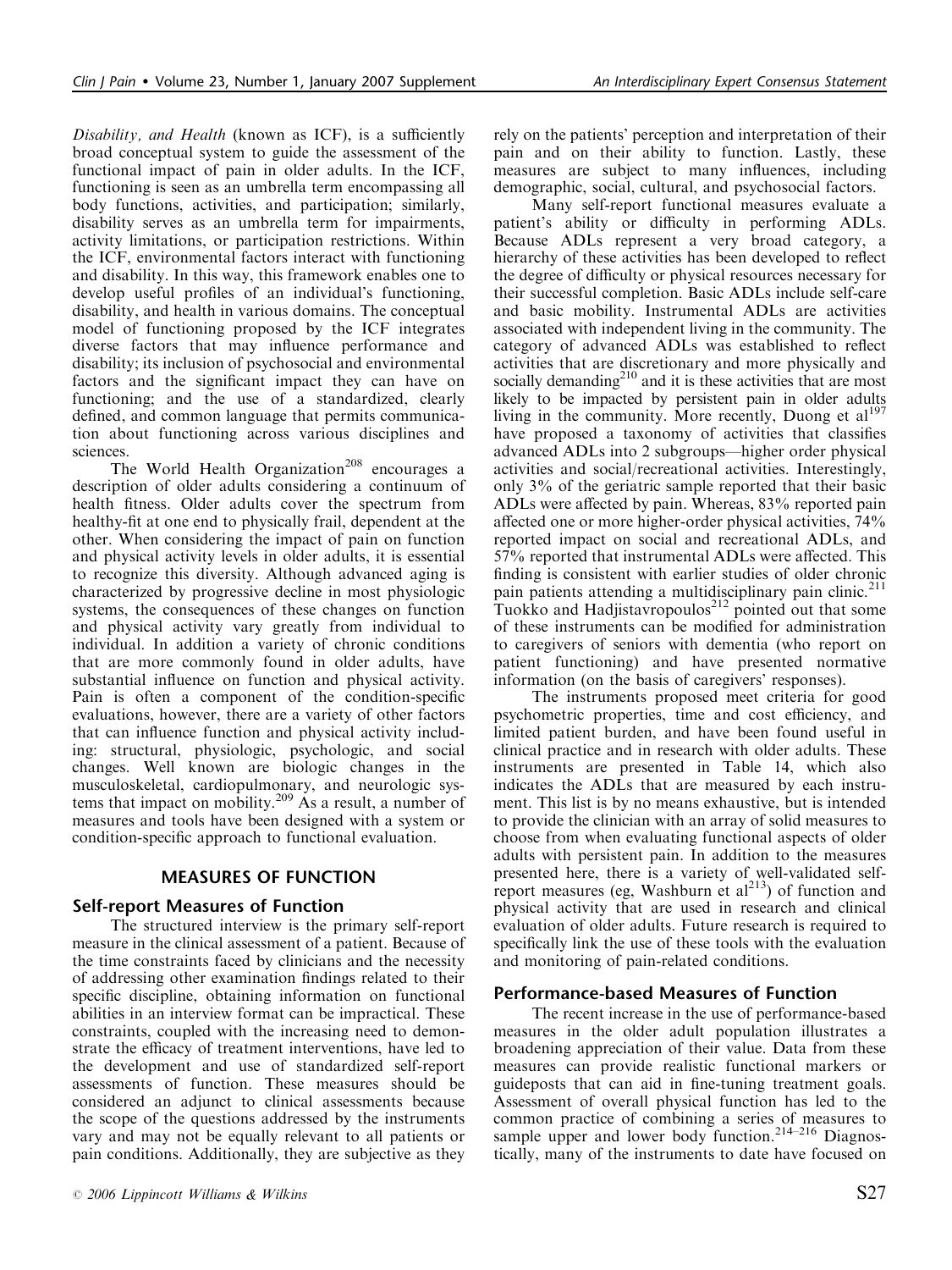*Disability, and Health* (known as ICF), is a sufficiently broad conceptual system to guide the assessment of the functional impact of pain in older adults. In the ICF, functioning is seen as an umbrella term encompassing all body functions, activities, and participation; similarly, disability serves as an umbrella term for impairments, activity limitations, or participation restrictions. Within the ICF, environmental factors interact with functioning and disability. In this way, this framework enables one to develop useful profiles of an individual's functioning, disability, and health in various domains. The conceptual model of functioning proposed by the ICF integrates diverse factors that may influence performance and disability; its inclusion of psychosocial and environmental factors and the significant impact they can have on functioning; and the use of a standardized, clearly defined, and common language that permits communication about functioning across various disciplines and sciences.

The World Health Organization[208] encourages a description of older adults considering a continuum of health fitness. Older adults cover the spectrum from healthy-fit at one end to physically frail, dependent at the other. When considering the impact of pain on function and physical activity levels in older adults, it is essential to recognize this diversity. Although advanced aging is characterized by progressive decline in most physiologic systems, the consequences of these changes on function and physical activity vary greatly from individual to individual. In addition a variety of chronic conditions that are more commonly found in older adults, have substantial influence on function and physical activity. Pain is often a component of the condition-specific evaluations, however, there are a variety of other factors that can influence function and physical activity including: structural, physiologic, psychologic, and social changes. Well known are biologic changes in the musculoskeletal, cardiopulmonary, and neurologic systems that impact on mobility.[209] As a result, a number of measures and tools have been designed with a system or condition-specific approach to functional evaluation.

## MEASURES OF FUNCTION

### Self-report Measures of Function

The structured interview is the primary self-report measure in the clinical assessment of a patient. Because of the time constraints faced by clinicians and the necessity of addressing other examination findings related to their specific discipline, obtaining information on functional abilities in an interview format can be impractical. These constraints, coupled with the increasing need to demonstrate the efficacy of treatment interventions, have led to the development and use of standardized self-report assessments of function. These measures should be considered an adjunct to clinical assessments because the scope of the questions addressed by the instruments vary and may not be equally relevant to all patients or pain conditions. Additionally, they are subjective as they rely on the patients' perception and interpretation of their pain and on their ability to function. Lastly, these measures are subject to many influences, including demographic, social, cultural, and psychosocial factors.

Many self-report functional measures evaluate a patient's ability or difficulty in performing ADLs. Because ADLs represent a very broad category, a hierarchy of these activities has been developed to reflect the degree of difficulty or physical resources necessary for their successful completion. Basic ADLs include self-care and basic mobility. Instrumental ADLs are activities associated with independent living in the community. The category of advanced ADLs was established to reflect activities that are discretionary and more physically and socially demanding[210] and it is these activities that are most likely to be impacted by persistent pain in older adults living in the community. More recently, Duong et al[197] have proposed a taxonomy of activities that classifies advanced ADLs into 2 subgroups—higher order physical activities and social/recreational activities. Interestingly, only 3% of the geriatric sample reported that their basic ADLs were affected by pain. Whereas, 83% reported pain affected one or more higher-order physical activities, 74% reported impact on social and recreational ADLs, and 57% reported that instrumental ADLs were affected. This finding is consistent with earlier studies of older chronic pain patients attending a multidisciplinary pain clinic.[211] Tuokko and Hadjistavropoulos[212] pointed out that some of these instruments can be modified for administration to caregivers of seniors with dementia (who report on patient functioning) and have presented normative information (on the basis of caregivers' responses).

The instruments proposed meet criteria for good psychometric properties, time and cost efficiency, and limited patient burden, and have been found useful in clinical practice and in research with older adults. These instruments are presented in Table 14, which also indicates the ADLs that are measured by each instrument. This list is by no means exhaustive, but is intended to provide the clinician with an array of solid measures to choose from when evaluating functional aspects of older adults with persistent pain. In addition to the measures presented here, there is a variety of well-validated self-report measures (eg, Washburn et al[213]) of function and physical activity that are used in research and clinical evaluation of older adults. Future research is required to specifically link the use of these tools with the evaluation and monitoring of pain-related conditions.

### Performance-based Measures of Function

The recent increase in the use of performance-based measures in the older adult population illustrates a broadening appreciation of their value. Data from these measures can provide realistic functional markers or guideposts that can aid in fine-tuning treatment goals. Assessment of overall physical function has led to the common practice of combining a series of measures to sample upper and lower body function.[214–216] Diagnostically, many of the instruments to date have focused on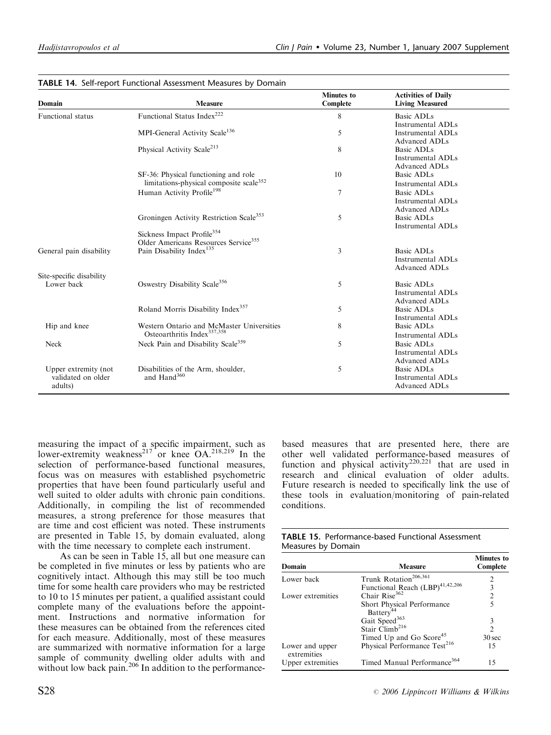**TABLE 14.** Self-report Functional Assessment Measures by Domain

| Domain | Measure | Minutes to Complete | Activities of Daily Living Measured |
|---|---|---|---|
| Functional status | Functional Status Index[222] | 8 | Basic ADLs<br>Instrumental ADLs |
| | MPI-General Activity Scale[136] | 5 | Instrumental ADLs<br>Advanced ADLs |
| | Physical Activity Scale[213] | 8 | Basic ADLs<br>Instrumental ADLs<br>Advanced ADLs |
| | SF-36: Physical functioning and role limitations-physical composite scale[352] | 10 | Basic ADLs<br>Instrumental ADLs |
| | Human Activity Profile[198] | 7 | Basic ADLs<br>Instrumental ADLs<br>Advanced ADLs |
| | Groningen Activity Restriction Scale[353] | 5 | Basic ADLs<br>Instrumental ADLs |
| | Sickness Impact Profile[354] | | |
| | Older Americans Resources Service[355] | | |
| General pain disability | Pain Disability Index[135] | 3 | Basic ADLs<br>Instrumental ADLs<br>Advanced ADLs |
| Site-specific disability | | | |
| Lower back | Oswestry Disability Scale[356] | 5 | Basic ADLs<br>Instrumental ADLs<br>Advanced ADLs |
| | Roland Morris Disability Index[357] | 5 | Basic ADLs<br>Instrumental ADLs |
| Hip and knee | Western Ontario and McMaster Universities Osteoarthritis Index[337,358] | 8 | Basic ADLs<br>Instrumental ADLs |
| Neck | Neck Pain and Disability Scale[359] | 5 | Basic ADLs<br>Instrumental ADLs<br>Advanced ADLs |
| Upper extremity (not validated on older adults) | Disabilities of the Arm, shoulder, and Hand[360] | 5 | Basic ADLs<br>Instrumental ADLs<br>Advanced ADLs |

measuring the impact of a specific impairment, such as lower-extremity weakness[217] or knee OA.[218,219] In the selection of performance-based functional measures, focus was on measures with established psychometric properties that have been found particularly useful and well suited to older adults with chronic pain conditions. Additionally, in compiling the list of recommended measures, a strong preference for those measures that are time and cost efficient was noted. These instruments are presented in Table 15, by domain evaluated, along with the time necessary to complete each instrument.

As can be seen in Table 15, all but one measure can be completed in five minutes or less by patients who are cognitively intact. Although this may still be too much time for some health care providers who may be restricted to 10 to 15 minutes per patient, a qualified assistant could complete many of the evaluations before the appointment. Instructions and normative information for these measures can be obtained from the references cited for each measure. Additionally, most of these measures are summarized with normative information for a large sample of community dwelling older adults with and without low back pain.[206] In addition to the performance-based measures that are presented here, there are other well validated performance-based measures of function and physical activity[220,221] that are used in research and clinical evaluation of older adults. Future research is needed to specifically link the use of these tools in evaluation/monitoring of pain-related conditions.

**TABLE 15.** Performance-based Functional Assessment Measures by Domain

| Domain | Measure | Minutes to Complete |
|---|---|---|
| Lower back | Trunk Rotation[206,361] | 2 |
| | Functional Reach (LBP)[41,42,206] | 3 |
| Lower extremities | Chair Rise[362] | 2 |
| | Short Physical Performance Battery[44] | 5 |
| | Gait Speed[363] | 3 |
| | Stair Climb[216] | 2 |
| | Timed Up and Go Score[45] | 30 sec |
| Lower and upper extremities | Physical Performance Test[216] | 15 |
| Upper extremities | Timed Manual Performance[364] | 15 |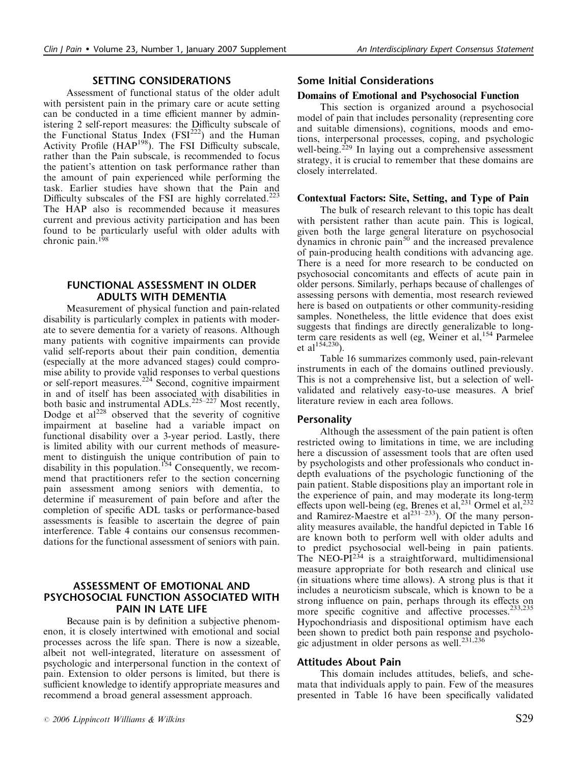## SETTING CONSIDERATIONS

Assessment of functional status of the older adult with persistent pain in the primary care or acute setting can be conducted in a time efficient manner by administering 2 self-report measures: the Difficulty subscale of the Functional Status Index (FSI[222]) and the Human Activity Profile (HAP[198]). The FSI Difficulty subscale, rather than the Pain subscale, is recommended to focus the patient's attention on task performance rather than the amount of pain experienced while performing the task. Earlier studies have shown that the Pain and Difficulty subscales of the FSI are highly correlated.[223] The HAP also is recommended because it measures current and previous activity participation and has been found to be particularly useful with older adults with chronic pain.[198]

## FUNCTIONAL ASSESSMENT IN OLDER ADULTS WITH DEMENTIA

Measurement of physical function and pain-related disability is particularly complex in patients with moderate to severe dementia for a variety of reasons. Although many patients with cognitive impairments can provide valid self-reports about their pain condition, dementia (especially at the more advanced stages) could compromise ability to provide valid responses to verbal questions or self-report measures.[224] Second, cognitive impairment in and of itself has been associated with disabilities in both basic and instrumental ADLs.[225–227] Most recently, Dodge et al[228] observed that the severity of cognitive impairment at baseline had a variable impact on functional disability over a 3-year period. Lastly, there is limited ability with our current methods of measurement to distinguish the unique contribution of pain to disability in this population.[154] Consequently, we recommend that practitioners refer to the section concerning pain assessment among seniors with dementia, to determine if measurement of pain before and after the completion of specific ADL tasks or performance-based assessments is feasible to ascertain the degree of pain interference. Table 4 contains our consensus recommendations for the functional assessment of seniors with pain.

## ASSESSMENT OF EMOTIONAL AND PSYCHOSOCIAL FUNCTION ASSOCIATED WITH PAIN IN LATE LIFE

Because pain is by definition a subjective phenomenon, it is closely intertwined with emotional and social processes across the life span. There is now a sizeable, albeit not well-integrated, literature on assessment of psychologic and interpersonal function in the context of pain. Extension to older persons is limited, but there is sufficient knowledge to identify appropriate measures and recommend a broad general assessment approach.

### Some Initial Considerations

#### Domains of Emotional and Psychosocial Function

This section is organized around a psychosocial model of pain that includes personality (representing core and suitable dimensions), cognitions, moods and emotions, interpersonal processes, coping, and psychologic well-being.[229] In laying out a comprehensive assessment strategy, it is crucial to remember that these domains are closely interrelated.

#### Contextual Factors: Site, Setting, and Type of Pain

The bulk of research relevant to this topic has dealt with persistent rather than acute pain. This is logical, given both the large general literature on psychosocial dynamics in chronic pain[50] and the increased prevalence of pain-producing health conditions with advancing age. There is a need for more research to be conducted on psychosocial concomitants and effects of acute pain in older persons. Similarly, perhaps because of challenges of assessing persons with dementia, most research reviewed here is based on outpatients or other community-residing samples. Nonetheless, the little evidence that does exist suggests that findings are directly generalizable to long-term care residents as well (eg, Weiner et al,[154] Parmelee et al[154,230]).

Table 16 summarizes commonly used, pain-relevant instruments in each of the domains outlined previously. This is not a comprehensive list, but a selection of well-validated and relatively easy-to-use measures. A brief literature review in each area follows.

### Personality

Although the assessment of the pain patient is often restricted owing to limitations in time, we are including here a discussion of assessment tools that are often used by psychologists and other professionals who conduct in-depth evaluations of the psychologic functioning of the pain patient. Stable dispositions play an important role in the experience of pain, and may moderate its long-term effects upon well-being (eg, Brenes et al,[231] Ormel et al,[232] and Ramirez-Maestre et al[231–233]). Of the many personality measures available, the handful depicted in Table 16 are known both to perform well with older adults and to predict psychosocial well-being in pain patients. The NEO-PI[234] is a straightforward, multidimensional measure appropriate for both research and clinical use (in situations where time allows). A strong plus is that it includes a neuroticism subscale, which is known to be a strong influence on pain, perhaps through its effects on more specific cognitive and affective processes.[233,235] Hypochondriasis and dispositional optimism have each been shown to predict both pain response and psychologic adjustment in older persons as well.[231,236]

### Attitudes About Pain

This domain includes attitudes, beliefs, and schemata that individuals apply to pain. Few of the measures presented in Table 16 have been specifically validated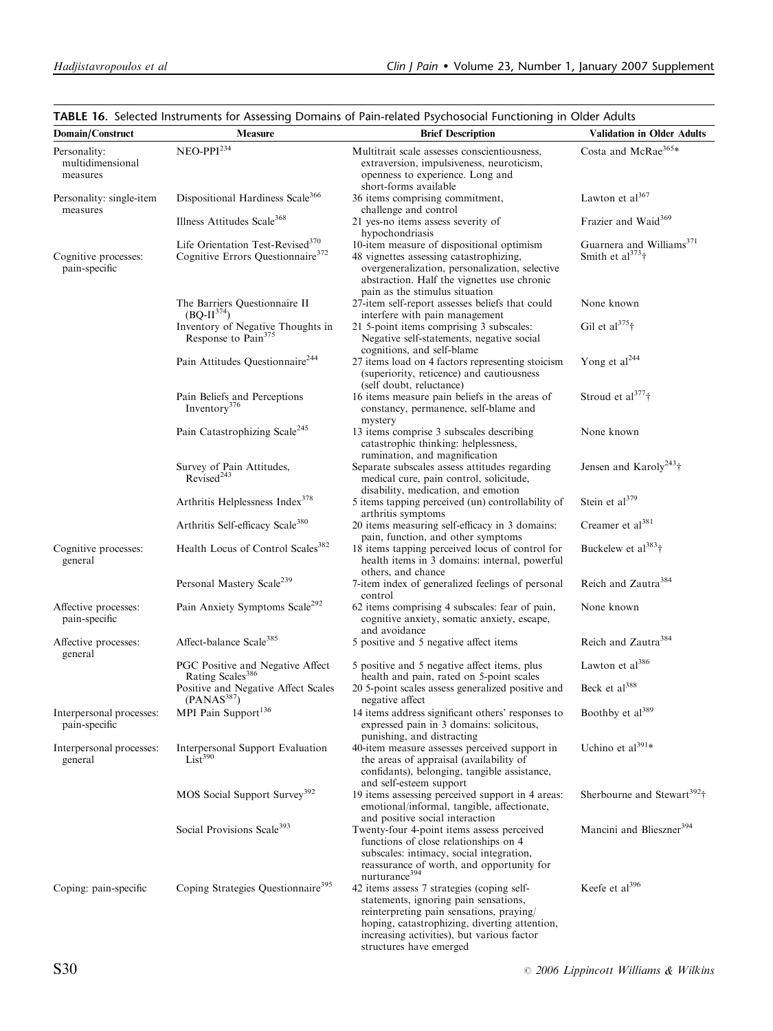**TABLE 16.** Selected Instruments for Assessing Domains of Pain-related Psychosocial Functioning in Older Adults

| Domain/Construct | Measure | Brief Description | Validation in Older Adults |
|---|---|---|---|
| Personality: multidimensional measures | NEO-PPI[234] | Multitrait scale assesses conscientiousness, extraversion, impulsiveness, neuroticism, openness to experience. Long and short-forms available | Costa and McRae[365]* |
| Personality: single-item measures | Dispositional Hardiness Scale[366] | 36 items comprising commitment, challenge and control | Lawton et al[367] |
| | Illness Attitudes Scale[368] | 21 yes-no items assess severity of hypochondriasis | Frazier and Waid[369] |
| | Life Orientation Test-Revised[370] | 10-item measure of dispositional optimism | Guarnera and Williams[371] |
| Cognitive processes: pain-specific | Cognitive Errors Questionnaire[372] | 48 vignettes assessing catastrophizing, overgeneralization, personalization, selective abstraction. Half the vignettes use chronic pain as the stimulus situation | Smith et al[373]† |
| | The Barriers Questionnaire II (BQ-II[374]) | 27-item self-report assesses beliefs that could interfere with pain management | None known |
| | Inventory of Negative Thoughts in Response to Pain[375] | 21 5-point items comprising 3 subscales: Negative self-statements, negative social cognitions, and self-blame | Gil et al[375]† |
| | Pain Attitudes Questionnaire[244] | 27 items load on 4 factors representing stoicism (superiority, reticence) and cautiousness (self doubt, reluctance) | Yong et al[244] |
| | Pain Beliefs and Perceptions Inventory[376] | 16 items measure pain beliefs in the areas of constancy, permanence, self-blame and mystery | Stroud et al[377]† |
| | Pain Catastrophizing Scale[245] | 13 items comprise 3 subscales describing catastrophic thinking: helplessness, rumination, and magnification | None known |
| | Survey of Pain Attitudes, Revised[243] | Separate subscales assess attitudes regarding medical cure, pain control, solicitude, disability, medication, and emotion | Jensen and Karoly[243]† |
| | Arthritis Helplessness Index[378] | 5 items tapping perceived (un) controllability of arthritis symptoms | Stein et al[379] |
| | Arthritis Self-efficacy Scale[380] | 20 items measuring self-efficacy in 3 domains: pain, function, and other symptoms | Creamer et al[381] |
| Cognitive processes: general | Health Locus of Control Scales[382] | 18 items tapping perceived locus of control for health items in 3 domains: internal, powerful others, and chance | Buckelew et al[383]† |
| | Personal Mastery Scale[239] | 7-item index of generalized feelings of personal control | Reich and Zautra[384] |
| Affective processes: pain-specific | Pain Anxiety Symptoms Scale[292] | 62 items comprising 4 subscales: fear of pain, cognitive anxiety, somatic anxiety, escape, and avoidance | None known |
| Affective processes: general | Affect-balance Scale[385] | 5 positive and 5 negative affect items | Reich and Zautra[384] |
| | PGC Positive and Negative Affect Rating Scales[386] | 5 positive and 5 negative affect items, plus health and pain, rated on 5-point scales | Lawton et al[386] |
| | Positive and Negative Affect Scales (PANAS[387]) | 20 5-point scales assess generalized positive and negative affect | Beck et al[388] |
| Interpersonal processes: pain-specific | MPI Pain Support[136] | 14 items address significant others' responses to expressed pain in 3 domains: solicitous, punishing, and distracting | Boothby et al[389] |
| Interpersonal processes: general | Interpersonal Support Evaluation List[390] | 40-item measure assesses perceived support in the areas of appraisal (availability of confidants), belonging, tangible assistance, and self-esteem support | Uchino et al[391]* |
| | MOS Social Support Survey[392] | 19 items assessing perceived support in 4 areas: emotional/informal, tangible, affectionate, and positive social interaction | Sherbourne and Stewart[392]† |
| | Social Provisions Scale[393] | Twenty-four 4-point items assess perceived functions of close relationships on 4 subscales: intimacy, social integration, reassurance of worth, and opportunity for nurturance[394] | Mancini and Blieszner[394] |
| Coping: pain-specific | Coping Strategies Questionnaire[395] | 42 items assess 7 strategies (coping self-statements, ignoring pain sensations, reinterpreting pain sensations, praying/hoping, catastrophizing, diverting attention, increasing activities), but various factor structures have emerged | Keefe et al[396] |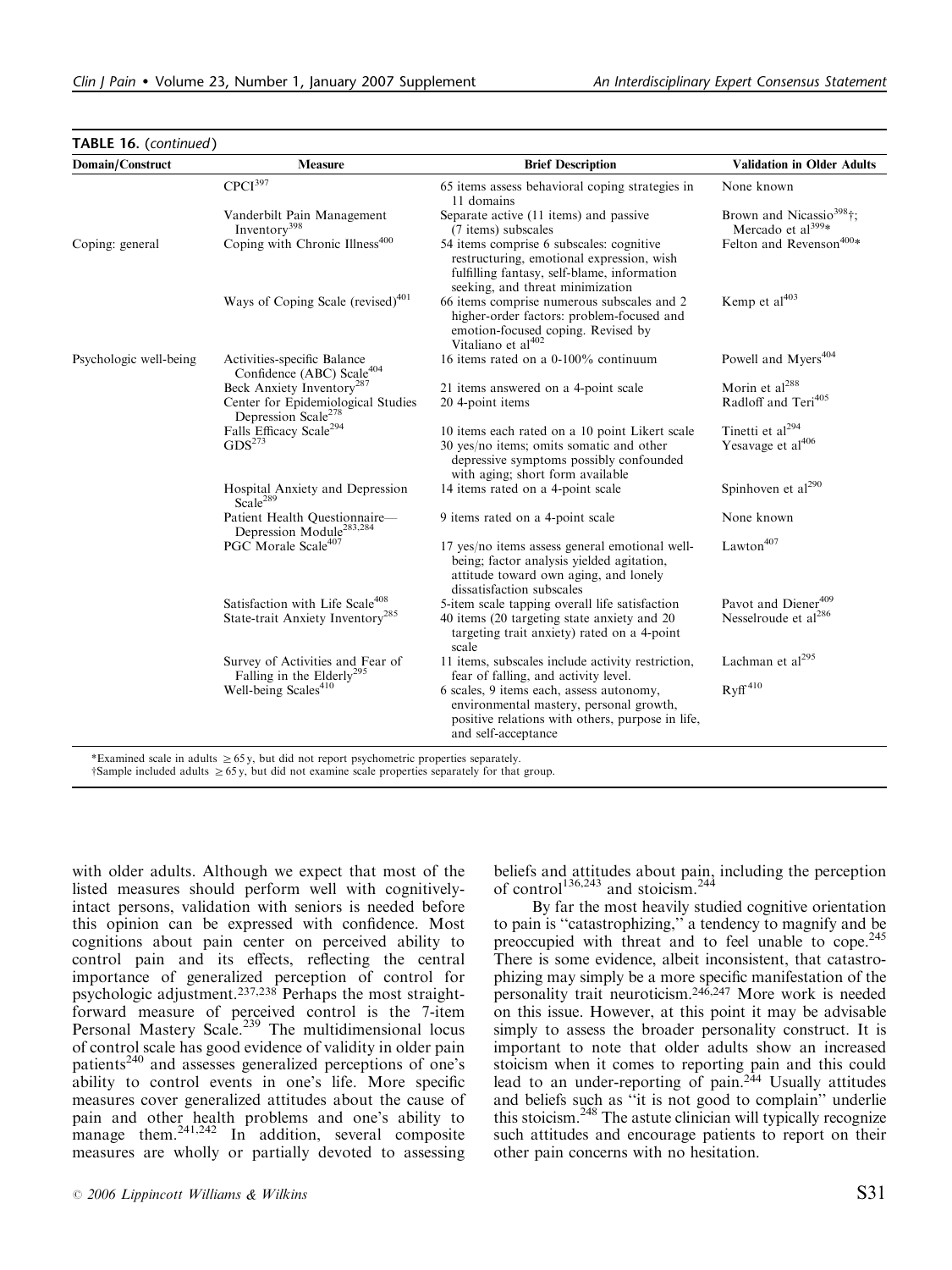**TABLE 16.** (*continued*)

| Domain/Construct | Measure | Brief Description | Validation in Older Adults |
|---|---|---|---|
| | CPCI[397] | 65 items assess behavioral coping strategies in 11 domains | None known |
| | Vanderbilt Pain Management Inventory[398] | Separate active (11 items) and passive (7 items) subscales | Brown and Nicassio[398]†; Mercado et al[399]* |
| Coping: general | Coping with Chronic Illness[400] | 54 items comprise 6 subscales: cognitive restructuring, emotional expression, wish fulfilling fantasy, self-blame, information seeking, and threat minimization | Felton and Revenson[400]* |
| | Ways of Coping Scale (revised)[401] | 66 items comprise numerous subscales and 2 higher-order factors: problem-focused and emotion-focused coping. Revised by Vitaliano et al[402] | Kemp et al[403] |
| Psychologic well-being | Activities-specific Balance Confidence (ABC) Scale[404] | 16 items rated on a 0-100% continuum | Powell and Myers[404] |
| | Beck Anxiety Inventory[287] | 21 items answered on a 4-point scale | Morin et al[288] |
| | Center for Epidemiological Studies Depression Scale[278] | 20 4-point items | Radloff and Teri[405] |
| | Falls Efficacy Scale[294] | 10 items each rated on a 10 point Likert scale | Tinetti et al[294] |
| | GDS[273] | 30 yes/no items; omits somatic and other depressive symptoms possibly confounded with aging; short form available | Yesavage et al[406] |
| | Hospital Anxiety and Depression Scale[289] | 14 items rated on a 4-point scale | Spinhoven et al[290] |
| | Patient Health Questionnaire—Depression Module[283,284] | 9 items rated on a 4-point scale | None known |
| | PGC Morale Scale[407] | 17 yes/no items assess general emotional well-being; factor analysis yielded agitation, attitude toward own aging, and lonely dissatisfaction subscales | Lawton[407] |
| | Satisfaction with Life Scale[408] | 5-item scale tapping overall life satisfaction | Pavot and Diener[409] |
| | State-trait Anxiety Inventory[285] | 40 items (20 targeting state anxiety and 20 targeting trait anxiety) rated on a 4-point scale | Nesselroude et al[286] |
| | Survey of Activities and Fear of Falling in the Elderly[295] | 11 items, subscales include activity restriction, fear of falling, and activity level. | Lachman et al[295] |
| | Well-being Scales[410] | 6 scales, 9 items each, assess autonomy, environmental mastery, personal growth, positive relations with others, purpose in life, and self-acceptance | Ryff[410] |

*Examined scale in adults $\geq$ 65 y, but did not report psychometric properties separately.
†Sample included adults $\geq$ 65 y, but did not examine scale properties separately for that group.

with older adults. Although we expect that most of the listed measures should perform well with cognitively-intact persons, validation with seniors is needed before this opinion can be expressed with confidence. Most cognitions about pain center on perceived ability to control pain and its effects, reflecting the central importance of generalized perception of control for psychologic adjustment.[237,238] Perhaps the most straightforward measure of perceived control is the 7-item Personal Mastery Scale.[239] The multidimensional locus of control scale has good evidence of validity in older pain patients[240] and assesses generalized perceptions of one's ability to control events in one's life. More specific measures cover generalized attitudes about the cause of pain and other health problems and one's ability to manage them.[241,242] In addition, several composite measures are wholly or partially devoted to assessing beliefs and attitudes about pain, including the perception of control[136,243] and stoicism.[244]

By far the most heavily studied cognitive orientation to pain is "catastrophizing," a tendency to magnify and be preoccupied with threat and to feel unable to cope.[245] There is some evidence, albeit inconsistent, that catastrophizing may simply be a more specific manifestation of the personality trait neuroticism.[246,247] More work is needed on this issue. However, at this point it may be advisable simply to assess the broader personality construct. It is important to note that older adults show an increased stoicism when it comes to reporting pain and this could lead to an under-reporting of pain.[244] Usually attitudes and beliefs such as "it is not good to complain" underlie this stoicism.[248] The astute clinician will typically recognize such attitudes and encourage patients to report on their other pain concerns with no hesitation.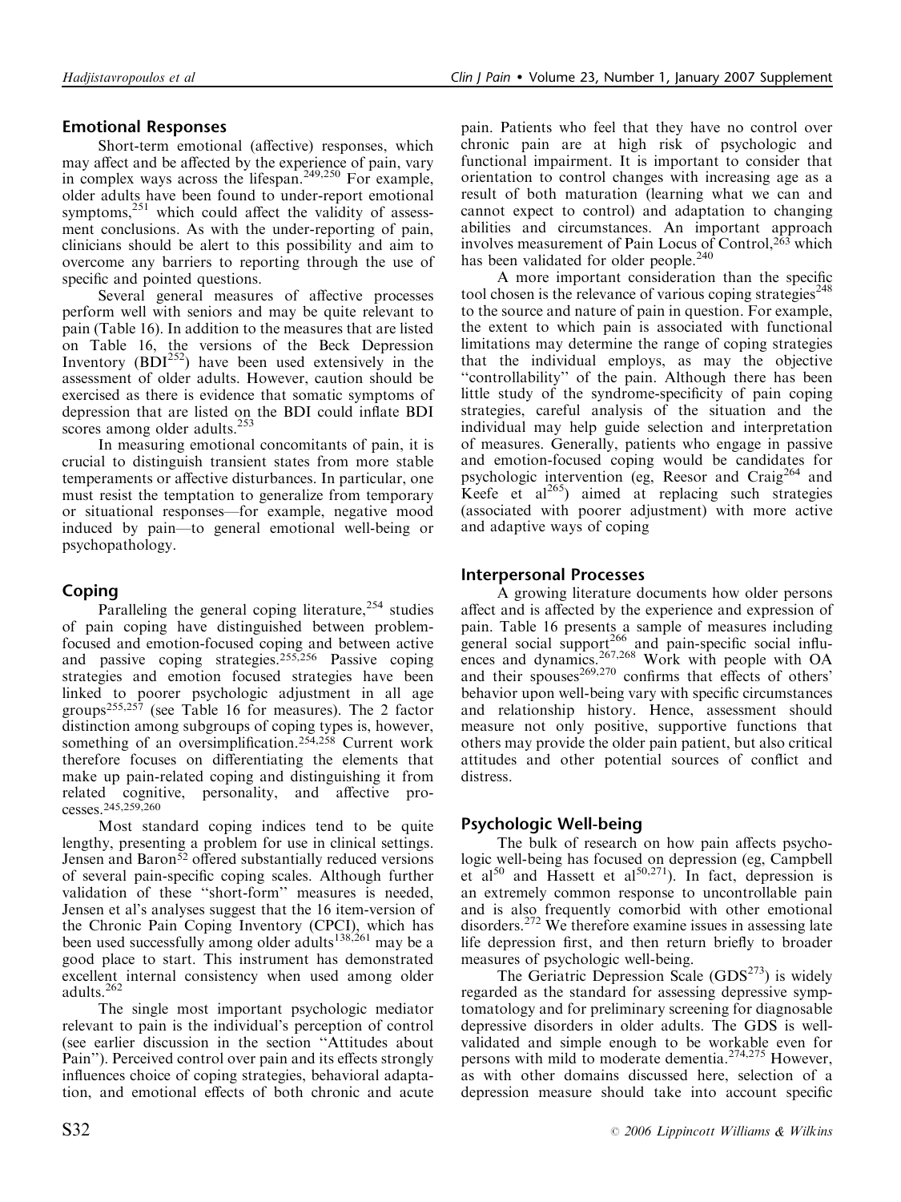## Emotional Responses

Short-term emotional (affective) responses, which may affect and be affected by the experience of pain, vary in complex ways across the lifespan.[249,250] For example, older adults have been found to under-report emotional symptoms,[251] which could affect the validity of assessment conclusions. As with the under-reporting of pain, clinicians should be alert to this possibility and aim to overcome any barriers to reporting through the use of specific and pointed questions.

Several general measures of affective processes perform well with seniors and may be quite relevant to pain (Table 16). In addition to the measures that are listed on Table 16, the versions of the Beck Depression Inventory (BDI[252]) have been used extensively in the assessment of older adults. However, caution should be exercised as there is evidence that somatic symptoms of depression that are listed on the BDI could inflate BDI scores among older adults.[253]

In measuring emotional concomitants of pain, it is crucial to distinguish transient states from more stable temperaments or affective disturbances. In particular, one must resist the temptation to generalize from temporary or situational responses—for example, negative mood induced by pain—to general emotional well-being or psychopathology.

## Coping

Paralleling the general coping literature,[254] studies of pain coping have distinguished between problem-focused and emotion-focused coping and between active and passive coping strategies.[255,256] Passive coping strategies and emotion focused strategies have been linked to poorer psychologic adjustment in all age groups[255,257] (see Table 16 for measures). The 2 factor distinction among subgroups of coping types is, however, something of an oversimplification.[254,258] Current work therefore focuses on differentiating the elements that make up pain-related coping and distinguishing it from related cognitive, personality, and affective processes.[245,259,260]

Most standard coping indices tend to be quite lengthy, presenting a problem for use in clinical settings. Jensen and Baron[52] offered substantially reduced versions of several pain-specific coping scales. Although further validation of these "short-form" measures is needed, Jensen et al's analyses suggest that the 16 item-version of the Chronic Pain Coping Inventory (CPCI), which has been used successfully among older adults[138,261] may be a good place to start. This instrument has demonstrated excellent internal consistency when used among older adults.[262]

The single most important psychologic mediator relevant to pain is the individual's perception of control (see earlier discussion in the section "Attitudes about Pain"). Perceived control over pain and its effects strongly influences choice of coping strategies, behavioral adaptation, and emotional effects of both chronic and acute pain. Patients who feel that they have no control over chronic pain are at high risk of psychologic and functional impairment. It is important to consider that orientation to control changes with increasing age as a result of both maturation (learning what we can and cannot expect to control) and adaptation to changing abilities and circumstances. An important approach involves measurement of Pain Locus of Control,[263] which has been validated for older people.[240]

A more important consideration than the specific tool chosen is the relevance of various coping strategies[248] to the source and nature of pain in question. For example, the extent to which pain is associated with functional limitations may determine the range of coping strategies that the individual employs, as may the objective "controllability" of the pain. Although there has been little study of the syndrome-specificity of pain coping strategies, careful analysis of the situation and the individual may help guide selection and interpretation of measures. Generally, patients who engage in passive and emotion-focused coping would be candidates for psychologic intervention (eg, Reesor and Craig[264] and Keefe et al[265]) aimed at replacing such strategies (associated with poorer adjustment) with more active and adaptive ways of coping

## Interpersonal Processes

A growing literature documents how older persons affect and is affected by the experience and expression of pain. Table 16 presents a sample of measures including general social support[266] and pain-specific social influences and dynamics.[267,268] Work with people with OA and their spouses[269,270] confirms that effects of others' behavior upon well-being vary with specific circumstances and relationship history. Hence, assessment should measure not only positive, supportive functions that others may provide the older pain patient, but also critical attitudes and other potential sources of conflict and distress.

## Psychologic Well-being

The bulk of research on how pain affects psychologic well-being has focused on depression (eg, Campbell et al[50] and Hassett et al[50,271]). In fact, depression is an extremely common response to uncontrollable pain and is also frequently comorbid with other emotional disorders.[272] We therefore examine issues in assessing late life depression first, and then return briefly to broader measures of psychologic well-being.

The Geriatric Depression Scale (GDS[273]) is widely regarded as the standard for assessing depressive symptomatology and for preliminary screening for diagnosable depressive disorders in older adults. The GDS is well-validated and simple enough to be workable even for persons with mild to moderate dementia.[274,275] However, as with other domains discussed here, selection of a depression measure should take into account specific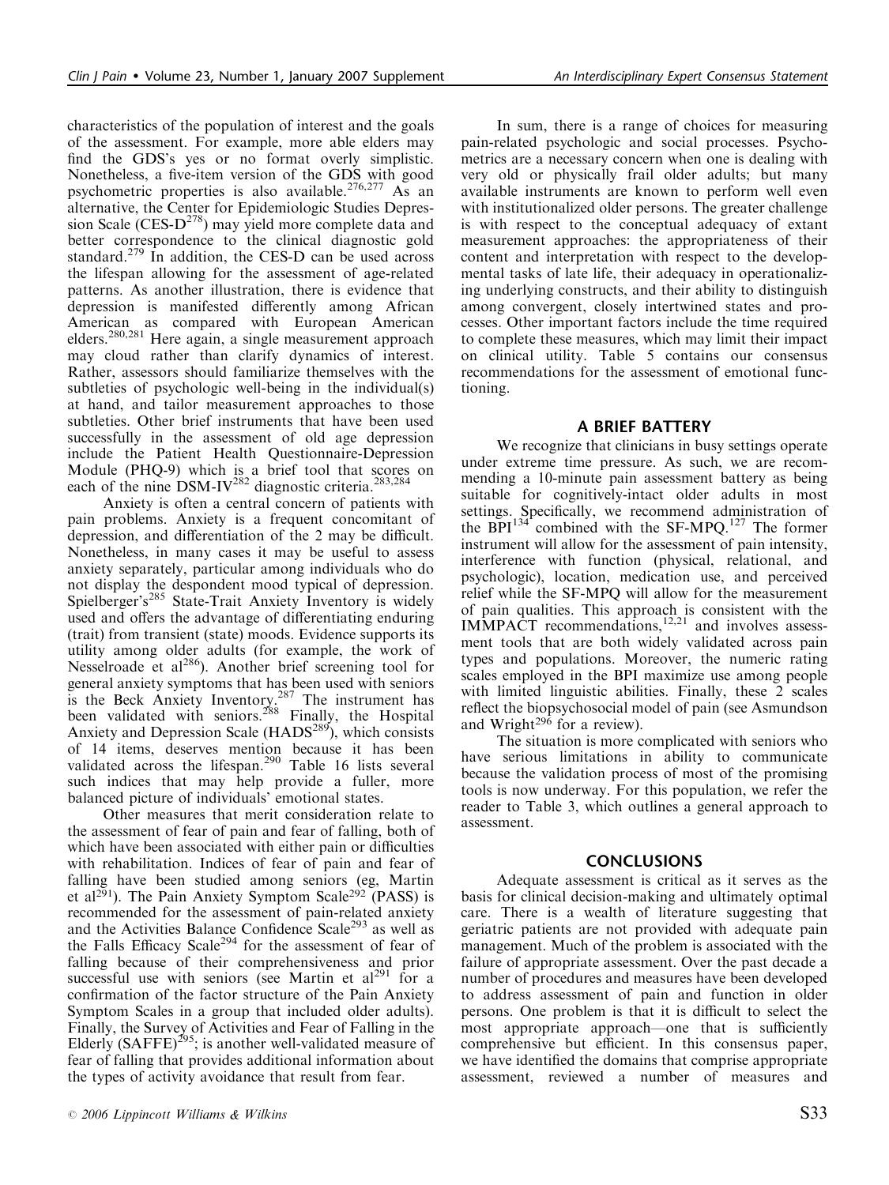characteristics of the population of interest and the goals of the assessment. For example, more able elders may find the GDS's yes or no format overly simplistic. Nonetheless, a five-item version of the GDS with good psychometric properties is also available.[276,277] As an alternative, the Center for Epidemiologic Studies Depression Scale (CES-D[278]) may yield more complete data and better correspondence to the clinical diagnostic gold standard.[279] In addition, the CES-D can be used across the lifespan allowing for the assessment of age-related patterns. As another illustration, there is evidence that depression is manifested differently among African American as compared with European American elders.[280,281] Here again, a single measurement approach may cloud rather than clarify dynamics of interest. Rather, assessors should familiarize themselves with the subtleties of psychologic well-being in the individual(s) at hand, and tailor measurement approaches to those subtleties. Other brief instruments that have been used successfully in the assessment of old age depression include the Patient Health Questionnaire-Depression Module (PHQ-9) which is a brief tool that scores on each of the nine DSM-IV[282] diagnostic criteria.[283,284]

Anxiety is often a central concern of patients with pain problems. Anxiety is a frequent concomitant of depression, and differentiation of the 2 may be difficult. Nonetheless, in many cases it may be useful to assess anxiety separately, particular among individuals who do not display the despondent mood typical of depression. Spielberger's[285] State-Trait Anxiety Inventory is widely used and offers the advantage of differentiating enduring (trait) from transient (state) moods. Evidence supports its utility among older adults (for example, the work of Nesselroade et al[286]). Another brief screening tool for general anxiety symptoms that has been used with seniors is the Beck Anxiety Inventory.[287] The instrument has been validated with seniors.[288] Finally, the Hospital Anxiety and Depression Scale (HADS[289]), which consists of 14 items, deserves mention because it has been validated across the lifespan.[290] Table 16 lists several such indices that may help provide a fuller, more balanced picture of individuals' emotional states.

Other measures that merit consideration relate to the assessment of fear of pain and fear of falling, both of which have been associated with either pain or difficulties with rehabilitation. Indices of fear of pain and fear of falling have been studied among seniors (eg, Martin et al[291]). The Pain Anxiety Symptom Scale[292] (PASS) is recommended for the assessment of pain-related anxiety and the Activities Balance Confidence Scale[293] as well as the Falls Efficacy Scale[294] for the assessment of fear of falling because of their comprehensiveness and prior successful use with seniors (see Martin et al[291] for a confirmation of the factor structure of the Pain Anxiety Symptom Scales in a group that included older adults). Finally, the Survey of Activities and Fear of Falling in the Elderly (SAFFE)[295]; is another well-validated measure of fear of falling that provides additional information about the types of activity avoidance that result from fear.

In sum, there is a range of choices for measuring pain-related psychologic and social processes. Psychometrics are a necessary concern when one is dealing with very old or physically frail older adults; but many available instruments are known to perform well even with institutionalized older persons. The greater challenge is with respect to the conceptual adequacy of extant measurement approaches: the appropriateness of their content and interpretation with respect to the developmental tasks of late life, their adequacy in operationalizing underlying constructs, and their ability to distinguish among convergent, closely intertwined states and processes. Other important factors include the time required to complete these measures, which may limit their impact on clinical utility. Table 5 contains our consensus recommendations for the assessment of emotional functioning.

## A BRIEF BATTERY

We recognize that clinicians in busy settings operate under extreme time pressure. As such, we are recommending a 10-minute pain assessment battery as being suitable for cognitively-intact older adults in most settings. Specifically, we recommend administration of the BPI[134] combined with the SF-MPQ.[127] The former instrument will allow for the assessment of pain intensity, interference with function (physical, relational, and psychologic), location, medication use, and perceived relief while the SF-MPQ will allow for the measurement of pain qualities. This approach is consistent with the IMMPACT recommendations,[12,21] and involves assessment tools that are both widely validated across pain types and populations. Moreover, the numeric rating scales employed in the BPI maximize use among people with limited linguistic abilities. Finally, these 2 scales reflect the biopsychosocial model of pain (see Asmundson and Wright[296] for a review).

The situation is more complicated with seniors who have serious limitations in ability to communicate because the validation process of most of the promising tools is now underway. For this population, we refer the reader to Table 3, which outlines a general approach to assessment.

## CONCLUSIONS

Adequate assessment is critical as it serves as the basis for clinical decision-making and ultimately optimal care. There is a wealth of literature suggesting that geriatric patients are not provided with adequate pain management. Much of the problem is associated with the failure of appropriate assessment. Over the past decade a number of procedures and measures have been developed to address assessment of pain and function in older persons. One problem is that it is difficult to select the most appropriate approach—one that is sufficiently comprehensive but efficient. In this consensus paper, we have identified the domains that comprise appropriate assessment, reviewed a number of measures and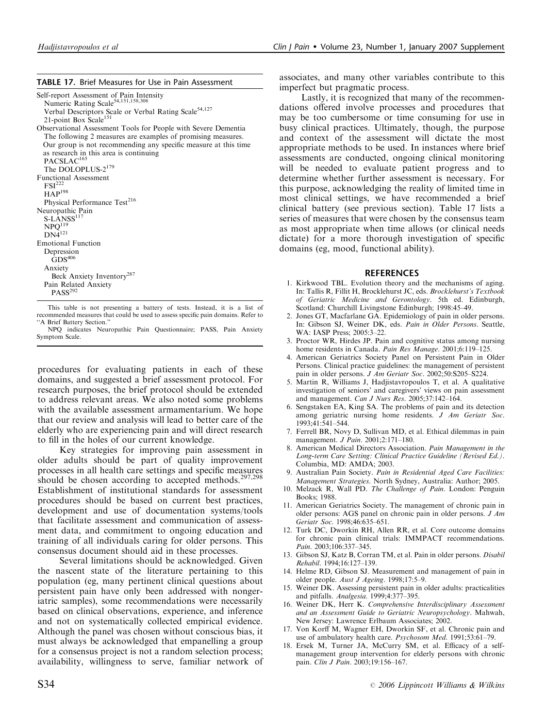**TABLE 17.** Brief Measures for Use in Pain Assessment

| |
|---|
| Self-report Assessment of Pain Intensity |
| Numeric Rating Scale[54,151,158,308] |
| Verbal Descriptors Scale or Verbal Rating Scale[54,127] |
| 21-point Box Scale[151] |
| Observational Assessment Tools for People with Severe Dementia |
| The following 2 measures are examples of promising measures. Our group is not recommending any specific measure at this time as research in this area is continuing |
| PACSLAC[165] |
| The DOLOPLUS-2[179] |
| Functional Assessment |
| FSI[222] |
| HAP[198] |
| Physical Performance Test[216] |
| Neuropathic Pain |
| S-LANSS[117] |
| NPQ[119] |
| DN4[121] |
| Emotional Function |
| Depression |
| GDS[406] |
| Anxiety |
| Beck Anxiety Inventory[287] |
| Pain Related Anxiety |
| PASS[292] |

This table is not presenting a battery of tests. Instead, it is a list of recommended measures that could be used to assess specific pain domains. Refer to "A Brief Battery Section."

NPQ indicates Neuropathic Pain Questionnaire; PASS, Pain Anxiety Symptom Scale.

procedures for evaluating patients in each of these domains, and suggested a brief assessment protocol. For research purposes, the brief protocol should be extended to address relevant areas. We also noted some problems with the available assessment armamentarium. We hope that our review and analysis will lead to better care of the elderly who are experiencing pain and will direct research to fill in the holes of our current knowledge.

Key strategies for improving pain assessment in older adults should be part of quality improvement processes in all health care settings and specific measures should be chosen according to accepted methods.[297,298] Establishment of institutional standards for assessment procedures should be based on current best practices, development and use of documentation systems/tools that facilitate assessment and communication of assessment data, and commitment to ongoing education and training of all individuals caring for older persons. This consensus document should aid in these processes.

Several limitations should be acknowledged. Given the nascent state of the literature pertaining to this population (eg, many pertinent clinical questions about persistent pain have only been addressed with nongeriatric samples), some recommendations were necessarily based on clinical observations, experience, and inference and not on systematically collected empirical evidence. Although the panel was chosen without conscious bias, it must always be acknowledged that empanelling a group for a consensus project is not a random selection process; availability, willingness to serve, familiar network of associates, and many other variables contribute to this imperfect but pragmatic process.

Lastly, it is recognized that many of the recommendations offered involve processes and procedures that may be too cumbersome or time consuming for use in busy clinical practices. Ultimately, though, the purpose and context of the assessment will dictate the most appropriate methods to be used. In instances where brief assessments are conducted, ongoing clinical monitoring will be needed to evaluate patient progress and to determine whether further assessment is necessary. For this purpose, acknowledging the reality of limited time in most clinical settings, we have recommended a brief clinical battery (see previous section). Table 17 lists a series of measures that were chosen by the consensus team as most appropriate when time allows (or clinical needs dictate) for a more thorough investigation of specific domains (eg, mood, functional ability).

## REFERENCES

1. Kirkwood TBL. Evolution theory and the mechanisms of aging. In: Tallis R, Fillit H, Brocklehurst JC, eds. *Brocklehurst's Textbook of Geriatric Medicine and Gerontology*. 5th ed. Edinburgh, Scotland: Churchill Livingstone Edinburgh; 1998:45–49.
2. Jones GT, Macfarlane GA. Epidemiology of pain in older persons. In: Gibson SJ, Weiner DK, eds. *Pain in Older Persons*. Seattle, WA: IASP Press; 2005:3–22.
3. Proctor WR, Hirdes JP. Pain and cognitive status among nursing home residents in Canada. *Pain Res Manage*. 2001;6:119–125.
4. American Geriatrics Society Panel on Persistent Pain in Older Persons. Clinical practice guidelines: the management of persistent pain in older persons. *J Am Geriatr Soc*. 2002;50:S205–S224.
5. Martin R, Williams J, Hadjistavropoulos T, et al. A qualitative investigation of seniors' and caregivers' views on pain assessment and management. *Can J Nurs Res*. 2005;37:142–164.
6. Sengstaken EA, King SA. The problems of pain and its detection among geriatric nursing home residents. *J Am Geriatr Soc*. 1993;41:541–544.
7. Ferrell BR, Novy D, Sullivan MD, et al. Ethical dilemmas in pain management. *J Pain*. 2001;2:171–180.
8. American Medical Directors Association. *Pain Management in the Long-term Care Setting: Clinical Practice Guideline (Revised Ed.)*. Columbia, MD: AMDA; 2003.
9. Australian Pain Society. *Pain in Residential Aged Care Facilities: Management Strategies*. North Sydney, Australia: Author; 2005.
10. Melzack R, Wall PD. *The Challenge of Pain*. London: Penguin Books; 1988.
11. American Geriatrics Society. The management of chronic pain in older persons: AGS panel on chronic pain in older persons. *J Am Geriatr Soc*. 1998;46:635–651.
12. Turk DC, Dworkin RH, Allen RR, et al. Core outcome domains for chronic pain clinical trials: IMMPACT recommendations. *Pain*. 2003;106:337–345.
13. Gibson SJ, Katz B, Corran TM, et al. Pain in older persons. *Disabil Rehabil*. 1994;16:127–139.
14. Helme RD, Gibson SJ. Measurement and management of pain in older people. *Aust J Ageing*. 1998;17:5–9.
15. Weiner DK. Assessing persistent pain in older adults: practicalities and pitfalls. *Analgesia*. 1999;4:377–395.
16. Weiner DK, Herr K. *Comprehensive Interdisciplinary Assessment and an Assessment Guide to Geriatric Neuropsychology*. Mahwah, New Jersey: Lawrence Erlbaum Associates; 2002.
17. Von Korff M, Wagner EH, Dworkin SF, et al. Chronic pain and use of ambulatory health care. *Psychosom Med*. 1991;53:61–79.
18. Ersek M, Turner JA, McCurry SM, et al. Efficacy of a self-management group intervention for elderly persons with chronic pain. *Clin J Pain*. 2003;19:156–167.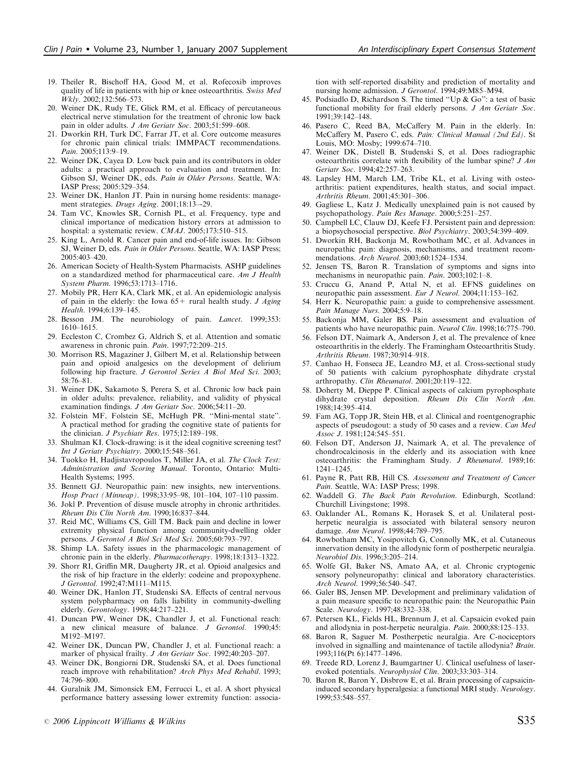19. Theiler R, Bischoff HA, Good M, et al. Rofecoxib improves quality of life in patients with hip or knee osteoarthritis. *Swiss Med Wkly*. 2002;132:566–573.
20. Weiner DK, Rudy TE, Glick RM, et al. Efficacy of percutaneous electrical nerve stimulation for the treatment of chronic low back pain in older adults. *J Am Geriatr Soc*. 2003;51:599–608.
21. Dworkin RH, Turk DC, Farrar JT, et al. Core outcome measures for chronic pain clinical trials: IMMPACT recommendations. *Pain*. 2005;113:9–19.
22. Weiner DK, Cayea D. Low back pain and its contributors in older adults: a practical approach to evaluation and treatment. In: Gibson SJ, Weiner DK, eds. *Pain in Older Persons*. Seattle, WA: IASP Press; 2005:329–354.
23. Weiner DK, Hanlon JT. Pain in nursing home residents: management strategies. *Drugs Aging*. 2001;18:13–-29.
24. Tam VC, Knowles SR, Cornish PL, et al. Frequency, type and clinical importance of medication history errors at admission to hospital: a systematic review. *CMAJ*. 2005;173:510–515.
25. King L, Arnold R. Cancer pain and end-of-life issues. In: Gibson SJ, Weiner D, eds. *Pain in Older Persons*. Seattle, WA: IASP Press; 2005:403–420.
26. American Society of Health-System Pharmacists. ASHP guidelines on a standardized method for pharmaceutical care. *Am J Health System Pharm*. 1996;53:1713–1716.
27. Mobily PR, Herr KA, Clark MK, et al. An epidemiologic analysis of pain in the elderly: the Iowa 65+ rural health study. *J Aging Health*. 1994;6:139–145.
28. Besson JM. The neurobiology of pain. *Lancet*. 1999;353: 1610–1615.
29. Eccleston C, Crombez G, Aldrich S, et al. Attention and somatic awareness in chronic pain. *Pain*. 1997;72:209–215.
30. Morrison RS, Magaziner J, Gilbert M, et al. Relationship between pain and opioid analgesics on the development of delirium following hip fracture. *J Gerontol Series A Biol Med Sci*. 2003; 58:76–81.
31. Weiner DK, Sakamoto S, Perera S, et al. Chronic low back pain in older adults: prevalence, reliability, and validity of physical examination findings. *J Am Geriatr Soc*. 2006;54:11–20.
32. Folstein MF, Folstein SE, McHugh PR. "Mini-mental state". A practical method for grading the cognitive state of patients for the clinician. *J Psychiatr Res*. 1975;12:189–198.
33. Shulman KI. Clock-drawing: is it the ideal cognitive screening test? *Int J Geriatr Psychiatry*. 2000;15:548–561.
34. Tuokko H, Hadjistavropoulos T, Miller JA, et al. *The Clock Test: Administration and Scoring Manual*. Toronto, Ontario: Multi-Health Systems; 1995.
35. Bennett GJ. Neuropathic pain: new insights, new interventions. *Hosp Pract (Minneap)*. 1998;33:95–98, 101–104, 107–110 passim.
36. Jokl P. Prevention of disuse muscle atrophy in chronic arthritides. *Rheum Dis Clin North Am*. 1990;16:837–844.
37. Reid MC, Williams CS, Gill TM. Back pain and decline in lower extremity physical function among community-dwelling older persons. *J Gerontol A Biol Sci Med Sci*. 2005;60:793–797.
38. Shimp LA. Safety issues in the pharmacologic management of chronic pain in the elderly. *Pharmacotherapy*. 1998;18:1313–1322.
39. Shorr RI, Griffin MR, Daugherty JR, et al. Opioid analgesics and the risk of hip fracture in the elderly: codeine and propoxyphene. *J Gerontol*. 1992;47:M111–M115.
40. Weiner DK, Hanlon JT, Studenski SA. Effects of central nervous system polypharmacy on falls liability in community-dwelling elderly. *Gerontology*. 1998;44:217–221.
41. Duncan PW, Weiner DK, Chandler J, et al. Functional reach: a new clinical measure of balance. *J Gerontol*. 1990;45: M192–M197.
42. Weiner DK, Duncan PW, Chandler J, et al. Functional reach: a marker of physical frailty. *J Am Geriatr Soc*. 1992;40:203–207.
43. Weiner DK, Bongiorni DR, Studenski SA, et al. Does functional reach improve with rehabilitation? *Arch Phys Med Rehabil*. 1993; 74:796–800.
44. Guralnik JM, Simonsick EM, Ferrucci L, et al. A short physical performance battery assessing lower extremity function: association with self-reported disability and prediction of mortality and nursing home admission. *J Gerontol*. 1994;49:M85–M94.
45. Podsiadlo D, Richardson S. The timed "Up & Go": a test of basic functional mobility for frail elderly persons. *J Am Geriatr Soc*. 1991;39:142–148.
46. Pasero C, Reed BA, McCaffery M. Pain in the elderly. In: McCaffery M, Pasero C, eds. *Pain: Clinical Manual (2nd Ed)*. St Louis, MO: Mosby; 1999:674–710.
47. Weiner DK, Distell B, Studenski S, et al. Does radiographic osteoarthritis correlate with flexibility of the lumbar spine? *J Am Geriatr Soc*. 1994;42:257–263.
48. Lapsley HM, March LM, Tribe KL, et al. Living with osteoarthritis: patient expenditures, health status, and social impact. *Arthritis Rheum*. 2001;45:301–306.
49. Gagliese L, Katz J. Medically unexplained pain is not caused by psychopathology. *Pain Res Manage*. 2000;5:251–257.
50. Campbell LC, Clauw DJ, Keefe FJ. Persistent pain and depression: a biopsychosocial perspective. *Biol Psychiatry*. 2003;54:399–409.
51. Dworkin RH, Backonja M, Rowbotham MC, et al. Advances in neuropathic pain: diagnosis, mechanisms, and treatment recommendations. *Arch Neurol*. 2003;60:1524–1534.
52. Jensen TS, Baron R. Translation of symptoms and signs into mechanisms in neuropathic pain. *Pain*. 2003;102:1–8.
53. Cruccu G, Anand P, Attal N, et al. EFNS guidelines on neuropathic pain assessment. *Eur J Neurol*. 2004;11:153–162.
54. Herr K. Neuropathic pain: a guide to comprehensive assessment. *Pain Manage Nurs*. 2004;5:9–18.
55. Backonja MM, Galer BS. Pain assessment and evaluation of patients who have neuropathic pain. *Neurol Clin*. 1998;16:775–790.
56. Felson DT, Naimark A, Anderson J, et al. The prevalence of knee osteoarthritis in the elderly. The Framingham Osteoarthritis Study. *Arthritis Rheum*. 1987;30:914–918.
57. Canhao H, Fonseca JE, Leandro MJ, et al. Cross-sectional study of 50 patients with calcium pyrophosphate dihydrate crystal arthropathy. *Clin Rheumatol*. 2001;20:119–122.
58. Doherty M, Dieppe P. Clinical aspects of calcium pyrophosphate dihydrate crystal deposition. *Rheum Dis Clin North Am*. 1988;14:395–414.
59. Fam AG, Topp JR, Stein HB, et al. Clinical and roentgenographic aspects of pseudogout: a study of 50 cases and a review. *Can Med Assoc J*. 1981;124:545–551.
60. Felson DT, Anderson JJ, Naimark A, et al. The prevalence of chondrocalcinosis in the elderly and its association with knee osteoarthritis: the Framingham Study. *J Rheumatol*. 1989;16: 1241–1245.
61. Payne R, Patt RB, Hill CS. *Assessment and Treatment of Cancer Pain*. Seattle, WA: IASP Press; 1998.
62. Waddell G. *The Back Pain Revolution*. Edinburgh, Scotland: Churchill Livingstone; 1998.
63. Oaklander AL, Romans K, Horasek S, et al. Unilateral postherpetic neuralgia is associated with bilateral sensory neuron damage. *Ann Neurol*. 1998;44:789–795.
64. Rowbotham MC, Yosipovitch G, Connolly MK, et al. Cutaneous innervation density in the allodynic form of postherpetic neuralgia. *Neurobiol Dis*. 1996;3:205–214.
65. Wolfe GI, Baker NS, Amato AA, et al. Chronic cryptogenic sensory polyneuropathy: clinical and laboratory characteristics. *Arch Neurol*. 1999;56:540–547.
66. Galer BS, Jensen MP. Development and preliminary validation of a pain measure specific to neuropathic pain: the Neuropathic Pain Scale. *Neurology*. 1997;48:332–338.
67. Petersen KL, Fields HL, Brennum J, et al. Capsaicin evoked pain and allodynia in post-herpetic neuralgia. *Pain*. 2000;88:125–133.
68. Baron R, Saguer M. Postherpetic neuralgia. Are C-nociceptors involved in signalling and maintenance of tactile allodynia? *Brain*. 1993;116(Pt 6):1477–1496.
69. Treede RD, Lorenz J, Baumgartner U. Clinical usefulness of laser-evoked potentials. *Neurophysiol Clin*. 2003;33:303–314.
70. Baron R, Baron Y, Disbrow E, et al. Brain processing of capsaicin-induced secondary hyperalgesia: a functional MRI study. *Neurology*. 1999;53:548–557.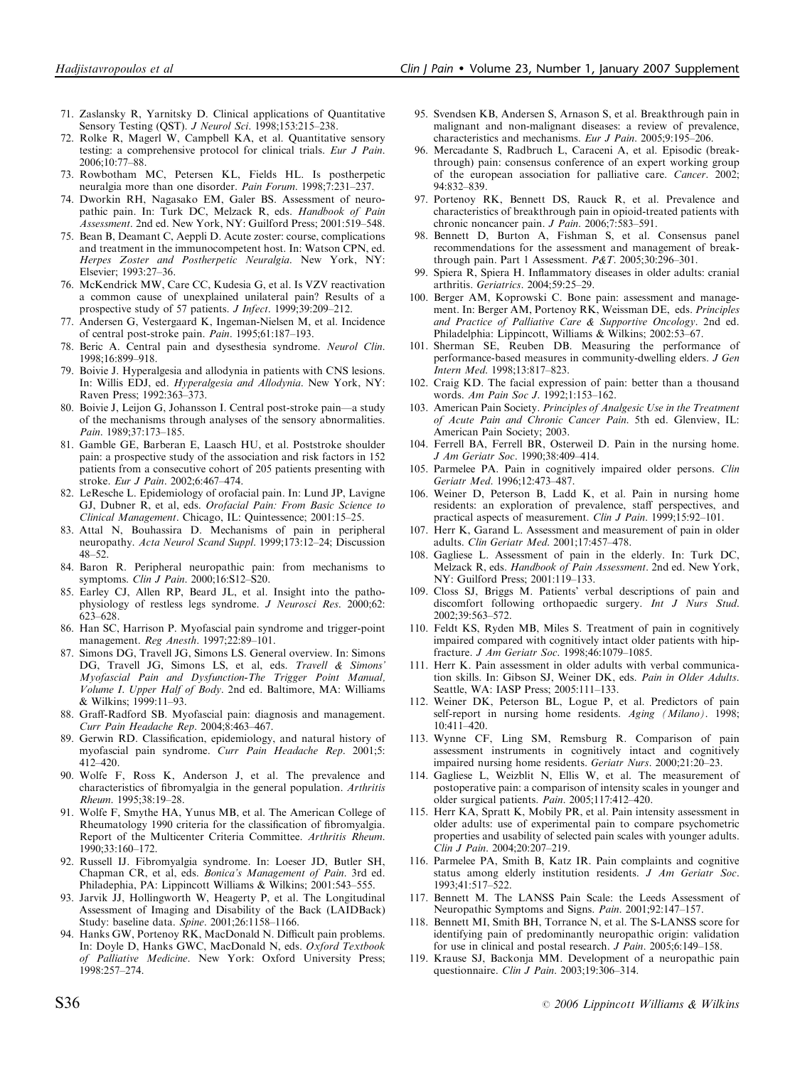71. Zaslansky R, Yarnitsky D. Clinical applications of Quantitative Sensory Testing (QST). *J Neurol Sci*. 1998;153:215–238.
72. Rolke R, Magerl W, Campbell KA, et al. Quantitative sensory testing: a comprehensive protocol for clinical trials. *Eur J Pain*. 2006;10:77–88.
73. Rowbotham MC, Petersen KL, Fields HL. Is postherpetic neuralgia more than one disorder. *Pain Forum*. 1998;7:231–237.
74. Dworkin RH, Nagasako EM, Galer BS. Assessment of neuropathic pain. In: Turk DC, Melzack R, eds. *Handbook of Pain Assessment*. 2nd ed. New York, NY: Guilford Press; 2001:519–548.
75. Bean B, Deamant C, Aeppli D. Acute zoster: course, complications and treatment in the immunocompetent host. In: Watson CPN, ed. *Herpes Zoster and Postherpetic Neuralgia*. New York, NY: Elsevier; 1993:27–36.
76. McKendrick MW, Care CC, Kudesia G, et al. Is VZV reactivation a common cause of unexplained unilateral pain? Results of a prospective study of 57 patients. *J Infect*. 1999;39:209–212.
77. Andersen G, Vestergaard K, Ingeman-Nielsen M, et al. Incidence of central post-stroke pain. *Pain*. 1995;61:187–193.
78. Beric A. Central pain and dysesthesia syndrome. *Neurol Clin*. 1998;16:899–918.
79. Boivie J. Hyperalgesia and allodynia in patients with CNS lesions. In: Willis EDJ, ed. *Hyperalgesia and Allodynia*. New York, NY: Raven Press; 1992:363–373.
80. Boivie J, Leijon G, Johansson I. Central post-stroke pain—a study of the mechanisms through analyses of the sensory abnormalities. *Pain*. 1989;37:173–185.
81. Gamble GE, Barberan E, Laasch HU, et al. Poststroke shoulder pain: a prospective study of the association and risk factors in 152 patients from a consecutive cohort of 205 patients presenting with stroke. *Eur J Pain*. 2002;6:467–474.
82. LeResche L. Epidemiology of orofacial pain. In: Lund JP, Lavigne GJ, Dubner R, et al, eds. *Orofacial Pain: From Basic Science to Clinical Management*. Chicago, IL: Quintessence; 2001:15–25.
83. Attal N, Bouhassira D. Mechanisms of pain in peripheral neuropathy. *Acta Neurol Scand Suppl*. 1999;173:12–24; Discussion 48–52.
84. Baron R. Peripheral neuropathic pain: from mechanisms to symptoms. *Clin J Pain*. 2000;16:S12–S20.
85. Earley CJ, Allen RP, Beard JL, et al. Insight into the pathophysiology of restless legs syndrome. *J Neurosci Res*. 2000;62: 623–628.
86. Han SC, Harrison P. Myofascial pain syndrome and trigger-point management. *Reg Anesth*. 1997;22:89–101.
87. Simons DG, Travell JG, Simons LS. General overview. In: Simons DG, Travell JG, Simons LS, et al, eds. *Travell & Simons' Myofascial Pain and Dysfunction-The Trigger Point Manual, Volume I. Upper Half of Body*. 2nd ed. Baltimore, MA: Williams & Wilkins; 1999:11–93.
88. Graff-Radford SB. Myofascial pain: diagnosis and management. *Curr Pain Headache Rep*. 2004;8:463–467.
89. Gerwin RD. Classification, epidemiology, and natural history of myofascial pain syndrome. *Curr Pain Headache Rep*. 2001;5: 412–420.
90. Wolfe F, Ross K, Anderson J, et al. The prevalence and characteristics of fibromyalgia in the general population. *Arthritis Rheum*. 1995;38:19–28.
91. Wolfe F, Smythe HA, Yunus MB, et al. The American College of Rheumatology 1990 criteria for the classification of fibromyalgia. Report of the Multicenter Criteria Committee. *Arthritis Rheum*. 1990;33:160–172.
92. Russell IJ. Fibromyalgia syndrome. In: Loeser JD, Butler SH, Chapman CR, et al, eds. *Bonica's Management of Pain*. 3rd ed. Philadephia, PA: Lippincott Williams & Wilkins; 2001:543–555.
93. Jarvik JJ, Hollingworth W, Heagerty P, et al. The Longitudinal Assessment of Imaging and Disability of the Back (LAIDBack) Study: baseline data. *Spine*. 2001;26:1158–1166.
94. Hanks GW, Portenoy RK, MacDonald N. Difficult pain problems. In: Doyle D, Hanks GWC, MacDonald N, eds. *Oxford Textbook of Palliative Medicine*. New York: Oxford University Press; 1998:257–274.
95. Svendsen KB, Andersen S, Arnason S, et al. Breakthrough pain in malignant and non-malignant diseases: a review of prevalence, characteristics and mechanisms. *Eur J Pain*. 2005;9:195–206.
96. Mercadante S, Radbruch L, Caraceni A, et al. Episodic (breakthrough) pain: consensus conference of an expert working group of the european association for palliative care. *Cancer*. 2002; 94:832–839.
97. Portenoy RK, Bennett DS, Rauck R, et al. Prevalence and characteristics of breakthrough pain in opioid-treated patients with chronic noncancer pain. *J Pain*. 2006;7:583–591.
98. Bennett D, Burton A, Fishman S, et al. Consensus panel recommendations for the assessment and management of breakthrough pain. Part 1 Assessment. *P&T*. 2005;30:296–301.
99. Spiera R, Spiera H. Inflammatory diseases in older adults: cranial arthritis. *Geriatrics*. 2004;59:25–29.
100. Berger AM, Koprowski C. Bone pain: assessment and management. In: Berger AM, Portenoy RK, Weissman DE, eds. *Principles and Practice of Palliative Care & Supportive Oncology*. 2nd ed. Philadelphia: Lippincott, Williams & Wilkins; 2002:53–67.
101. Sherman SE, Reuben DB. Measuring the performance of performance-based measures in community-dwelling elders. *J Gen Intern Med*. 1998;13:817–823.
102. Craig KD. The facial expression of pain: better than a thousand words. *Am Pain Soc J*. 1992;1:153–162.
103. American Pain Society. *Principles of Analgesic Use in the Treatment of Acute Pain and Chronic Cancer Pain*. 5th ed. Glenview, IL: American Pain Society; 2003.
104. Ferrell BA, Ferrell BR, Osterweil D. Pain in the nursing home. *J Am Geriatr Soc*. 1990;38:409–414.
105. Parmelee PA. Pain in cognitively impaired older persons. *Clin Geriatr Med*. 1996;12:473–487.
106. Weiner D, Peterson B, Ladd K, et al. Pain in nursing home residents: an exploration of prevalence, staff perspectives, and practical aspects of measurement. *Clin J Pain*. 1999;15:92–101.
107. Herr K, Garand L. Assessment and measurement of pain in older adults. *Clin Geriatr Med*. 2001;17:457–478.
108. Gagliese L. Assessment of pain in the elderly. In: Turk DC, Melzack R, eds. *Handbook of Pain Assessment*. 2nd ed. New York, NY: Guilford Press; 2001:119–133.
109. Closs SJ, Briggs M. Patients' verbal descriptions of pain and discomfort following orthopaedic surgery. *Int J Nurs Stud*. 2002;39:563–572.
110. Feldt KS, Ryden MB, Miles S. Treatment of pain in cognitively impaired compared with cognitively intact older patients with hip-fracture. *J Am Geriatr Soc*. 1998;46:1079–1085.
111. Herr K. Pain assessment in older adults with verbal communication skills. In: Gibson SJ, Weiner DK, eds. *Pain in Older Adults*. Seattle, WA: IASP Press; 2005:111–133.
112. Weiner DK, Peterson BL, Logue P, et al. Predictors of pain self-report in nursing home residents. *Aging (Milano)*. 1998; 10:411–420.
113. Wynne CF, Ling SM, Remsburg R. Comparison of pain assessment instruments in cognitively intact and cognitively impaired nursing home residents. *Geriatr Nurs*. 2000;21:20–23.
114. Gagliese L, Weizblit N, Ellis W, et al. The measurement of postoperative pain: a comparison of intensity scales in younger and older surgical patients. *Pain*. 2005;117:412–420.
115. Herr KA, Spratt K, Mobily PR, et al. Pain intensity assessment in older adults: use of experimental pain to compare psychometric properties and usability of selected pain scales with younger adults. *Clin J Pain*. 2004;20:207–219.
116. Parmelee PA, Smith B, Katz IR. Pain complaints and cognitive status among elderly institution residents. *J Am Geriatr Soc*. 1993;41:517–522.
117. Bennett M. The LANSS Pain Scale: the Leeds Assessment of Neuropathic Symptoms and Signs. *Pain*. 2001;92:147–157.
118. Bennett MI, Smith BH, Torrance N, et al. The S-LANSS score for identifying pain of predominantly neuropathic origin: validation for use in clinical and postal research. *J Pain*. 2005;6:149–158.
119. Krause SJ, Backonja MM. Development of a neuropathic pain questionnaire. *Clin J Pain*. 2003;19:306–314.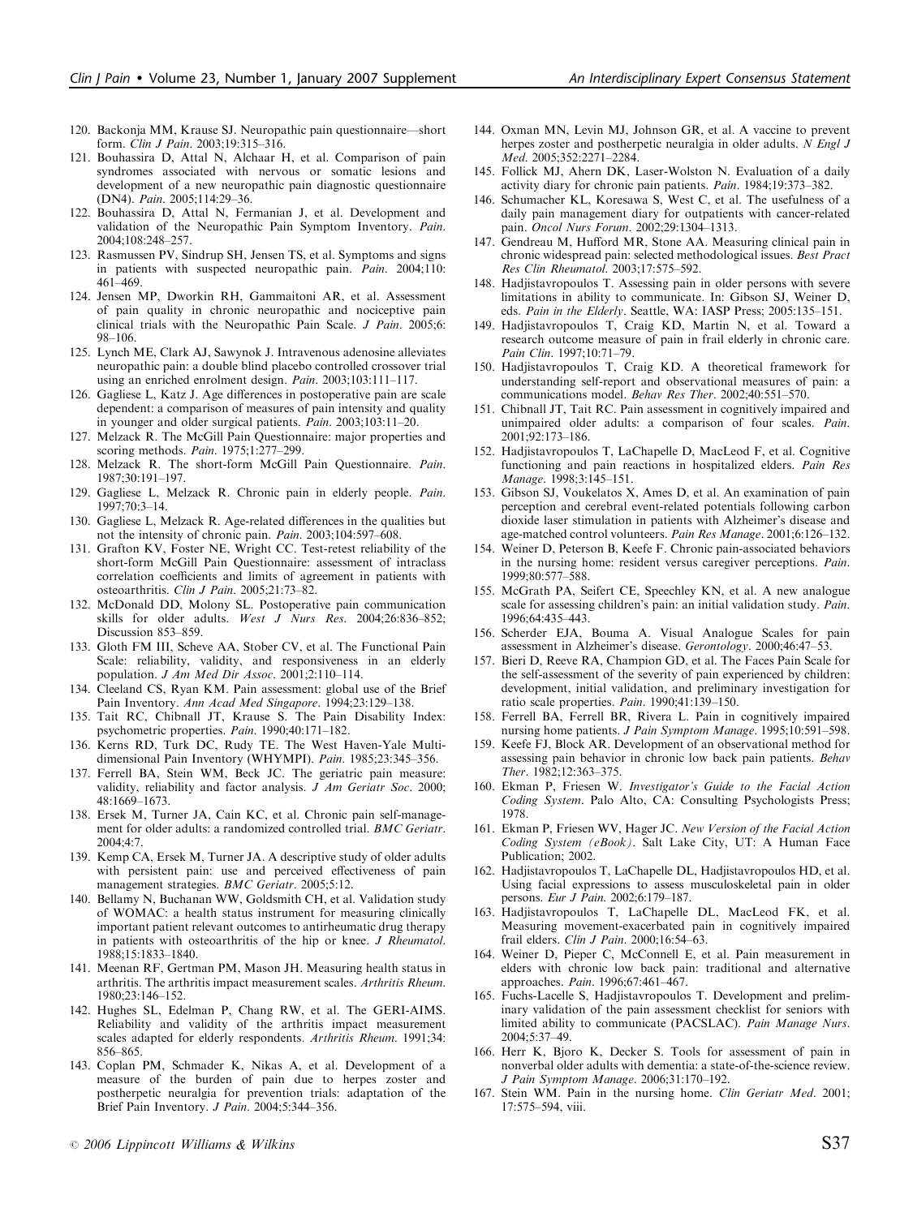120. Backonja MM, Krause SJ. Neuropathic pain questionnaire—short form. *Clin J Pain*. 2003;19:315–316.
121. Bouhassira D, Attal N, Alchaar H, et al. Comparison of pain syndromes associated with nervous or somatic lesions and development of a new neuropathic pain diagnostic questionnaire (DN4). *Pain*. 2005;114:29–36.
122. Bouhassira D, Attal N, Fermanian J, et al. Development and validation of the Neuropathic Pain Symptom Inventory. *Pain*. 2004;108:248–257.
123. Rasmussen PV, Sindrup SH, Jensen TS, et al. Symptoms and signs in patients with suspected neuropathic pain. *Pain*. 2004;110: 461–469.
124. Jensen MP, Dworkin RH, Gammaitoni AR, et al. Assessment of pain quality in chronic neuropathic and nociceptive pain clinical trials with the Neuropathic Pain Scale. *J Pain*. 2005;6: 98–106.
125. Lynch ME, Clark AJ, Sawynok J. Intravenous adenosine alleviates neuropathic pain: a double blind placebo controlled crossover trial using an enriched enrolment design. *Pain*. 2003;103:111–117.
126. Gagliese L, Katz J. Age differences in postoperative pain are scale dependent: a comparison of measures of pain intensity and quality in younger and older surgical patients. *Pain*. 2003;103:11–20.
127. Melzack R. The McGill Pain Questionnaire: major properties and scoring methods. *Pain*. 1975;1:277–299.
128. Melzack R. The short-form McGill Pain Questionnaire. *Pain*. 1987;30:191–197.
129. Gagliese L, Melzack R. Chronic pain in elderly people. *Pain*. 1997;70:3–14.
130. Gagliese L, Melzack R. Age-related differences in the qualities but not the intensity of chronic pain. *Pain*. 2003;104:597–608.
131. Grafton KV, Foster NE, Wright CC. Test-retest reliability of the short-form McGill Pain Questionnaire: assessment of intraclass correlation coefficients and limits of agreement in patients with osteoarthritis. *Clin J Pain*. 2005;21:73–82.
132. McDonald DD, Molony SL. Postoperative pain communication skills for older adults. *West J Nurs Res*. 2004;26:836–852; Discussion 853–859.
133. Gloth FM III, Scheve AA, Stober CV, et al. The Functional Pain Scale: reliability, validity, and responsiveness in an elderly population. *J Am Med Dir Assoc*. 2001;2:110–114.
134. Cleeland CS, Ryan KM. Pain assessment: global use of the Brief Pain Inventory. *Ann Acad Med Singapore*. 1994;23:129–138.
135. Tait RC, Chibnall JT, Krause S. The Pain Disability Index: psychometric properties. *Pain*. 1990;40:171–182.
136. Kerns RD, Turk DC, Rudy TE. The West Haven-Yale Multidimensional Pain Inventory (WHYMPI). *Pain*. 1985;23:345–356.
137. Ferrell BA, Stein WM, Beck JC. The geriatric pain measure: validity, reliability and factor analysis. *J Am Geriatr Soc*. 2000; 48:1669–1673.
138. Ersek M, Turner JA, Cain KC, et al. Chronic pain self-management for older adults: a randomized controlled trial. *BMC Geriatr*. 2004;4:7.
139. Kemp CA, Ersek M, Turner JA. A descriptive study of older adults with persistent pain: use and perceived effectiveness of pain management strategies. *BMC Geriatr*. 2005;5:12.
140. Bellamy N, Buchanan WW, Goldsmith CH, et al. Validation study of WOMAC: a health status instrument for measuring clinically important patient relevant outcomes to antirheumatic drug therapy in patients with osteoarthritis of the hip or knee. *J Rheumatol*. 1988;15:1833–1840.
141. Meenan RF, Gertman PM, Mason JH. Measuring health status in arthritis. The arthritis impact measurement scales. *Arthritis Rheum*. 1980;23:146–152.
142. Hughes SL, Edelman P, Chang RW, et al. The GERI-AIMS. Reliability and validity of the arthritis impact measurement scales adapted for elderly respondents. *Arthritis Rheum*. 1991;34: 856–865.
143. Coplan PM, Schmader K, Nikas A, et al. Development of a measure of the burden of pain due to herpes zoster and postherpetic neuralgia for prevention trials: adaptation of the Brief Pain Inventory. *J Pain*. 2004;5:344–356.
144. Oxman MN, Levin MJ, Johnson GR, et al. A vaccine to prevent herpes zoster and postherpetic neuralgia in older adults. *N Engl J Med*. 2005;352:2271–2284.
145. Follick MJ, Ahern DK, Laser-Wolston N. Evaluation of a daily activity diary for chronic pain patients. *Pain*. 1984;19:373–382.
146. Schumacher KL, Koresawa S, West C, et al. The usefulness of a daily pain management diary for outpatients with cancer-related pain. *Oncol Nurs Forum*. 2002;29:1304–1313.
147. Gendreau M, Hufford MR, Stone AA. Measuring clinical pain in chronic widespread pain: selected methodological issues. *Best Pract Res Clin Rheumatol*. 2003;17:575–592.
148. Hadjistavropoulos T. Assessing pain in older persons with severe limitations in ability to communicate. In: Gibson SJ, Weiner D, eds. *Pain in the Elderly*. Seattle, WA: IASP Press; 2005:135–151.
149. Hadjistavropoulos T, Craig KD, Martin N, et al. Toward a research outcome measure of pain in frail elderly in chronic care. *Pain Clin*. 1997;10:71–79.
150. Hadjistavropoulos T, Craig KD. A theoretical framework for understanding self-report and observational measures of pain: a communications model. *Behav Res Ther*. 2002;40:551–570.
151. Chibnall JT, Tait RC. Pain assessment in cognitively impaired and unimpaired older adults: a comparison of four scales. *Pain*. 2001;92:173–186.
152. Hadjistavropoulos T, LaChapelle D, MacLeod F, et al. Cognitive functioning and pain reactions in hospitalized elders. *Pain Res Manage*. 1998;3:145–151.
153. Gibson SJ, Voukelatos X, Ames D, et al. An examination of pain perception and cerebral event-related potentials following carbon dioxide laser stimulation in patients with Alzheimer's disease and age-matched control volunteers. *Pain Res Manage*. 2001;6:126–132.
154. Weiner D, Peterson B, Keefe F. Chronic pain-associated behaviors in the nursing home: resident versus caregiver perceptions. *Pain*. 1999;80:577–588.
155. McGrath PA, Seifert CE, Speechley KN, et al. A new analogue scale for assessing children's pain: an initial validation study. *Pain*. 1996;64:435–443.
156. Scherder EJA, Bouma A. Visual Analogue Scales for pain assessment in Alzheimer's disease. *Gerontology*. 2000;46:47–53.
157. Bieri D, Reeve RA, Champion GD, et al. The Faces Pain Scale for the self-assessment of the severity of pain experienced by children: development, initial validation, and preliminary investigation for ratio scale properties. *Pain*. 1990;41:139–150.
158. Ferrell BA, Ferrell BR, Rivera L. Pain in cognitively impaired nursing home patients. *J Pain Symptom Manage*. 1995;10:591–598.
159. Keefe FJ, Block AR. Development of an observational method for assessing pain behavior in chronic low back pain patients. *Behav Ther*. 1982;12:363–375.
160. Ekman P, Friesen W. *Investigator's Guide to the Facial Action Coding System*. Palo Alto, CA: Consulting Psychologists Press; 1978.
161. Ekman P, Friesen WV, Hager JC. *New Version of the Facial Action Coding System (eBook)*. Salt Lake City, UT: A Human Face Publication; 2002.
162. Hadjistavropoulos T, LaChapelle DL, Hadjistavropoulos HD, et al. Using facial expressions to assess musculoskeletal pain in older persons. *Eur J Pain*. 2002;6:179–187.
163. Hadjistavropoulos T, LaChapelle DL, MacLeod FK, et al. Measuring movement-exacerbated pain in cognitively impaired frail elders. *Clin J Pain*. 2000;16:54–63.
164. Weiner D, Pieper C, McConnell E, et al. Pain measurement in elders with chronic low back pain: traditional and alternative approaches. *Pain*. 1996;67:461–467.
165. Fuchs-Lacelle S, Hadjistavropoulos T. Development and preliminary validation of the pain assessment checklist for seniors with limited ability to communicate (PACSLAC). *Pain Manage Nurs*. 2004;5:37–49.
166. Herr K, Bjoro K, Decker S. Tools for assessment of pain in nonverbal older adults with dementia: a state-of-the-science review. *J Pain Symptom Manage*. 2006;31:170–192.
167. Stein WM. Pain in the nursing home. *Clin Geriatr Med*. 2001; 17:575–594, viii.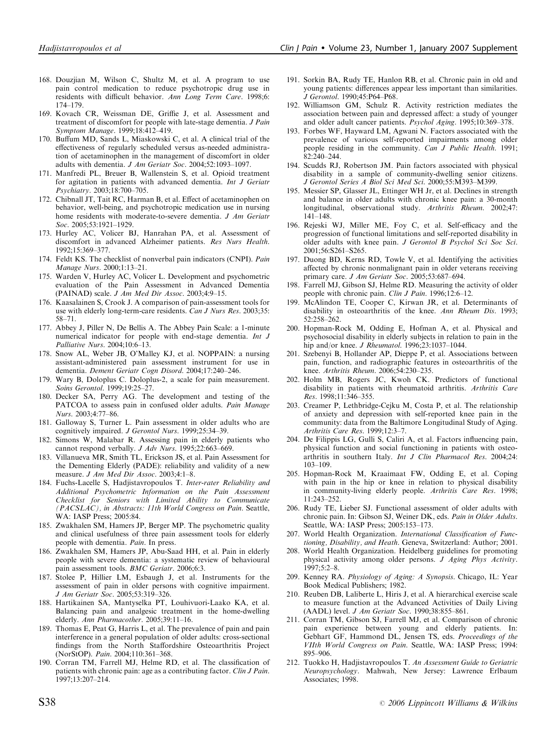168. Douzjian M, Wilson C, Shultz M, et al. A program to use pain control medication to reduce psychotropic drug use in residents with difficult behavior. *Ann Long Term Care*. 1998;6: 174–179.
169. Kovach CR, Weissman DE, Griffie J, et al. Assessment and treatment of discomfort for people with late-stage dementia. *J Pain Symptom Manage*. 1999;18:412–419.
170. Buffum MD, Sands L, Miaskowski C, et al. A clinical trial of the effectiveness of regularly scheduled versus as-needed administration of acetaminophen in the management of discomfort in older adults with dementia. *J Am Geriatr Soc*. 2004;52:1093–1097.
171. Manfredi PL, Breuer B, Wallenstein S, et al. Opioid treatment for agitation in patients with advanced dementia. *Int J Geriatr Psychiatry*. 2003;18:700–705.
172. Chibnall JT, Tait RC, Harman B, et al. Effect of acetaminophen on behavior, well-being, and psychotropic medication use in nursing home residents with moderate-to-severe dementia. *J Am Geriatr Soc*. 2005;53:1921–1929.
173. Hurley AC, Volicer BJ, Hanrahan PA, et al. Assessment of discomfort in advanced Alzheimer patients. *Res Nurs Health*. 1992;15:369–377.
174. Feldt KS. The checklist of nonverbal pain indicators (CNPI). *Pain Manage Nurs*. 2000;1:13–21.
175. Warden V, Hurley AC, Volicer L. Development and psychometric evaluation of the Pain Assessment in Advanced Dementia (PAINAD) scale. *J Am Med Dir Assoc*. 2003;4:9–15.
176. Kaasalainen S, Crook J. A comparison of pain-assessment tools for use with elderly long-term-care residents. *Can J Nurs Res*. 2003;35: 58–71.
177. Abbey J, Piller N, De Bellis A. The Abbey Pain Scale: a 1-minute numerical indicator for people with end-stage dementia. *Int J Palliative Nurs*. 2004;10:6–13.
178. Snow AL, Weber JB, O'Malley KJ, et al. NOPPAIN: a nursing assistant-administered pain assessment instrument for use in dementia. *Dement Geriatr Cogn Disord*. 2004;17:240–246.
179. Wary B, Doloplus C. Doloplus-2, a scale for pain measurement. *Soins Gerontol*. 1999;19:25–27.
180. Decker SA, Perry AG. The development and testing of the PATCOA to assess pain in confused older adults. *Pain Manage Nurs*. 2003;4:77–86.
181. Galloway S, Turner L. Pain assessment in older adults who are cognitively impaired. *J Gerontol Nurs*. 1999;25:34–39.
182. Simons W, Malabar R. Assessing pain in elderly patients who cannot respond verbally. *J Adv Nurs*. 1995;22:663–669.
183. Villanueva MR, Smith TL, Erickson JS, et al. Pain Assessment for the Dementing Elderly (PADE): reliability and validity of a new measure. *J Am Med Dir Assoc*. 2003;4:1–8.
184. Fuchs-Lacelle S, Hadjistavropoulos T. *Inter-rater Reliability and Additional Psychometric Information on the Pain Assessment Checklist for Seniors with Limited Ability to Communicate (PACSLAC), in Abstracts: 11th World Congress on Pain*. Seattle, WA: IASP Press; 2005:84.
185. Zwakhalen SM, Hamers JP, Berger MP. The psychometric quality and clinical usefulness of three pain assessment tools for elderly people with dementia. *Pain*. In press.
186. Zwakhalen SM, Hamers JP, Abu-Saad HH, et al. Pain in elderly people with severe dementia: a systematic review of behavioural pain assessment tools. *BMC Geriatr*. 2006;6:3.
187. Stolee P, Hillier LM, Esbaugh J, et al. Instruments for the assessment of pain in older persons with cognitive impairment. *J Am Geriatr Soc*. 2005;53:319–326.
188. Hartikainen SA, Mantyselka PT, Louhivuori-Laako KA, et al. Balancing pain and analgesic treatment in the home-dwelling elderly. *Ann Pharmacother*. 2005;39:11–16.
189. Thomas E, Peat G, Harris L, et al. The prevalence of pain and pain interference in a general population of older adults: cross-sectional findings from the North Staffordshire Osteoarthritis Project (NorStOP). *Pain*. 2004;110:361–368.
190. Corran TM, Farrell MJ, Helme RD, et al. The classification of patients with chronic pain: age as a contributing factor. *Clin J Pain*. 1997;13:207–214.
191. Sorkin BA, Rudy TE, Hanlon RB, et al. Chronic pain in old and young patients: differences appear less important than similarities. *J Gerontol*. 1990;45:P64–P68.
192. Williamson GM, Schulz R. Activity restriction mediates the association between pain and depressed affect: a study of younger and older adult cancer patients. *Psychol Aging*. 1995;10:369–378.
193. Forbes WF, Hayward LM, Agwani N. Factors associated with the prevalence of various self-reported impairments among older people residing in the community. *Can J Public Health*. 1991; 82:240–244.
194. Scudds RJ, Robertson JM. Pain factors associated with physical disability in a sample of community-dwelling senior citizens. *J Gerontol Series A Biol Sci Med Sci*. 2000;55:M393–M399.
195. Messier SP, Glasser JL, Ettinger WH Jr, et al. Declines in strength and balance in older adults with chronic knee pain: a 30-month longitudinal, observational study. *Arthritis Rheum*. 2002;47: 141–148.
196. Rejeski WJ, Miller ME, Foy C, et al. Self-efficacy and the progression of functional limitations and self-reported disability in older adults with knee pain. *J Gerontol B Psychol Sci Soc Sci*. 2001;56:S261–S265.
197. Duong BD, Kerns RD, Towle V, et al. Identifying the activities affected by chronic nonmalignant pain in older veterans receiving primary care. *J Am Geriatr Soc*. 2005;53:687–694.
198. Farrell MJ, Gibson SJ, Helme RD. Measuring the activity of older people with chronic pain. *Clin J Pain*. 1996;12:6–12.
199. McAlindon TE, Cooper C, Kirwan JR, et al. Determinants of disability in osteoarthritis of the knee. *Ann Rheum Dis*. 1993; 52:258–262.
200. Hopman-Rock M, Odding E, Hofman A, et al. Physical and psychosocial disability in elderly subjects in relation to pain in the hip and/or knee. *J Rheumatol*. 1996;23:1037–1044.
201. Szebenyi B, Hollander AP, Dieppe P, et al. Associations between pain, function, and radiographic features in osteoarthritis of the knee. *Arthritis Rheum*. 2006;54:230–235.
202. Holm MB, Rogers JC, Kwoh CK. Predictors of functional disability in patients with rheumatoid arthritis. *Arthritis Care Res*. 1998;11:346–355.
203. Creamer P, Lethbridge-Cejku M, Costa P, et al. The relationship of anxiety and depression with self-reported knee pain in the community: data from the Baltimore Longitudinal Study of Aging. *Arthritis Care Res*. 1999;12:3–7.
204. De Filippis LG, Gulli S, Caliri A, et al. Factors influencing pain, physical function and social functioning in patients with osteoarthritis in southern Italy. *Int J Clin Pharmacol Res*. 2004;24: 103–109.
205. Hopman-Rock M, Kraaimaat FW, Odding E, et al. Coping with pain in the hip or knee in relation to physical disability in community-living elderly people. *Arthritis Care Res*. 1998; 11:243–252.
206. Rudy TE, Lieber SJ. Functional assessment of older adults with chronic pain. In: Gibson SJ, Weiner DK, eds. *Pain in Older Adults*. Seattle, WA: IASP Press; 2005:153–173.
207. World Health Organization. *International Classification of Functioning, Disability, and Heath*. Geneva, Switzerland: Author; 2001.
208. World Health Organization. Heidelberg guidelines for promoting physical activity among older persons. *J Aging Phys Activity*. 1997;5:2–8.
209. Kenney RA. *Physiology of Aging: A Synopsis*. Chicago, IL: Year Book Medical Publishers; 1982.
210. Reuben DB, Laliberte L, Hiris J, et al. A hierarchical exercise scale to measure function at the Advanced Activities of Daily Living (AADL) level. *J Am Geriatr Soc*. 1990;38:855–861.
211. Corran TM, Gibson SJ, Farrell MJ, et al. Comparison of chronic pain experience between young and elderly patients. In: Gebhart GF, Hammond DL, Jensen TS, eds. *Proceedings of the VIIth World Congress on Pain*. Seattle, WA: IASP Press; 1994: 895–906.
212. Tuokko H, Hadjistavropoulos T. *An Assessment Guide to Geriatric Neuropsychology*. Mahwah, New Jersey: Lawrence Erlbaum Associates; 1998.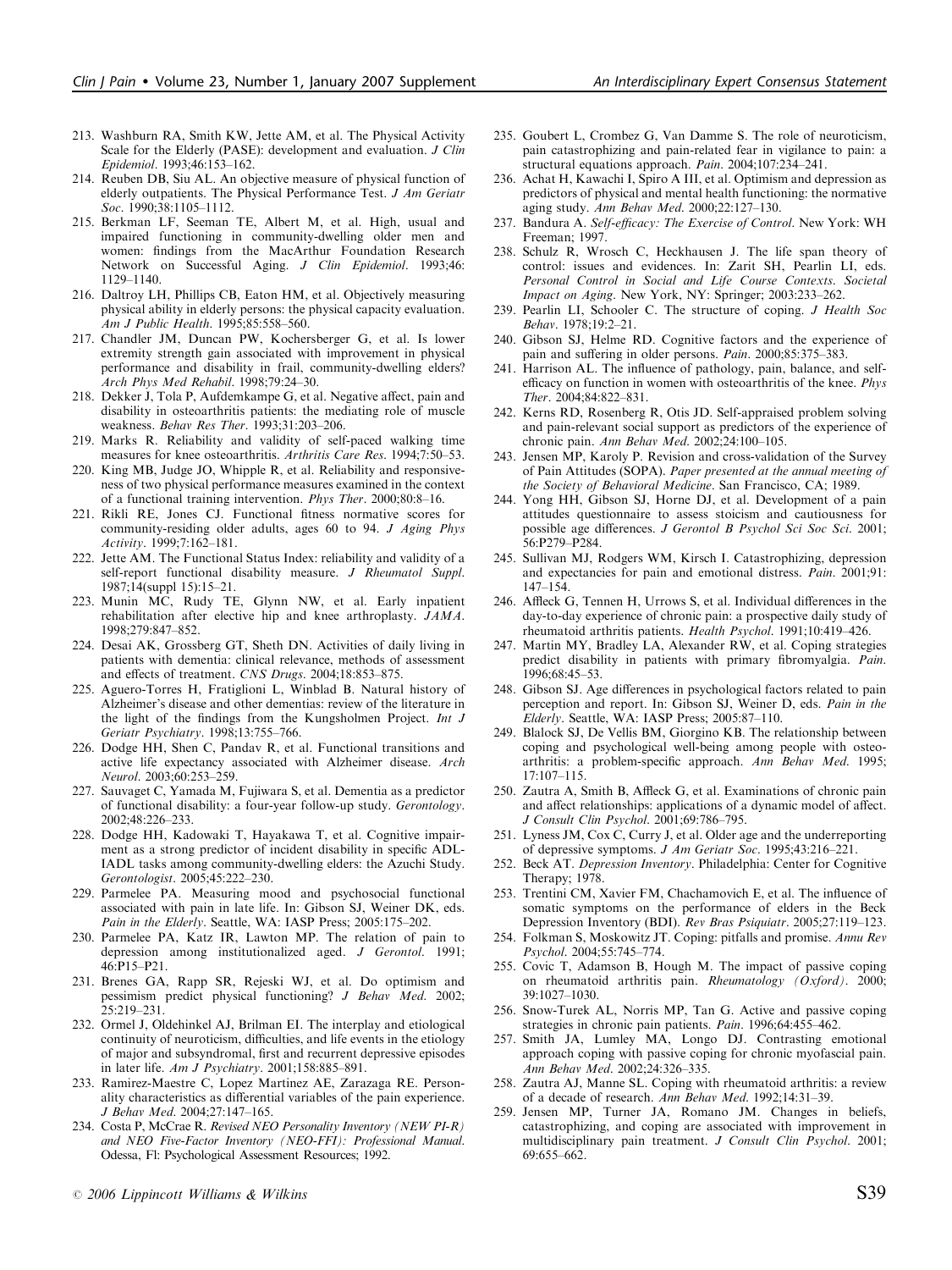213. Washburn RA, Smith KW, Jette AM, et al. The Physical Activity Scale for the Elderly (PASE): development and evaluation. *J Clin Epidemiol*. 1993;46:153–162.
214. Reuben DB, Siu AL. An objective measure of physical function of elderly outpatients. The Physical Performance Test. *J Am Geriatr Soc*. 1990;38:1105–1112.
215. Berkman LF, Seeman TE, Albert M, et al. High, usual and impaired functioning in community-dwelling older men and women: findings from the MacArthur Foundation Research Network on Successful Aging. *J Clin Epidemiol*. 1993;46: 1129–1140.
216. Daltroy LH, Phillips CB, Eaton HM, et al. Objectively measuring physical ability in elderly persons: the physical capacity evaluation. *Am J Public Health*. 1995;85:558–560.
217. Chandler JM, Duncan PW, Kochersberger G, et al. Is lower extremity strength gain associated with improvement in physical performance and disability in frail, community-dwelling elders? *Arch Phys Med Rehabil*. 1998;79:24–30.
218. Dekker J, Tola P, Aufdemkampe G, et al. Negative affect, pain and disability in osteoarthritis patients: the mediating role of muscle weakness. *Behav Res Ther*. 1993;31:203–206.
219. Marks R. Reliability and validity of self-paced walking time measures for knee osteoarthritis. *Arthritis Care Res*. 1994;7:50–53.
220. King MB, Judge JO, Whipple R, et al. Reliability and responsiveness of two physical performance measures examined in the context of a functional training intervention. *Phys Ther*. 2000;80:8–16.
221. Rikli RE, Jones CJ. Functional fitness normative scores for community-residing older adults, ages 60 to 94. *J Aging Phys Activity*. 1999;7:162–181.
222. Jette AM. The Functional Status Index: reliability and validity of a self-report functional disability measure. *J Rheumatol Suppl*. 1987;14(suppl 15):15–21.
223. Munin MC, Rudy TE, Glynn NW, et al. Early inpatient rehabilitation after elective hip and knee arthroplasty. *JAMA*. 1998;279:847–852.
224. Desai AK, Grossberg GT, Sheth DN. Activities of daily living in patients with dementia: clinical relevance, methods of assessment and effects of treatment. *CNS Drugs*. 2004;18:853–875.
225. Aguero-Torres H, Fratiglioni L, Winblad B. Natural history of Alzheimer's disease and other dementias: review of the literature in the light of the findings from the Kungsholmen Project. *Int J Geriatr Psychiatry*. 1998;13:755–766.
226. Dodge HH, Shen C, Pandav R, et al. Functional transitions and active life expectancy associated with Alzheimer disease. *Arch Neurol*. 2003;60:253–259.
227. Sauvaget C, Yamada M, Fujiwara S, et al. Dementia as a predictor of functional disability: a four-year follow-up study. *Gerontology*. 2002;48:226–233.
228. Dodge HH, Kadowaki T, Hayakawa T, et al. Cognitive impairment as a strong predictor of incident disability in specific ADL-IADL tasks among community-dwelling elders: the Azuchi Study. *Gerontologist*. 2005;45:222–230.
229. Parmelee PA. Measuring mood and psychosocial functional associated with pain in late life. In: Gibson SJ, Weiner DK, eds. *Pain in the Elderly*. Seattle, WA: IASP Press; 2005:175–202.
230. Parmelee PA, Katz IR, Lawton MP. The relation of pain to depression among institutionalized aged. *J Gerontol*. 1991; 46:P15–P21.
231. Brenes GA, Rapp SR, Rejeski WJ, et al. Do optimism and pessimism predict physical functioning? *J Behav Med*. 2002; 25:219–231.
232. Ormel J, Oldehinkel AJ, Brilman EI. The interplay and etiological continuity of neuroticism, difficulties, and life events in the etiology of major and subsyndromal, first and recurrent depressive episodes in later life. *Am J Psychiatry*. 2001;158:885–891.
233. Ramirez-Maestre C, Lopez Martinez AE, Zarazaga RE. Personality characteristics as differential variables of the pain experience. *J Behav Med*. 2004;27:147–165.
234. Costa P, McCrae R. *Revised NEO Personality Inventory (NEW PI-R) and NEO Five-Factor Inventory (NEO-FFI): Professional Manual*. Odessa, Fl: Psychological Assessment Resources; 1992.
235. Goubert L, Crombez G, Van Damme S. The role of neuroticism, pain catastrophizing and pain-related fear in vigilance to pain: a structural equations approach. *Pain*. 2004;107:234–241.
236. Achat H, Kawachi I, Spiro A III, et al. Optimism and depression as predictors of physical and mental health functioning: the normative aging study. *Ann Behav Med*. 2000;22:127–130.
237. Bandura A. *Self-efficacy: The Exercise of Control*. New York: WH Freeman; 1997.
238. Schulz R, Wrosch C, Heckhausen J. The life span theory of control: issues and evidences. In: Zarit SH, Pearlin LI, eds. *Personal Control in Social and Life Course Contexts. Societal Impact on Aging*. New York, NY: Springer; 2003:233–262.
239. Pearlin LI, Schooler C. The structure of coping. *J Health Soc Behav*. 1978;19:2–21.
240. Gibson SJ, Helme RD. Cognitive factors and the experience of pain and suffering in older persons. *Pain*. 2000;85:375–383.
241. Harrison AL. The influence of pathology, pain, balance, and self-efficacy on function in women with osteoarthritis of the knee. *Phys Ther*. 2004;84:822–831.
242. Kerns RD, Rosenberg R, Otis JD. Self-appraised problem solving and pain-relevant social support as predictors of the experience of chronic pain. *Ann Behav Med*. 2002;24:100–105.
243. Jensen MP, Karoly P. Revision and cross-validation of the Survey of Pain Attitudes (SOPA). *Paper presented at the annual meeting of the Society of Behavioral Medicine*. San Francisco, CA; 1989.
244. Yong HH, Gibson SJ, Horne DJ, et al. Development of a pain attitudes questionnaire to assess stoicism and cautiousness for possible age differences. *J Gerontol B Psychol Sci Soc Sci*. 2001; 56:P279–P284.
245. Sullivan MJ, Rodgers WM, Kirsch I. Catastrophizing, depression and expectancies for pain and emotional distress. *Pain*. 2001;91: 147–154.
246. Affleck G, Tennen H, Urrows S, et al. Individual differences in the day-to-day experience of chronic pain: a prospective daily study of rheumatoid arthritis patients. *Health Psychol*. 1991;10:419–426.
247. Martin MY, Bradley LA, Alexander RW, et al. Coping strategies predict disability in patients with primary fibromyalgia. *Pain*. 1996;68:45–53.
248. Gibson SJ. Age differences in psychological factors related to pain perception and report. In: Gibson SJ, Weiner D, eds. *Pain in the Elderly*. Seattle, WA: IASP Press; 2005:87–110.
249. Blalock SJ, De Vellis BM, Giorgino KB. The relationship between coping and psychological well-being among people with osteoarthritis: a problem-specific approach. *Ann Behav Med*. 1995; 17:107–115.
250. Zautra A, Smith B, Affleck G, et al. Examinations of chronic pain and affect relationships: applications of a dynamic model of affect. *J Consult Clin Psychol*. 2001;69:786–795.
251. Lyness JM, Cox C, Curry J, et al. Older age and the underreporting of depressive symptoms. *J Am Geriatr Soc*. 1995;43:216–221.
252. Beck AT. *Depression Inventory*. Philadelphia: Center for Cognitive Therapy; 1978.
253. Trentini CM, Xavier FM, Chachamovich E, et al. The influence of somatic symptoms on the performance of elders in the Beck Depression Inventory (BDI). *Rev Bras Psiquiatr*. 2005;27:119–123.
254. Folkman S, Moskowitz JT. Coping: pitfalls and promise. *Annu Rev Psychol*. 2004;55:745–774.
255. Covic T, Adamson B, Hough M. The impact of passive coping on rheumatoid arthritis pain. *Rheumatology (Oxford)*. 2000; 39:1027–1030.
256. Snow-Turek AL, Norris MP, Tan G. Active and passive coping strategies in chronic pain patients. *Pain*. 1996;64:455–462.
257. Smith JA, Lumley MA, Longo DJ. Contrasting emotional approach coping with passive coping for chronic myofascial pain. *Ann Behav Med*. 2002;24:326–335.
258. Zautra AJ, Manne SL. Coping with rheumatoid arthritis: a review of a decade of research. *Ann Behav Med*. 1992;14:31–39.
259. Jensen MP, Turner JA, Romano JM. Changes in beliefs, catastrophizing, and coping are associated with improvement in multidisciplinary pain treatment. *J Consult Clin Psychol*. 2001; 69:655–662.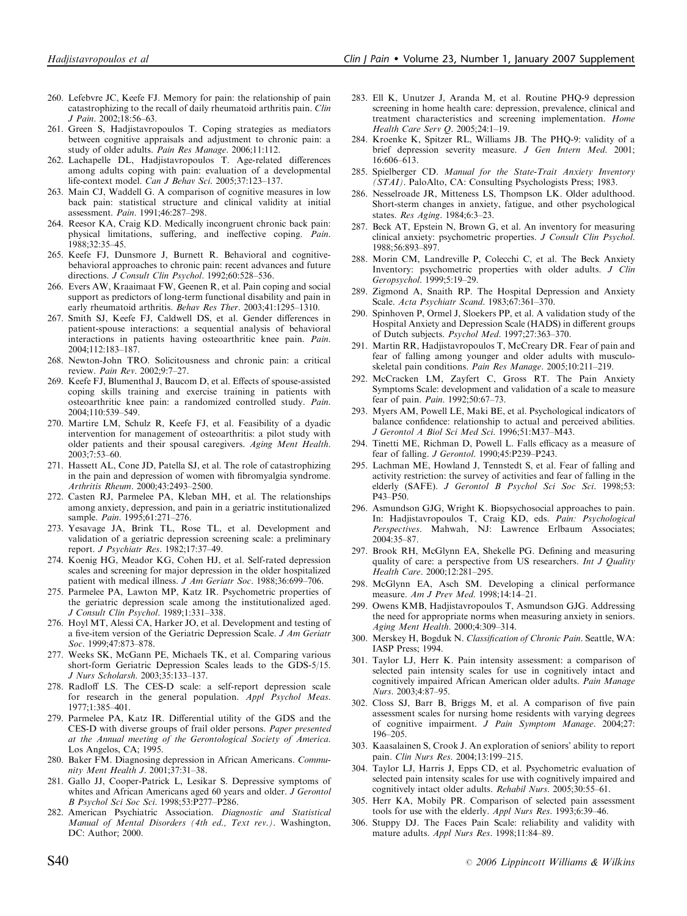260. Lefebvre JC, Keefe FJ. Memory for pain: the relationship of pain catastrophizing to the recall of daily rheumatoid arthritis pain. *Clin J Pain*. 2002;18:56–63.
261. Green S, Hadjistavropoulos T. Coping strategies as mediators between cognitive appraisals and adjustment to chronic pain: a study of older adults. *Pain Res Manage*. 2006;11:112.
262. Lachapelle DL, Hadjistavropoulos T. Age-related differences among adults coping with pain: evaluation of a developmental life-context model. *Can J Behav Sci*. 2005;37:123–137.
263. Main CJ, Waddell G. A comparison of cognitive measures in low back pain: statistical structure and clinical validity at initial assessment. *Pain*. 1991;46:287–298.
264. Reesor KA, Craig KD. Medically incongruent chronic back pain: physical limitations, suffering, and ineffective coping. *Pain*. 1988;32:35–45.
265. Keefe FJ, Dunsmore J, Burnett R. Behavioral and cognitive-behavioral approaches to chronic pain: recent advances and future directions. *J Consult Clin Psychol*. 1992;60:528–536.
266. Evers AW, Kraaimaat FW, Geenen R, et al. Pain coping and social support as predictors of long-term functional disability and pain in early rheumatoid arthritis. *Behav Res Ther*. 2003;41:1295–1310.
267. Smith SJ, Keefe FJ, Caldwell DS, et al. Gender differences in patient-spouse interactions: a sequential analysis of behavioral interactions in patients having osteoarthritic knee pain. *Pain*. 2004;112:183–187.
268. Newton-John TRO. Solicitousness and chronic pain: a critical review. *Pain Rev*. 2002;9:7–27.
269. Keefe FJ, Blumenthal J, Baucom D, et al. Effects of spouse-assisted coping skills training and exercise training in patients with osteoarthritic knee pain: a randomized controlled study. *Pain*. 2004;110:539–549.
270. Martire LM, Schulz R, Keefe FJ, et al. Feasibility of a dyadic intervention for management of osteoarthritis: a pilot study with older patients and their spousal caregivers. *Aging Ment Health*. 2003;7:53–60.
271. Hassett AL, Cone JD, Patella SJ, et al. The role of catastrophizing in the pain and depression of women with fibromyalgia syndrome. *Arthritis Rheum*. 2000;43:2493–2500.
272. Casten RJ, Parmelee PA, Kleban MH, et al. The relationships among anxiety, depression, and pain in a geriatric institutionalized sample. *Pain*. 1995;61:271–276.
273. Yesavage JA, Brink TL, Rose TL, et al. Development and validation of a geriatric depression screening scale: a preliminary report. *J Psychiatr Res*. 1982;17:37–49.
274. Koenig HG, Meador KG, Cohen HJ, et al. Self-rated depression scales and screening for major depression in the older hospitalized patient with medical illness. *J Am Geriatr Soc*. 1988;36:699–706.
275. Parmelee PA, Lawton MP, Katz IR. Psychometric properties of the geriatric depression scale among the institutionalized aged. *J Consult Clin Psychol*. 1989;1:331–338.
276. Hoyl MT, Alessi CA, Harker JO, et al. Development and testing of a five-item version of the Geriatric Depression Scale. *J Am Geriatr Soc*. 1999;47:873–878.
277. Weeks SK, McGann PE, Michaels TK, et al. Comparing various short-form Geriatric Depression Scales leads to the GDS-5/15. *J Nurs Scholarsh*. 2003;35:133–137.
278. Radloff LS. The CES-D scale: a self-report depression scale for research in the general population. *Appl Psychol Meas*. 1977;1:385–401.
279. Parmelee PA, Katz IR. Differential utility of the GDS and the CES-D with diverse groups of frail older persons. *Paper presented at the Annual meeting of the Gerontological Society of America*. Los Angelos, CA; 1995.
280. Baker FM. Diagnosing depression in African Americans. *Community Ment Health J*. 2001;37:31–38.
281. Gallo JJ, Cooper-Patrick L, Lesikar S. Depressive symptoms of whites and African Americans aged 60 years and older. *J Gerontol B Psychol Sci Soc Sci*. 1998;53:P277–P286.
282. American Psychiatric Association. *Diagnostic and Statistical Manual of Mental Disorders (4th ed., Text rev.)*. Washington, DC: Author; 2000.
283. Ell K, Unutzer J, Aranda M, et al. Routine PHQ-9 depression screening in home health care: depression, prevalence, clinical and treatment characteristics and screening implementation. *Home Health Care Serv Q*. 2005;24:1–19.
284. Kroenke K, Spitzer RL, Williams JB. The PHQ-9: validity of a brief depression severity measure. *J Gen Intern Med*. 2001; 16:606–613.
285. Spielberger CD. *Manual for the State-Trait Anxiety Inventory (STAI)*. PaloAlto, CA: Consulting Psychologists Press; 1983.
286. Nesselroade JR, Mitteness LS, Thompson LK. Older adulthood. Short-sterm changes in anxiety, fatigue, and other psychological states. *Res Aging*. 1984;6:3–23.
287. Beck AT, Epstein N, Brown G, et al. An inventory for measuring clinical anxiety: psychometric properties. *J Consult Clin Psychol*. 1988;56:893–897.
288. Morin CM, Landreville P, Colecchi C, et al. The Beck Anxiety Inventory: psychometric properties with older adults. *J Clin Geropsychol*. 1999;5:19–29.
289. Zigmond A, Snaith RP. The Hospital Depression and Anxiety Scale. *Acta Psychiatr Scand*. 1983;67:361–370.
290. Spinhoven P, Ormel J, Sloekers PP, et al. A validation study of the Hospital Anxiety and Depression Scale (HADS) in different groups of Dutch subjects. *Psychol Med*. 1997;27:363–370.
291. Martin RR, Hadjistavropoulos T, McCreary DR. Fear of pain and fear of falling among younger and older adults with musculoskeletal pain conditions. *Pain Res Manage*. 2005;10:211–219.
292. McCracken LM, Zayfert C, Gross RT. The Pain Anxiety Symptoms Scale: development and validation of a scale to measure fear of pain. *Pain*. 1992;50:67–73.
293. Myers AM, Powell LE, Maki BE, et al. Psychological indicators of balance confidence: relationship to actual and perceived abilities. *J Gerontol A Biol Sci Med Sci*. 1996;51:M37–M43.
294. Tinetti ME, Richman D, Powell L. Falls efficacy as a measure of fear of falling. *J Gerontol*. 1990;45:P239–P243.
295. Lachman ME, Howland J, Tennstedt S, et al. Fear of falling and activity restriction: the survey of activities and fear of falling in the elderly (SAFE). *J Gerontol B Psychol Sci Soc Sci*. 1998;53: P43–P50.
296. Asmundson GJG, Wright K. Biopsychosocial approaches to pain. In: Hadjistavropoulos T, Craig KD, eds. *Pain: Psychological Perspectives*. Mahwah, NJ: Lawrence Erlbaum Associates; 2004:35–87.
297. Brook RH, McGlynn EA, Shekelle PG. Defining and measuring quality of care: a perspective from US researchers. *Int J Quality Health Care*. 2000;12:281–295.
298. McGlynn EA, Asch SM. Developing a clinical performance measure. *Am J Prev Med*. 1998;14:14–21.
299. Owens KMB, Hadjistavropoulos T, Asmundson GJG. Addressing the need for appropriate norms when measuring anxiety in seniors. *Aging Ment Health*. 2000;4:309–314.
300. Merskey H, Bogduk N. *Classification of Chronic Pain*. Seattle, WA: IASP Press; 1994.
301. Taylor LJ, Herr K. Pain intensity assessment: a comparison of selected pain intensity scales for use in cognitively intact and cognitively impaired African American older adults. *Pain Manage Nurs*. 2003;4:87–95.
302. Closs SJ, Barr B, Briggs M, et al. A comparison of five pain assessment scales for nursing home residents with varying degrees of cognitive impairment. *J Pain Symptom Manage*. 2004;27: 196–205.
303. Kaasalainen S, Crook J. An exploration of seniors' ability to report pain. *Clin Nurs Res*. 2004;13:199–215.
304. Taylor LJ, Harris J, Epps CD, et al. Psychometric evaluation of selected pain intensity scales for use with cognitively impaired and cognitively intact older adults. *Rehabil Nurs*. 2005;30:55–61.
305. Herr KA, Mobily PR. Comparison of selected pain assessment tools for use with the elderly. *Appl Nurs Res*. 1993;6:39–46.
306. Stuppy DJ. The Faces Pain Scale: reliability and validity with mature adults. *Appl Nurs Res*. 1998;11:84–89.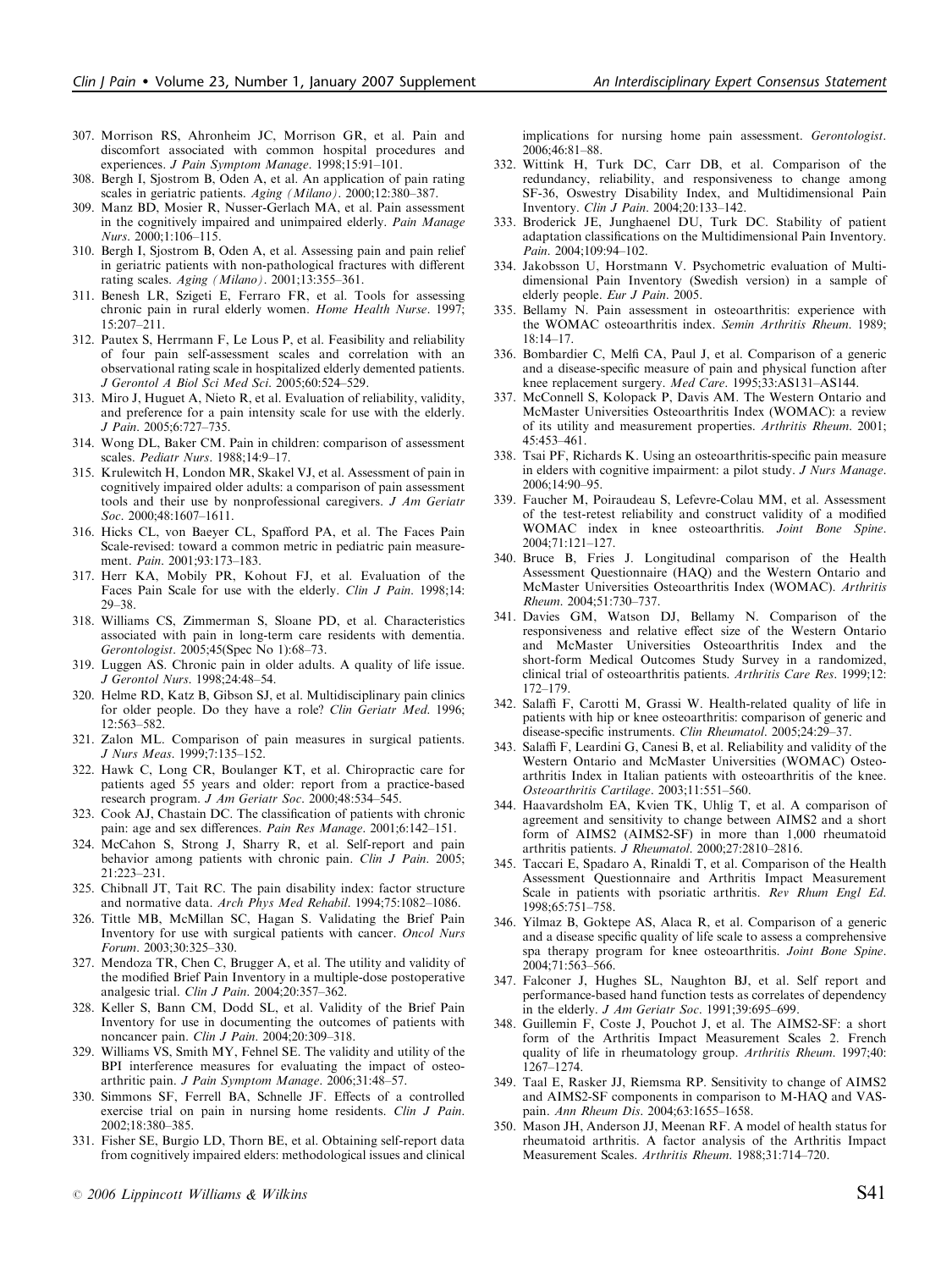307. Morrison RS, Ahronheim JC, Morrison GR, et al. Pain and discomfort associated with common hospital procedures and experiences. *J Pain Symptom Manage*. 1998;15:91–101.
308. Bergh I, Sjostrom B, Oden A, et al. An application of pain rating scales in geriatric patients. *Aging (Milano)*. 2000;12:380–387.
309. Manz BD, Mosier R, Nusser-Gerlach MA, et al. Pain assessment in the cognitively impaired and unimpaired elderly. *Pain Manage Nurs*. 2000;1:106–115.
310. Bergh I, Sjostrom B, Oden A, et al. Assessing pain and pain relief in geriatric patients with non-pathological fractures with different rating scales. *Aging (Milano)*. 2001;13:355–361.
311. Benesh LR, Szigeti E, Ferraro FR, et al. Tools for assessing chronic pain in rural elderly women. *Home Health Nurse*. 1997; 15:207–211.
312. Pautex S, Herrmann F, Le Lous P, et al. Feasibility and reliability of four pain self-assessment scales and correlation with an observational rating scale in hospitalized elderly demented patients. *J Gerontol A Biol Sci Med Sci*. 2005;60:524–529.
313. Miro J, Huguet A, Nieto R, et al. Evaluation of reliability, validity, and preference for a pain intensity scale for use with the elderly. *J Pain*. 2005;6:727–735.
314. Wong DL, Baker CM. Pain in children: comparison of assessment scales. *Pediatr Nurs*. 1988;14:9–17.
315. Krulewitch H, London MR, Skakel VJ, et al. Assessment of pain in cognitively impaired older adults: a comparison of pain assessment tools and their use by nonprofessional caregivers. *J Am Geriatr Soc*. 2000;48:1607–1611.
316. Hicks CL, von Baeyer CL, Spafford PA, et al. The Faces Pain Scale-revised: toward a common metric in pediatric pain measurement. *Pain*. 2001;93:173–183.
317. Herr KA, Mobily PR, Kohout FJ, et al. Evaluation of the Faces Pain Scale for use with the elderly. *Clin J Pain*. 1998;14: 29–38.
318. Williams CS, Zimmerman S, Sloane PD, et al. Characteristics associated with pain in long-term care residents with dementia. *Gerontologist*. 2005;45(Spec No 1):68–73.
319. Luggen AS. Chronic pain in older adults. A quality of life issue. *J Gerontol Nurs*. 1998;24:48–54.
320. Helme RD, Katz B, Gibson SJ, et al. Multidisciplinary pain clinics for older people. Do they have a role? *Clin Geriatr Med*. 1996; 12:563–582.
321. Zalon ML. Comparison of pain measures in surgical patients. *J Nurs Meas*. 1999;7:135–152.
322. Hawk C, Long CR, Boulanger KT, et al. Chiropractic care for patients aged 55 years and older: report from a practice-based research program. *J Am Geriatr Soc*. 2000;48:534–545.
323. Cook AJ, Chastain DC. The classification of patients with chronic pain: age and sex differences. *Pain Res Manage*. 2001;6:142–151.
324. McCahon S, Strong J, Sharry R, et al. Self-report and pain behavior among patients with chronic pain. *Clin J Pain*. 2005; 21:223–231.
325. Chibnall JT, Tait RC. The pain disability index: factor structure and normative data. *Arch Phys Med Rehabil*. 1994;75:1082–1086.
326. Tittle MB, McMillan SC, Hagan S. Validating the Brief Pain Inventory for use with surgical patients with cancer. *Oncol Nurs Forum*. 2003;30:325–330.
327. Mendoza TR, Chen C, Brugger A, et al. The utility and validity of the modified Brief Pain Inventory in a multiple-dose postoperative analgesic trial. *Clin J Pain*. 2004;20:357–362.
328. Keller S, Bann CM, Dodd SL, et al. Validity of the Brief Pain Inventory for use in documenting the outcomes of patients with noncancer pain. *Clin J Pain*. 2004;20:309–318.
329. Williams VS, Smith MY, Fehnel SE. The validity and utility of the BPI interference measures for evaluating the impact of osteoarthritic pain. *J Pain Symptom Manage*. 2006;31:48–57.
330. Simmons SF, Ferrell BA, Schnelle JF. Effects of a controlled exercise trial on pain in nursing home residents. *Clin J Pain*. 2002;18:380–385.
331. Fisher SE, Burgio LD, Thorn BE, et al. Obtaining self-report data from cognitively impaired elders: methodological issues and clinical implications for nursing home pain assessment. *Gerontologist*. 2006;46:81–88.
332. Wittink H, Turk DC, Carr DB, et al. Comparison of the redundancy, reliability, and responsiveness to change among SF-36, Oswestry Disability Index, and Multidimensional Pain Inventory. *Clin J Pain*. 2004;20:133–142.
333. Broderick JE, Junghaenel DU, Turk DC. Stability of patient adaptation classifications on the Multidimensional Pain Inventory. *Pain*. 2004;109:94–102.
334. Jakobsson U, Horstmann V. Psychometric evaluation of Multidimensional Pain Inventory (Swedish version) in a sample of elderly people. *Eur J Pain*. 2005.
335. Bellamy N. Pain assessment in osteoarthritis: experience with the WOMAC osteoarthritis index. *Semin Arthritis Rheum*. 1989; 18:14–17.
336. Bombardier C, Melfi CA, Paul J, et al. Comparison of a generic and a disease-specific measure of pain and physical function after knee replacement surgery. *Med Care*. 1995;33:AS131–AS144.
337. McConnell S, Kolopack P, Davis AM. The Western Ontario and McMaster Universities Osteoarthritis Index (WOMAC): a review of its utility and measurement properties. *Arthritis Rheum*. 2001; 45:453–461.
338. Tsai PF, Richards K. Using an osteoarthritis-specific pain measure in elders with cognitive impairment: a pilot study. *J Nurs Manage*. 2006;14:90–95.
339. Faucher M, Poiraudeau S, Lefevre-Colau MM, et al. Assessment of the test-retest reliability and construct validity of a modified WOMAC index in knee osteoarthritis. *Joint Bone Spine*. 2004;71:121–127.
340. Bruce B, Fries J. Longitudinal comparison of the Health Assessment Questionnaire (HAQ) and the Western Ontario and McMaster Universities Osteoarthritis Index (WOMAC). *Arthritis Rheum*. 2004;51:730–737.
341. Davies GM, Watson DJ, Bellamy N. Comparison of the responsiveness and relative effect size of the Western Ontario and McMaster Universities Osteoarthritis Index and the short-form Medical Outcomes Study Survey in a randomized, clinical trial of osteoarthritis patients. *Arthritis Care Res*. 1999;12: 172–179.
342. Salaffi F, Carotti M, Grassi W. Health-related quality of life in patients with hip or knee osteoarthritis: comparison of generic and disease-specific instruments. *Clin Rheumatol*. 2005;24:29–37.
343. Salaffi F, Leardini G, Canesi B, et al. Reliability and validity of the Western Ontario and McMaster Universities (WOMAC) Osteoarthritis Index in Italian patients with osteoarthritis of the knee. *Osteoarthritis Cartilage*. 2003;11:551–560.
344. Haavardsholm EA, Kvien TK, Uhlig T, et al. A comparison of agreement and sensitivity to change between AIMS2 and a short form of AIMS2 (AIMS2-SF) in more than 1,000 rheumatoid arthritis patients. *J Rheumatol*. 2000;27:2810–2816.
345. Taccari E, Spadaro A, Rinaldi T, et al. Comparison of the Health Assessment Questionnaire and Arthritis Impact Measurement Scale in patients with psoriatic arthritis. *Rev Rhum Engl Ed*. 1998;65:751–758.
346. Yilmaz B, Goktepe AS, Alaca R, et al. Comparison of a generic and a disease specific quality of life scale to assess a comprehensive spa therapy program for knee osteoarthritis. *Joint Bone Spine*. 2004;71:563–566.
347. Falconer J, Hughes SL, Naughton BJ, et al. Self report and performance-based hand function tests as correlates of dependency in the elderly. *J Am Geriatr Soc*. 1991;39:695–699.
348. Guillemin F, Coste J, Pouchot J, et al. The AIMS2-SF: a short form of the Arthritis Impact Measurement Scales 2. French quality of life in rheumatology group. *Arthritis Rheum*. 1997;40: 1267–1274.
349. Taal E, Rasker JJ, Riemsma RP. Sensitivity to change of AIMS2 and AIMS2-SF components in comparison to M-HAQ and VAS-pain. *Ann Rheum Dis*. 2004;63:1655–1658.
350. Mason JH, Anderson JJ, Meenan RF. A model of health status for rheumatoid arthritis. A factor analysis of the Arthritis Impact Measurement Scales. *Arthritis Rheum*. 1988;31:714–720.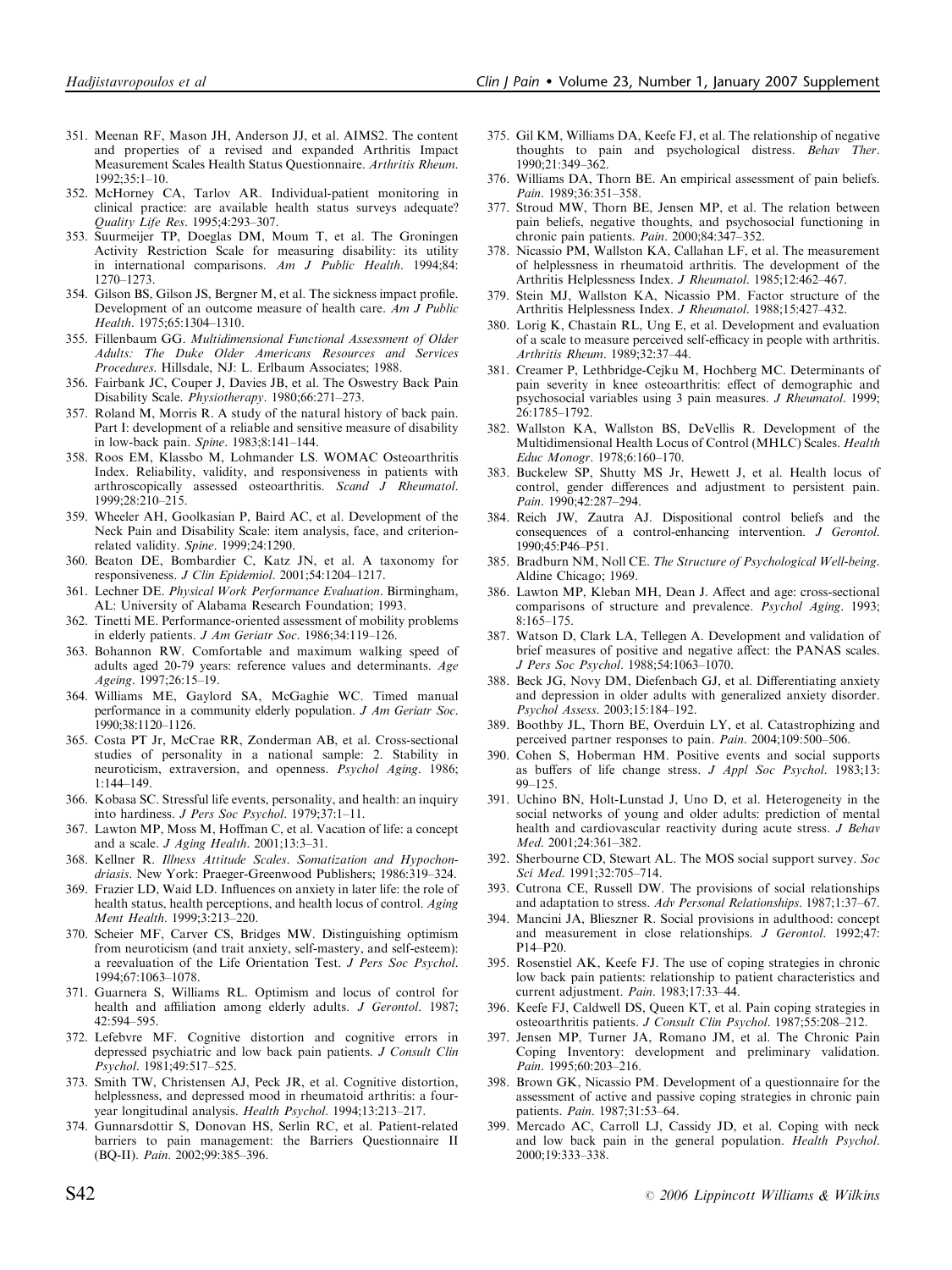351. Meenan RF, Mason JH, Anderson JJ, et al. AIMS2. The content and properties of a revised and expanded Arthritis Impact Measurement Scales Health Status Questionnaire. *Arthritis Rheum*. 1992;35:1–10.
352. McHorney CA, Tarlov AR. Individual-patient monitoring in clinical practice: are available health status surveys adequate? *Quality Life Res*. 1995;4:293–307.
353. Suurmeijer TP, Doeglas DM, Moum T, et al. The Groningen Activity Restriction Scale for measuring disability: its utility in international comparisons. *Am J Public Health*. 1994;84: 1270–1273.
354. Gilson BS, Gilson JS, Bergner M, et al. The sickness impact profile. Development of an outcome measure of health care. *Am J Public Health*. 1975;65:1304–1310.
355. Fillenbaum GG. *Multidimensional Functional Assessment of Older Adults: The Duke Older Americans Resources and Services Procedures*. Hillsdale, NJ: L. Erlbaum Associates; 1988.
356. Fairbank JC, Couper J, Davies JB, et al. The Oswestry Back Pain Disability Scale. *Physiotherapy*. 1980;66:271–273.
357. Roland M, Morris R. A study of the natural history of back pain. Part I: development of a reliable and sensitive measure of disability in low-back pain. *Spine*. 1983;8:141–144.
358. Roos EM, Klassbo M, Lohmander LS. WOMAC Osteoarthritis Index. Reliability, validity, and responsiveness in patients with arthroscopically assessed osteoarthritis. *Scand J Rheumatol*. 1999;28:210–215.
359. Wheeler AH, Goolkasian P, Baird AC, et al. Development of the Neck Pain and Disability Scale: item analysis, face, and criterion-related validity. *Spine*. 1999;24:1290.
360. Beaton DE, Bombardier C, Katz JN, et al. A taxonomy for responsiveness. *J Clin Epidemiol*. 2001;54:1204–1217.
361. Lechner DE. *Physical Work Performance Evaluation*. Birmingham, AL: University of Alabama Research Foundation; 1993.
362. Tinetti ME. Performance-oriented assessment of mobility problems in elderly patients. *J Am Geriatr Soc*. 1986;34:119–126.
363. Bohannon RW. Comfortable and maximum walking speed of adults aged 20-79 years: reference values and determinants. *Age Ageing*. 1997;26:15–19.
364. Williams ME, Gaylord SA, McGaghie WC. Timed manual performance in a community elderly population. *J Am Geriatr Soc*. 1990;38:1120–1126.
365. Costa PT Jr, McCrae RR, Zonderman AB, et al. Cross-sectional studies of personality in a national sample: 2. Stability in neuroticism, extraversion, and openness. *Psychol Aging*. 1986; 1:144–149.
366. Kobasa SC. Stressful life events, personality, and health: an inquiry into hardiness. *J Pers Soc Psychol*. 1979;37:1–11.
367. Lawton MP, Moss M, Hoffman C, et al. Vacation of life: a concept and a scale. *J Aging Health*. 2001;13:3–31.
368. Kellner R. *Illness Attitude Scales. Somatization and Hypochondriasis*. New York: Praeger-Greenwood Publishers; 1986:319–324.
369. Frazier LD, Waid LD. Influences on anxiety in later life: the role of health status, health perceptions, and health locus of control. *Aging Ment Health*. 1999;3:213–220.
370. Scheier MF, Carver CS, Bridges MW. Distinguishing optimism from neuroticism (and trait anxiety, self-mastery, and self-esteem): a reevaluation of the Life Orientation Test. *J Pers Soc Psychol*. 1994;67:1063–1078.
371. Guarnera S, Williams RL. Optimism and locus of control for health and affiliation among elderly adults. *J Gerontol*. 1987; 42:594–595.
372. Lefebvre MF. Cognitive distortion and cognitive errors in depressed psychiatric and low back pain patients. *J Consult Clin Psychol*. 1981;49:517–525.
373. Smith TW, Christensen AJ, Peck JR, et al. Cognitive distortion, helplessness, and depressed mood in rheumatoid arthritis: a four-year longitudinal analysis. *Health Psychol*. 1994;13:213–217.
374. Gunnarsdottir S, Donovan HS, Serlin RC, et al. Patient-related barriers to pain management: the Barriers Questionnaire II (BQ-II). *Pain*. 2002;99:385–396.
375. Gil KM, Williams DA, Keefe FJ, et al. The relationship of negative thoughts to pain and psychological distress. *Behav Ther*. 1990;21:349–362.
376. Williams DA, Thorn BE. An empirical assessment of pain beliefs. *Pain*. 1989;36:351–358.
377. Stroud MW, Thorn BE, Jensen MP, et al. The relation between pain beliefs, negative thoughts, and psychosocial functioning in chronic pain patients. *Pain*. 2000;84:347–352.
378. Nicassio PM, Wallston KA, Callahan LF, et al. The measurement of helplessness in rheumatoid arthritis. The development of the Arthritis Helplessness Index. *J Rheumatol*. 1985;12:462–467.
379. Stein MJ, Wallston KA, Nicassio PM. Factor structure of the Arthritis Helplessness Index. *J Rheumatol*. 1988;15:427–432.
380. Lorig K, Chastain RL, Ung E, et al. Development and evaluation of a scale to measure perceived self-efficacy in people with arthritis. *Arthritis Rheum*. 1989;32:37–44.
381. Creamer P, Lethbridge-Cejku M, Hochberg MC. Determinants of pain severity in knee osteoarthritis: effect of demographic and psychosocial variables using 3 pain measures. *J Rheumatol*. 1999; 26:1785–1792.
382. Wallston KA, Wallston BS, DeVellis R. Development of the Multidimensional Health Locus of Control (MHLC) Scales. *Health Educ Monogr*. 1978;6:160–170.
383. Buckelew SP, Shutty MS Jr, Hewett J, et al. Health locus of control, gender differences and adjustment to persistent pain. *Pain*. 1990;42:287–294.
384. Reich JW, Zautra AJ. Dispositional control beliefs and the consequences of a control-enhancing intervention. *J Gerontol*. 1990;45:P46–P51.
385. Bradburn NM, Noll CE. *The Structure of Psychological Well-being*. Aldine Chicago; 1969.
386. Lawton MP, Kleban MH, Dean J. Affect and age: cross-sectional comparisons of structure and prevalence. *Psychol Aging*. 1993; 8:165–175.
387. Watson D, Clark LA, Tellegen A. Development and validation of brief measures of positive and negative affect: the PANAS scales. *J Pers Soc Psychol*. 1988;54:1063–1070.
388. Beck JG, Novy DM, Diefenbach GJ, et al. Differentiating anxiety and depression in older adults with generalized anxiety disorder. *Psychol Assess*. 2003;15:184–192.
389. Boothby JL, Thorn BE, Overduin LY, et al. Catastrophizing and perceived partner responses to pain. *Pain*. 2004;109:500–506.
390. Cohen S, Hoberman HM. Positive events and social supports as buffers of life change stress. *J Appl Soc Psychol*. 1983;13: 99–125.
391. Uchino BN, Holt-Lunstad J, Uno D, et al. Heterogeneity in the social networks of young and older adults: prediction of mental health and cardiovascular reactivity during acute stress. *J Behav Med*. 2001;24:361–382.
392. Sherbourne CD, Stewart AL. The MOS social support survey. *Soc Sci Med*. 1991;32:705–714.
393. Cutrona CE, Russell DW. The provisions of social relationships and adaptation to stress. *Adv Personal Relationships*. 1987;1:37–67.
394. Mancini JA, Blieszner R. Social provisions in adulthood: concept and measurement in close relationships. *J Gerontol*. 1992;47: P14–P20.
395. Rosenstiel AK, Keefe FJ. The use of coping strategies in chronic low back pain patients: relationship to patient characteristics and current adjustment. *Pain*. 1983;17:33–44.
396. Keefe FJ, Caldwell DS, Queen KT, et al. Pain coping strategies in osteoarthritis patients. *J Consult Clin Psychol*. 1987;55:208–212.
397. Jensen MP, Turner JA, Romano JM, et al. The Chronic Pain Coping Inventory: development and preliminary validation. *Pain*. 1995;60:203–216.
398. Brown GK, Nicassio PM. Development of a questionnaire for the assessment of active and passive coping strategies in chronic pain patients. *Pain*. 1987;31:53–64.
399. Mercado AC, Carroll LJ, Cassidy JD, et al. Coping with neck and low back pain in the general population. *Health Psychol*. 2000;19:333–338.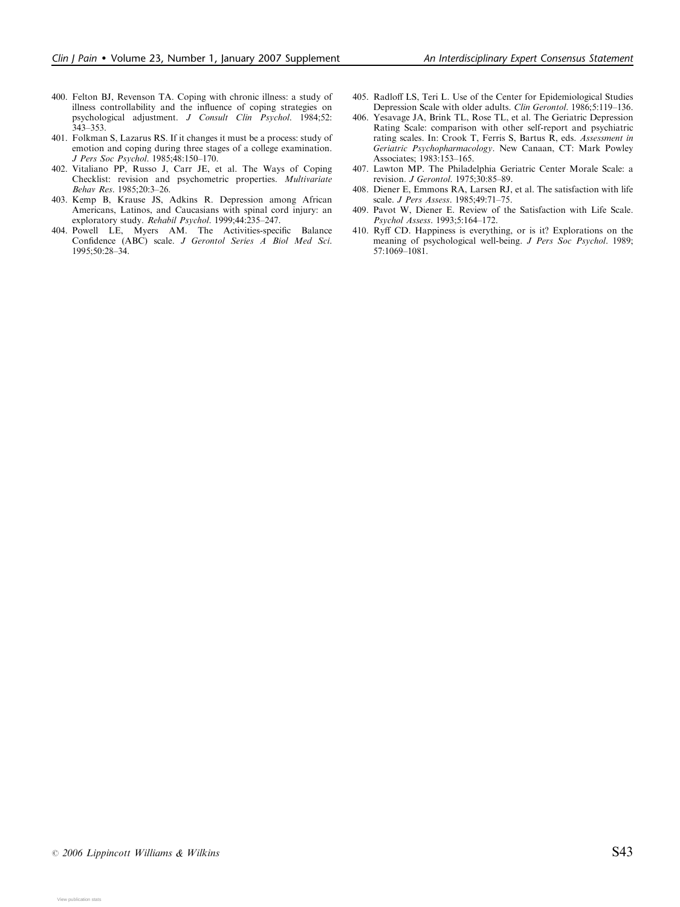400. Felton BJ, Revenson TA. Coping with chronic illness: a study of illness controllability and the influence of coping strategies on psychological adjustment. *J Consult Clin Psychol*. 1984;52: 343–353.
401. Folkman S, Lazarus RS. If it changes it must be a process: study of emotion and coping during three stages of a college examination. *J Pers Soc Psychol*. 1985;48:150–170.
402. Vitaliano PP, Russo J, Carr JE, et al. The Ways of Coping Checklist: revision and psychometric properties. *Multivariate Behav Res*. 1985;20:3–26.
403. Kemp B, Krause JS, Adkins R. Depression among African Americans, Latinos, and Caucasians with spinal cord injury: an exploratory study. *Rehabil Psychol*. 1999;44:235–247.
404. Powell LE, Myers AM. The Activities-specific Balance Confidence (ABC) scale. *J Gerontol Series A Biol Med Sci*. 1995;50:28–34.
405. Radloff LS, Teri L. Use of the Center for Epidemiological Studies Depression Scale with older adults. *Clin Gerontol*. 1986;5:119–136.
406. Yesavage JA, Brink TL, Rose TL, et al. The Geriatric Depression Rating Scale: comparison with other self-report and psychiatric rating scales. In: Crook T, Ferris S, Bartus R, eds. *Assessment in Geriatric Psychopharmacology*. New Canaan, CT: Mark Powley Associates; 1983:153–165.
407. Lawton MP. The Philadelphia Geriatric Center Morale Scale: a revision. *J Gerontol*. 1975;30:85–89.
408. Diener E, Emmons RA, Larsen RJ, et al. The satisfaction with life scale. *J Pers Assess*. 1985;49:71–75.
409. Pavot W, Diener E. Review of the Satisfaction with Life Scale. *Psychol Assess*. 1993;5:164–172.
410. Ryff CD. Happiness is everything, or is it? Explorations on the meaning of psychological well-being. *J Pers Soc Psychol*. 1989; 57:1069–1081.